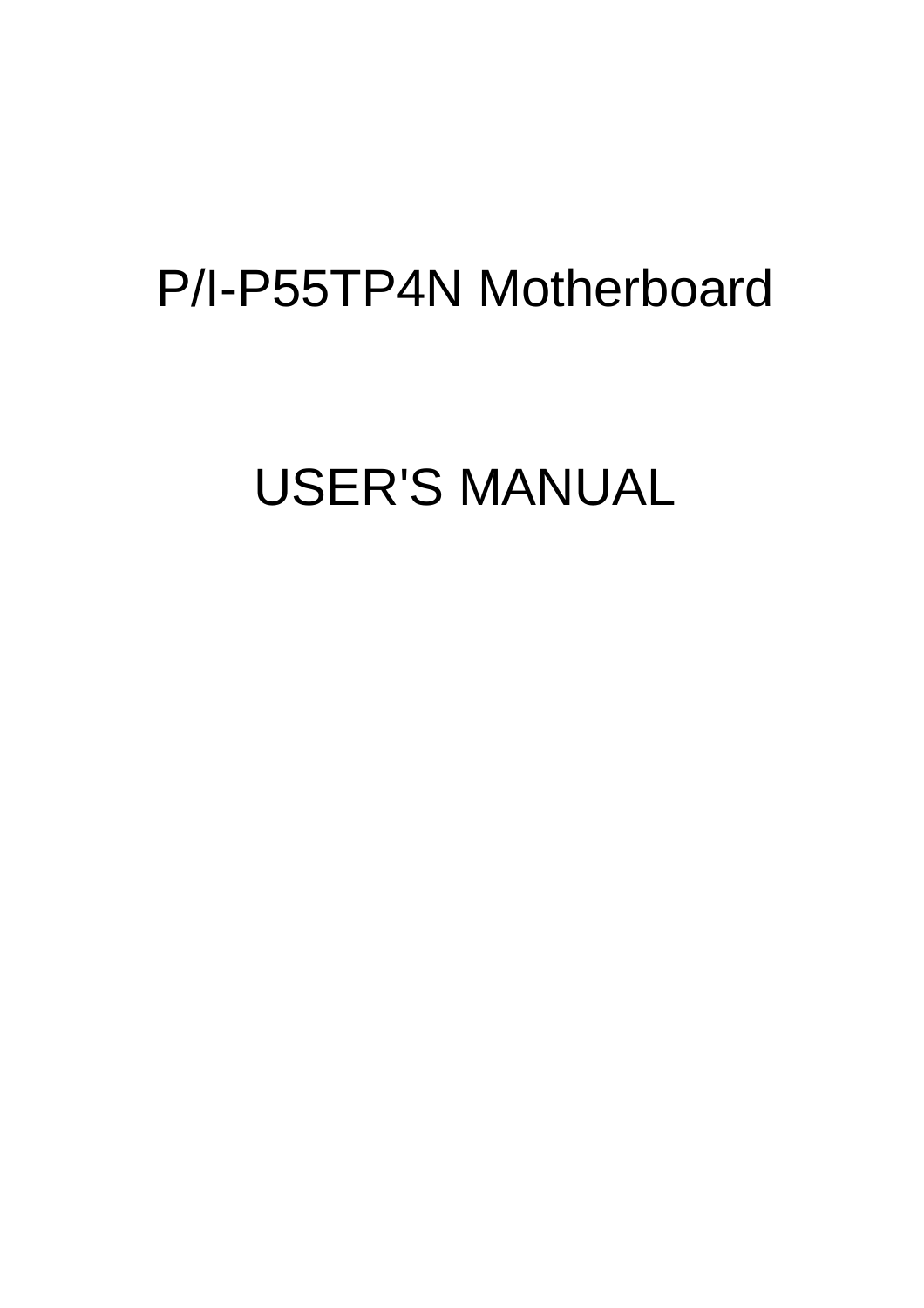# P/I-P55TP4N Motherboard

# USER'S MANUAL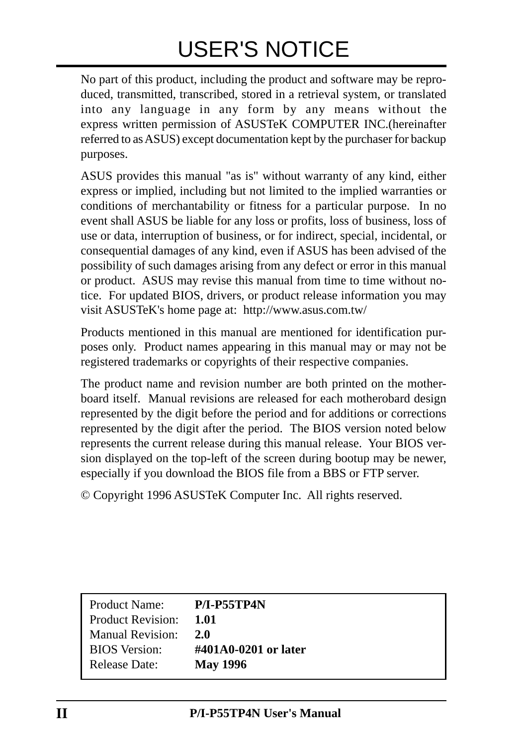# USER'S NOTICE

No part of this product, including the product and software may be reproduced, transmitted, transcribed, stored in a retrieval system, or translated into any language in any form by any means without the express written permission of ASUSTeK COMPUTER INC.(hereinafter referred to as ASUS) except documentation kept by the purchaser for backup purposes.

ASUS provides this manual "as is" without warranty of any kind, either express or implied, including but not limited to the implied warranties or conditions of merchantability or fitness for a particular purpose. In no event shall ASUS be liable for any loss or profits, loss of business, loss of use or data, interruption of business, or for indirect, special, incidental, or consequential damages of any kind, even if ASUS has been advised of the possibility of such damages arising from any defect or error in this manual or product. ASUS may revise this manual from time to time without notice. For updated BIOS, drivers, or product release information you may visit ASUSTeK's home page at: http://www.asus.com.tw/

Products mentioned in this manual are mentioned for identification purposes only. Product names appearing in this manual may or may not be registered trademarks or copyrights of their respective companies.

The product name and revision number are both printed on the motherboard itself. Manual revisions are released for each motherobard design represented by the digit before the period and for additions or corrections represented by the digit after the period. The BIOS version noted below represents the current release during this manual release. Your BIOS version displayed on the top-left of the screen during bootup may be newer, especially if you download the BIOS file from a BBS or FTP server.

© Copyright 1996 ASUSTeK Computer Inc. All rights reserved.

| | |
|---|---|
| Product Name: | **P/I-P55TP4N** |
| Product Revision: | **1.01** |
| Manual Revision: | **2.0** |
| BIOS Version: | **#401A0-0201 or later** |
| Release Date: | **May 1996** |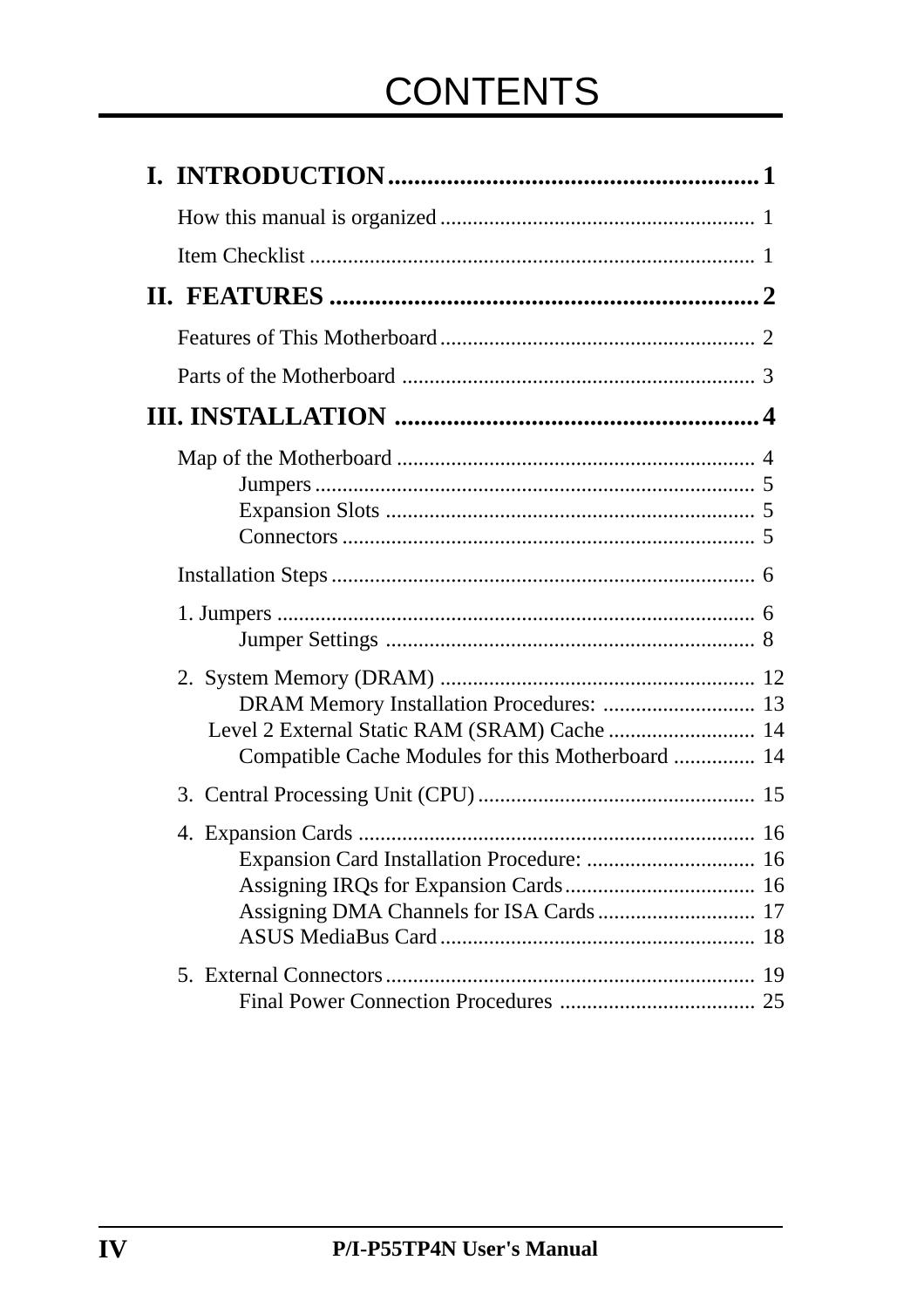# CONTENTS

**I. INTRODUCTION .......................................................... 1**

How this manual is organized ......................................................... 1

Item Checklist ................................................................................ 1

**II. FEATURES .................................................................. 2**

Features of This Motherboard ......................................................... 2

Parts of the Motherboard ................................................................ 3

**III. INSTALLATION ........................................................ 4**

Map of the Motherboard ................................................................. 4
- Jumpers ................................................................................ 5
- Expansion Slots ................................................................... 5
- Connectors ........................................................................... 5

Installation Steps ............................................................................ 6

1. Jumpers ....................................................................................... 6
   - Jumper Settings ................................................................... 8

2. System Memory (DRAM) ......................................................... 12
   - DRAM Memory Installation Procedures: ............................ 13
   - Level 2 External Static RAM (SRAM) Cache .......................... 14
   - Compatible Cache Modules for this Motherboard ............... 14

3. Central Processing Unit (CPU) .................................................. 15

4. Expansion Cards ........................................................................ 16
   - Expansion Card Installation Procedure: ............................... 16
   - Assigning IRQs for Expansion Cards ................................... 16
   - Assigning DMA Channels for ISA Cards ............................. 17
   - ASUS MediaBus Card ......................................................... 18

5. External Connectors ................................................................... 19
   - Final Power Connection Procedures .................................... 25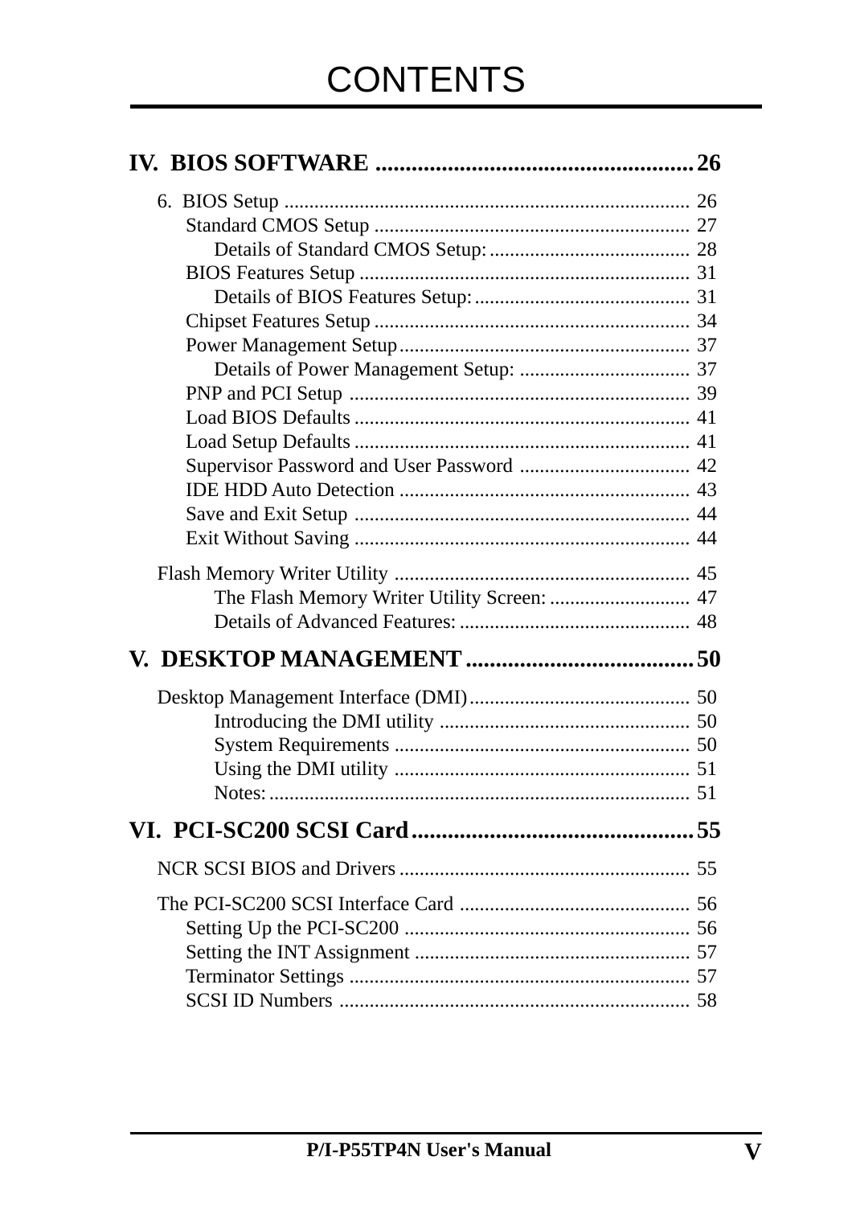# CONTENTS

**IV. BIOS SOFTWARE ...................................................... 26**

6. BIOS Setup ................................................................................ 26
  - Standard CMOS Setup ............................................................. 27
    - Details of Standard CMOS Setup: ....................................... 28
  - BIOS Features Setup ................................................................ 31
    - Details of BIOS Features Setup: .......................................... 31
  - Chipset Features Setup ............................................................. 34
  - Power Management Setup ......................................................... 37
    - Details of Power Management Setup: ................................. 37
  - PNP and PCI Setup ................................................................... 39
  - Load BIOS Defaults .................................................................. 41
  - Load Setup Defaults .................................................................. 41
  - Supervisor Password and User Password ................................. 42
  - IDE HDD Auto Detection ......................................................... 43
  - Save and Exit Setup .................................................................. 44
  - Exit Without Saving .................................................................. 44

Flash Memory Writer Utility .......................................................... 45
  - The Flash Memory Writer Utility Screen: ............................ 47
  - Details of Advanced Features: ............................................. 48

**V. DESKTOP MANAGEMENT ...................................... 50**

Desktop Management Interface (DMI) ........................................... 50
  - Introducing the DMI utility ................................................. 50
  - System Requirements .......................................................... 50
  - Using the DMI utility .......................................................... 51
  - Notes: ................................................................................... 51

**VI. PCI-SC200 SCSI Card ............................................... 55**

NCR SCSI BIOS and Drivers ......................................................... 55

The PCI-SC200 SCSI Interface Card ............................................. 56
  - Setting Up the PCI-SC200 ....................................................... 56
  - Setting the INT Assignment ...................................................... 57
  - Terminator Settings ................................................................... 57
  - SCSI ID Numbers ..................................................................... 58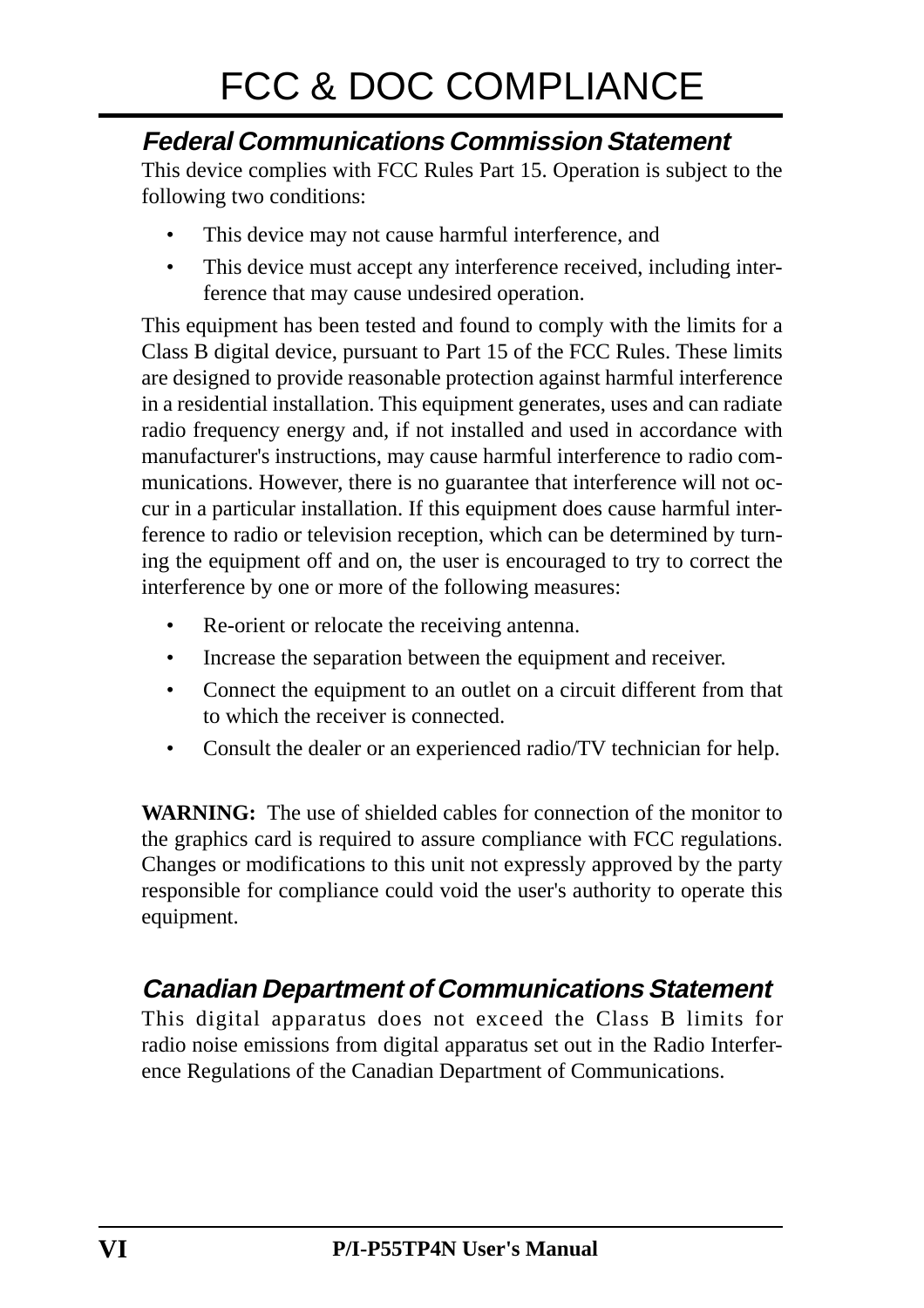# FCC & DOC COMPLIANCE

## *Federal Communications Commission Statement*

This device complies with FCC Rules Part 15. Operation is subject to the following two conditions:

- This device may not cause harmful interference, and
- This device must accept any interference received, including interference that may cause undesired operation.

This equipment has been tested and found to comply with the limits for a Class B digital device, pursuant to Part 15 of the FCC Rules. These limits are designed to provide reasonable protection against harmful interference in a residential installation. This equipment generates, uses and can radiate radio frequency energy and, if not installed and used in accordance with manufacturer's instructions, may cause harmful interference to radio communications. However, there is no guarantee that interference will not occur in a particular installation. If this equipment does cause harmful interference to radio or television reception, which can be determined by turning the equipment off and on, the user is encouraged to try to correct the interference by one or more of the following measures:

- Re-orient or relocate the receiving antenna.
- Increase the separation between the equipment and receiver.
- Connect the equipment to an outlet on a circuit different from that to which the receiver is connected.
- Consult the dealer or an experienced radio/TV technician for help.

**WARNING:** The use of shielded cables for connection of the monitor to the graphics card is required to assure compliance with FCC regulations. Changes or modifications to this unit not expressly approved by the party responsible for compliance could void the user's authority to operate this equipment.

## *Canadian Department of Communications Statement*

This digital apparatus does not exceed the Class B limits for radio noise emissions from digital apparatus set out in the Radio Interference Regulations of the Canadian Department of Communications.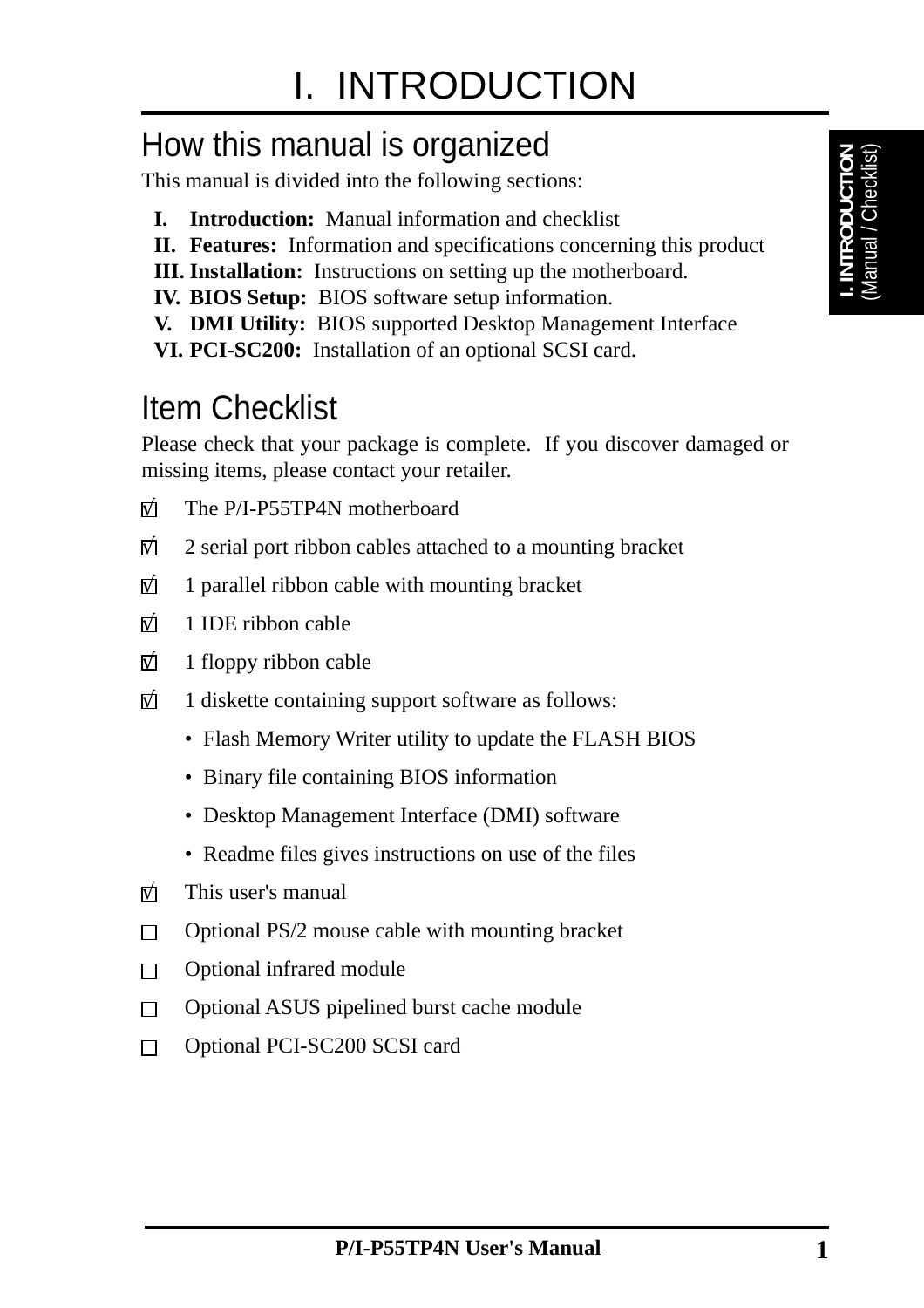# I. INTRODUCTION

## How this manual is organized

This manual is divided into the following sections:

- **I. Introduction:** Manual information and checklist
- **II. Features:** Information and specifications concerning this product
- **III. Installation:** Instructions on setting up the motherboard.
- **IV. BIOS Setup:** BIOS software setup information.
- **V. DMI Utility:** BIOS supported Desktop Management Interface
- **VI. PCI-SC200:** Installation of an optional SCSI card.

## Item Checklist

Please check that your package is complete. If you discover damaged or missing items, please contact your retailer.

- [x] The P/I-P55TP4N motherboard
- [x] 2 serial port ribbon cables attached to a mounting bracket
- [x] 1 parallel ribbon cable with mounting bracket
- [x] 1 IDE ribbon cable
- [x] 1 floppy ribbon cable
- [x] 1 diskette containing support software as follows:
  - Flash Memory Writer utility to update the FLASH BIOS
  - Binary file containing BIOS information
  - Desktop Management Interface (DMI) software
  - Readme files gives instructions on use of the files
- [x] This user's manual
- [ ] Optional PS/2 mouse cable with mounting bracket
- [ ] Optional infrared module
- [ ] Optional ASUS pipelined burst cache module
- [ ] Optional PCI-SC200 SCSI card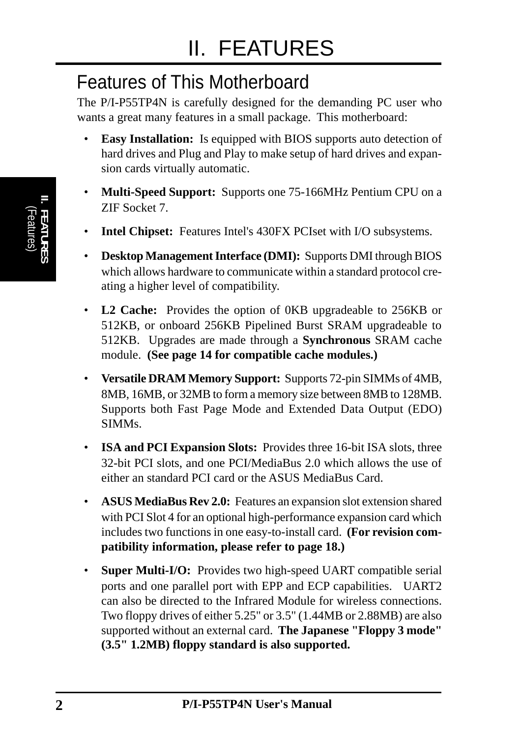# II. FEATURES

## Features of This Motherboard

The P/I-P55TP4N is carefully designed for the demanding PC user who wants a great many features in a small package. This motherboard:

- **Easy Installation:** Is equipped with BIOS supports auto detection of hard drives and Plug and Play to make setup of hard drives and expansion cards virtually automatic.
- **Multi-Speed Support:** Supports one 75-166MHz Pentium CPU on a ZIF Socket 7.
- **Intel Chipset:** Features Intel's 430FX PCIset with I/O subsystems.
- **Desktop Management Interface (DMI):** Supports DMI through BIOS which allows hardware to communicate within a standard protocol creating a higher level of compatibility.
- **L2 Cache:** Provides the option of 0KB upgradeable to 256KB or 512KB, or onboard 256KB Pipelined Burst SRAM upgradeable to 512KB. Upgrades are made through a **Synchronous** SRAM cache module. **(See page 14 for compatible cache modules.)**
- **Versatile DRAM Memory Support:** Supports 72-pin SIMMs of 4MB, 8MB, 16MB, or 32MB to form a memory size between 8MB to 128MB. Supports both Fast Page Mode and Extended Data Output (EDO) SIMMs.
- **ISA and PCI Expansion Slots:** Provides three 16-bit ISA slots, three 32-bit PCI slots, and one PCI/MediaBus 2.0 which allows the use of either an standard PCI card or the ASUS MediaBus Card.
- **ASUS MediaBus Rev 2.0:** Features an expansion slot extension shared with PCI Slot 4 for an optional high-performance expansion card which includes two functions in one easy-to-install card. **(For revision compatibility information, please refer to page 18.)**
- **Super Multi-I/O:** Provides two high-speed UART compatible serial ports and one parallel port with EPP and ECP capabilities. UART2 can also be directed to the Infrared Module for wireless connections. Two floppy drives of either 5.25" or 3.5" (1.44MB or 2.88MB) are also supported without an external card. **The Japanese "Floppy 3 mode" (3.5" 1.2MB) floppy standard is also supported.**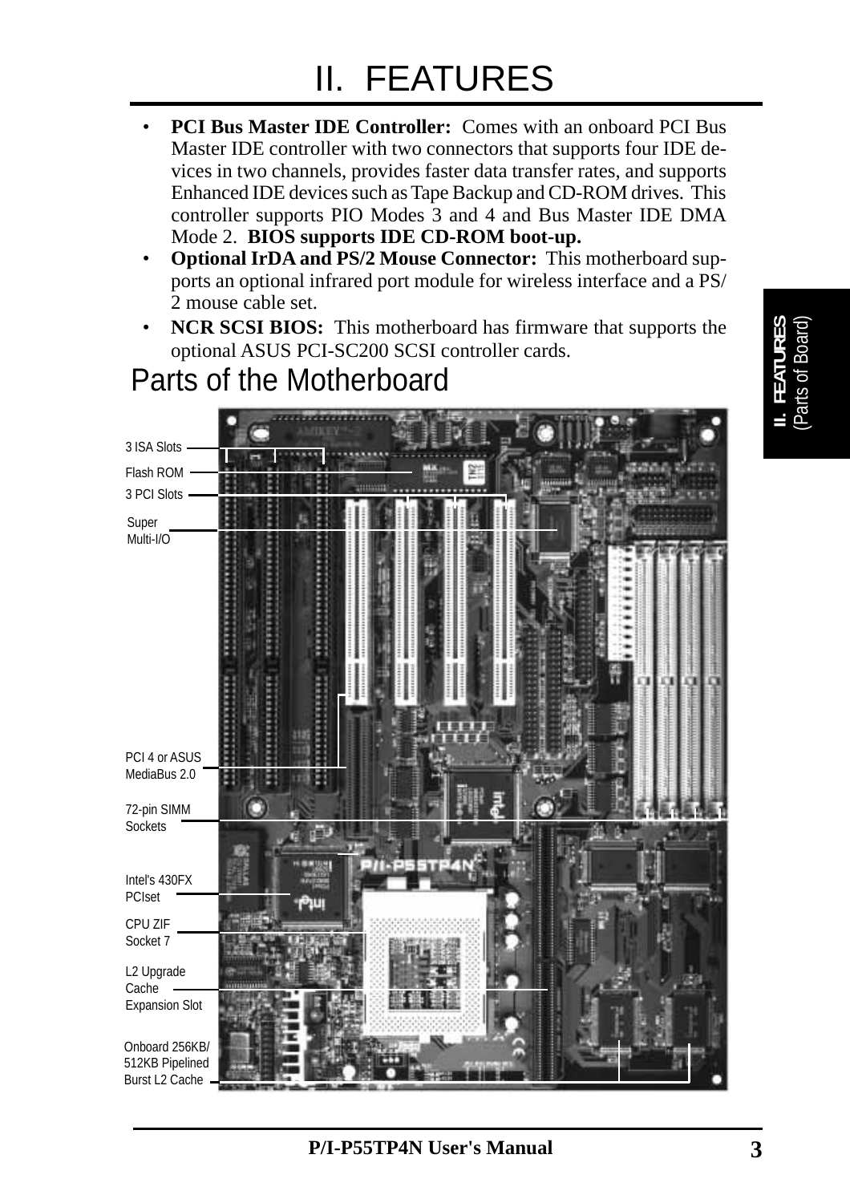# II. FEATURES

- **PCI Bus Master IDE Controller:** Comes with an onboard PCI Bus Master IDE controller with two connectors that supports four IDE devices in two channels, provides faster data transfer rates, and supports Enhanced IDE devices such as Tape Backup and CD-ROM drives. This controller supports PIO Modes 3 and 4 and Bus Master IDE DMA Mode 2. **BIOS supports IDE CD-ROM boot-up.**
- **Optional IrDA and PS/2 Mouse Connector:** This motherboard supports an optional infrared port module for wireless interface and a PS/2 mouse cable set.
- **NCR SCSI BIOS:** This motherboard has firmware that supports the optional ASUS PCI-SC200 SCSI controller cards.

## Parts of the Motherboard

3 ISA Slots

Flash ROM

3 PCI Slots

Super Multi-I/O

PCI 4 or ASUS MediaBus 2.0

72-pin SIMM Sockets

Intel's 430FX PCIset

CPU ZIF Socket 7

L2 Upgrade Cache Expansion Slot

Onboard 256KB/512KB Pipelined Burst L2 Cache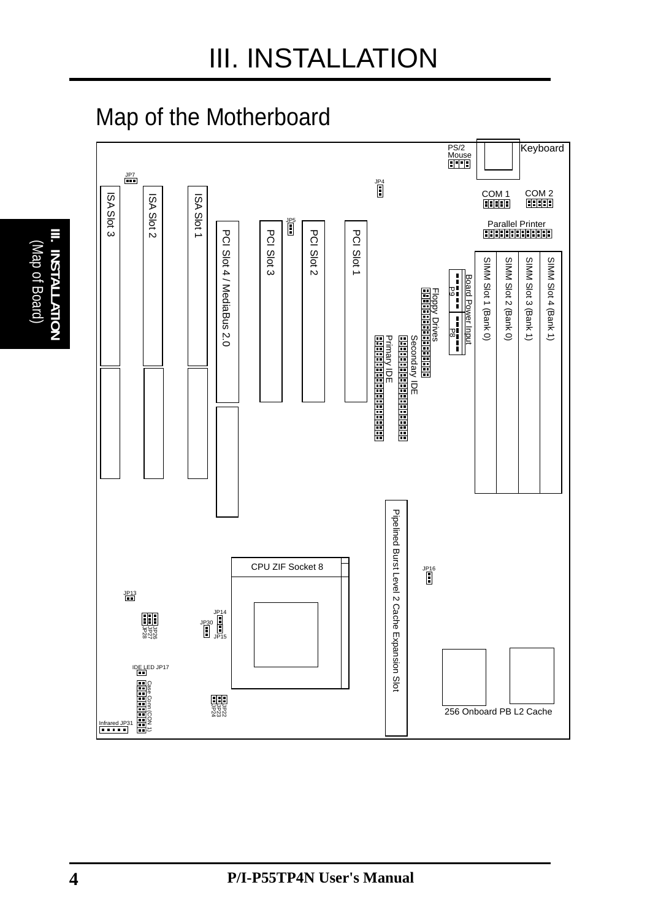# III. INSTALLATION

## Map of the Motherboard

- PS/2 Mouse
- Keyboard
- COM 1
- COM 2
- Parallel Printer
- JP7
- JP4
- JP5
- ISA Slot 3
- ISA Slot 2
- ISA Slot 1
- PCI Slot 4 / MediaBus 2.0
- PCI Slot 3
- PCI Slot 2
- PCI Slot 1
- Board Power Input
- P9
- P8
- Floppy Drives
- Secondary IDE
- Primary IDE
- SIMM Slot 1 (Bank 0)
- SIMM Slot 2 (Bank 0)
- SIMM Slot 3 (Bank 1)
- SIMM Slot 4 (Bank 1)
- CPU ZIF Socket 8
- Pipelined Burst Level 2 Cache Expansion Slot
- JP16
- JP13
- JP14
- JP30
- JP15
- JP26
- JP27
- JP28
- IDE LED JP17
- Case Conn (CON 1)
- JP22
- JP23
- JP24
- Infrared JP31
- 256 Onboard PB L2 Cache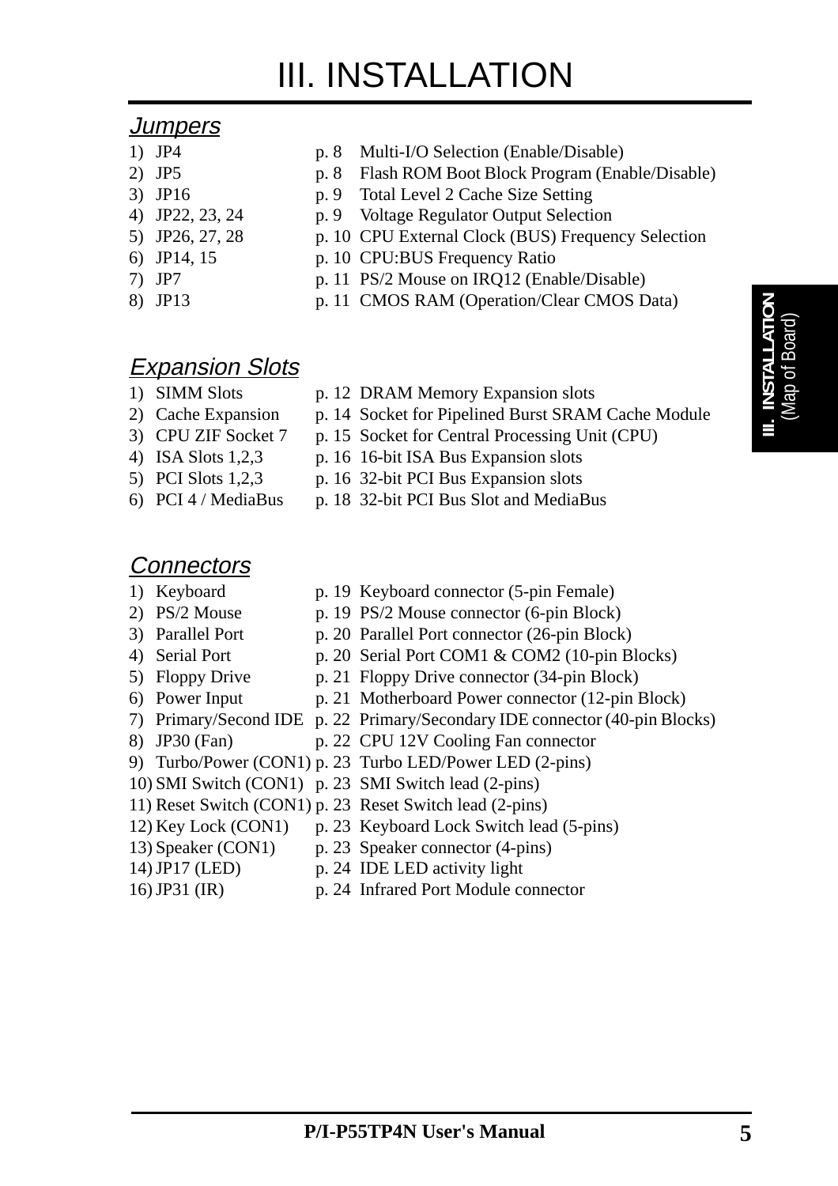# III. INSTALLATION

## *Jumpers*

| | | | |
|---|---|---|---|
| 1) | JP4 | p. 8 | Multi-I/O Selection (Enable/Disable) |
| 2) | JP5 | p. 8 | Flash ROM Boot Block Program (Enable/Disable) |
| 3) | JP16 | p. 9 | Total Level 2 Cache Size Setting |
| 4) | JP22, 23, 24 | p. 9 | Voltage Regulator Output Selection |
| 5) | JP26, 27, 28 | p. 10 | CPU External Clock (BUS) Frequency Selection |
| 6) | JP14, 15 | p. 10 | CPU:BUS Frequency Ratio |
| 7) | JP7 | p. 11 | PS/2 Mouse on IRQ12 (Enable/Disable) |
| 8) | JP13 | p. 11 | CMOS RAM (Operation/Clear CMOS Data) |

## *Expansion Slots*

| | | | |
|---|---|---|---|
| 1) | SIMM Slots | p. 12 | DRAM Memory Expansion slots |
| 2) | Cache Expansion | p. 14 | Socket for Pipelined Burst SRAM Cache Module |
| 3) | CPU ZIF Socket 7 | p. 15 | Socket for Central Processing Unit (CPU) |
| 4) | ISA Slots 1,2,3 | p. 16 | 16-bit ISA Bus Expansion slots |
| 5) | PCI Slots 1,2,3 | p. 16 | 32-bit PCI Bus Expansion slots |
| 6) | PCI 4 / MediaBus | p. 18 | 32-bit PCI Bus Slot and MediaBus |

## *Connectors*

| | | | |
|---|---|---|---|
| 1) | Keyboard | p. 19 | Keyboard connector (5-pin Female) |
| 2) | PS/2 Mouse | p. 19 | PS/2 Mouse connector (6-pin Block) |
| 3) | Parallel Port | p. 20 | Parallel Port connector (26-pin Block) |
| 4) | Serial Port | p. 20 | Serial Port COM1 & COM2 (10-pin Blocks) |
| 5) | Floppy Drive | p. 21 | Floppy Drive connector (34-pin Block) |
| 6) | Power Input | p. 21 | Motherboard Power connector (12-pin Block) |
| 7) | Primary/Second IDE | p. 22 | Primary/Secondary IDE connector (40-pin Blocks) |
| 8) | JP30 (Fan) | p. 22 | CPU 12V Cooling Fan connector |
| 9) | Turbo/Power (CON1) | p. 23 | Turbo LED/Power LED (2-pins) |
| 10) | SMI Switch (CON1) | p. 23 | SMI Switch lead (2-pins) |
| 11) | Reset Switch (CON1) | p. 23 | Reset Switch lead (2-pins) |
| 12) | Key Lock (CON1) | p. 23 | Keyboard Lock Switch lead (5-pins) |
| 13) | Speaker (CON1) | p. 23 | Speaker connector (4-pins) |
| 14) | JP17 (LED) | p. 24 | IDE LED activity light |
| 16) | JP31 (IR) | p. 24 | Infrared Port Module connector |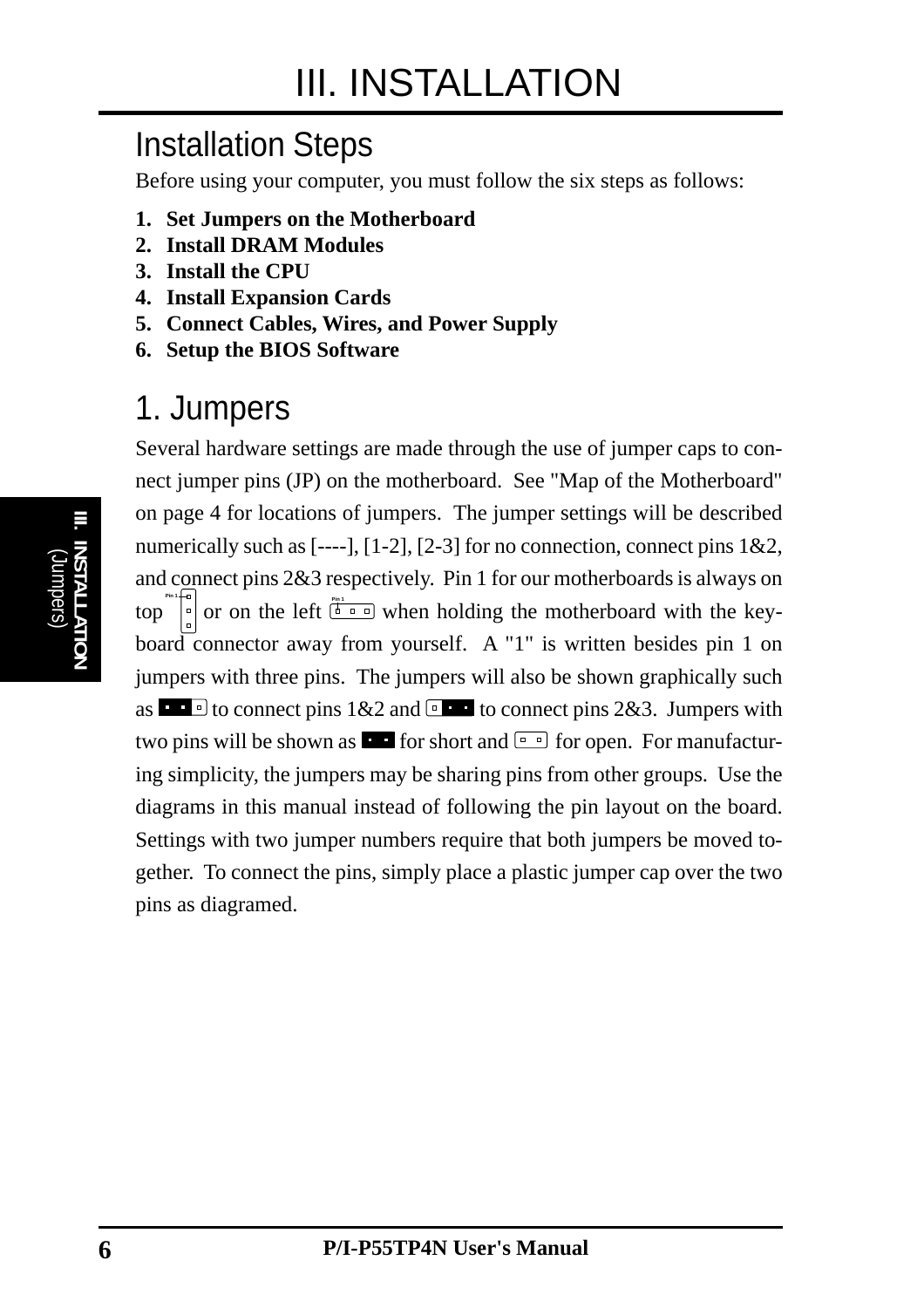# III. INSTALLATION

## Installation Steps

Before using your computer, you must follow the six steps as follows:

1. **Set Jumpers on the Motherboard**
2. **Install DRAM Modules**
3. **Install the CPU**
4. **Install Expansion Cards**
5. **Connect Cables, Wires, and Power Supply**
6. **Setup the BIOS Software**

## 1. Jumpers

Several hardware settings are made through the use of jumper caps to connect jumper pins (JP) on the motherboard. See "Map of the Motherboard" on page 4 for locations of jumpers. The jumper settings will be described numerically such as [----], [1-2], [2-3] for no connection, connect pins 1&2, and connect pins 2&3 respectively. Pin 1 for our motherboards is always on top or on the left when holding the motherboard with the keyboard connector away from yourself. A "1" is written besides pin 1 on jumpers with three pins. The jumpers will also be shown graphically such as to connect pins 1&2 and to connect pins 2&3. Jumpers with two pins will be shown as for short and for open. For manufacturing simplicity, the jumpers may be sharing pins from other groups. Use the diagrams in this manual instead of following the pin layout on the board. Settings with two jumper numbers require that both jumpers be moved together. To connect the pins, simply place a plastic jumper cap over the two pins as diagramed.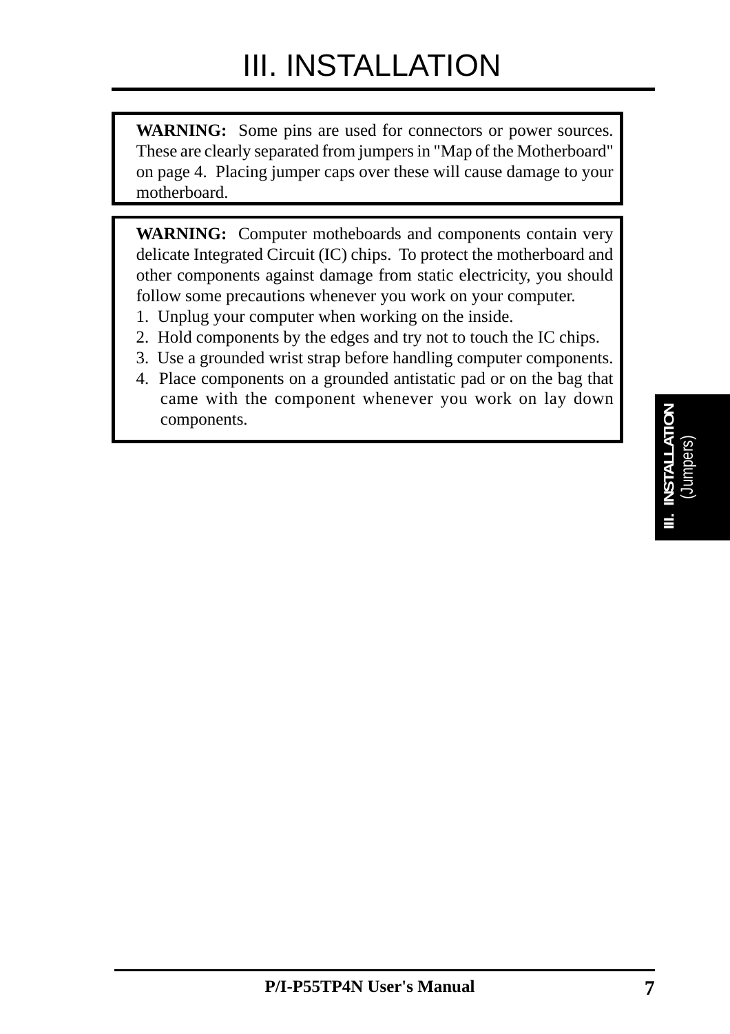# III. INSTALLATION

**WARNING:** Some pins are used for connectors or power sources. These are clearly separated from jumpers in "Map of the Motherboard" on page 4. Placing jumper caps over these will cause damage to your motherboard.

**WARNING:** Computer motheboards and components contain very delicate Integrated Circuit (IC) chips. To protect the motherboard and other components against damage from static electricity, you should follow some precautions whenever you work on your computer.

1. Unplug your computer when working on the inside.
2. Hold components by the edges and try not to touch the IC chips.
3. Use a grounded wrist strap before handling computer components.
4. Place components on a grounded antistatic pad or on the bag that came with the component whenever you work on lay down components.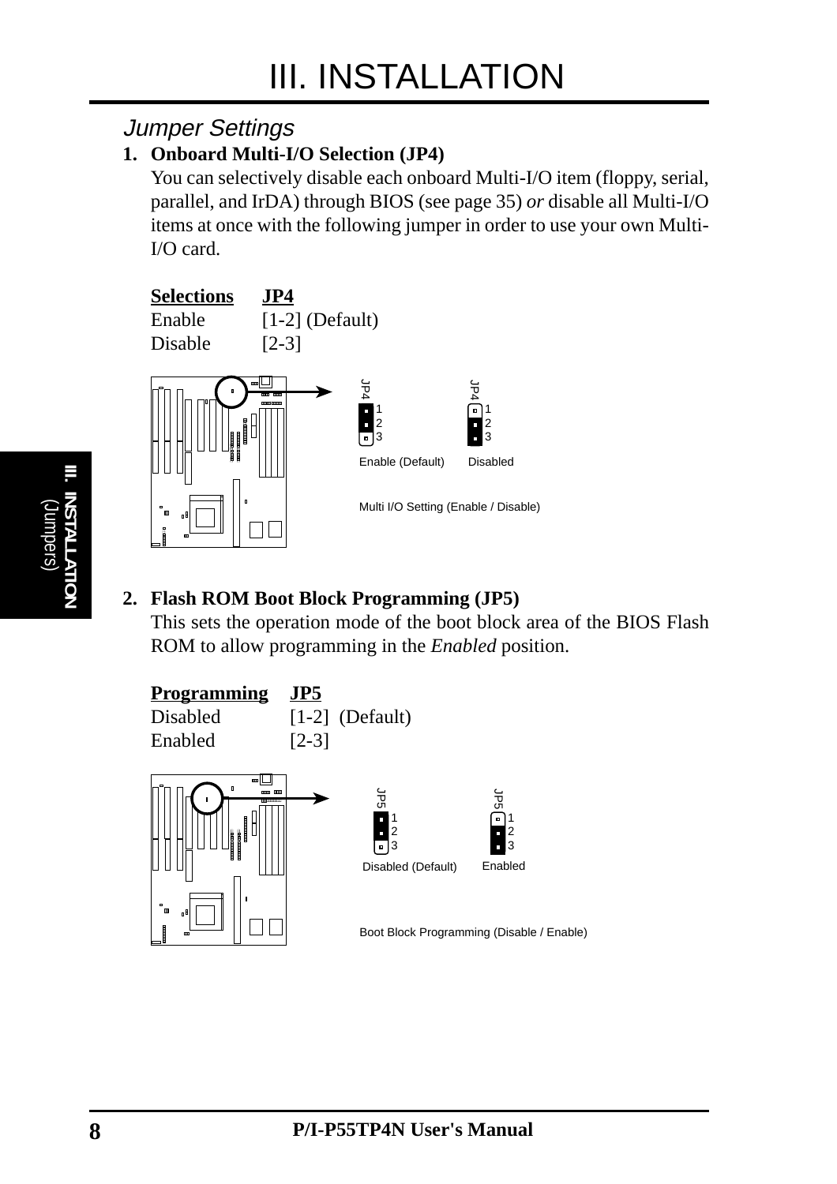# III. INSTALLATION

## *Jumper Settings*

**1. Onboard Multi-I/O Selection (JP4)**

You can selectively disable each onboard Multi-I/O item (floppy, serial, parallel, and IrDA) through BIOS (see page 35) *or* disable all Multi-I/O items at once with the following jumper in order to use your own Multi-I/O card.

| Selections | JP4 |
|---|---|
| Enable | [1-2] (Default) |
| Disable | [2-3] |

JP4 1 2 3 Enable (Default) — JP4 1 2 3 Disabled

Multi I/O Setting (Enable / Disable)

**2. Flash ROM Boot Block Programming (JP5)**

This sets the operation mode of the boot block area of the BIOS Flash ROM to allow programming in the *Enabled* position.

| Programming | JP5 |
|---|---|
| Disabled | [1-2] (Default) |
| Enabled | [2-3] |

JP5 1 2 3 Disabled (Default) — JP5 1 2 3 Enabled

Boot Block Programming (Disable / Enable)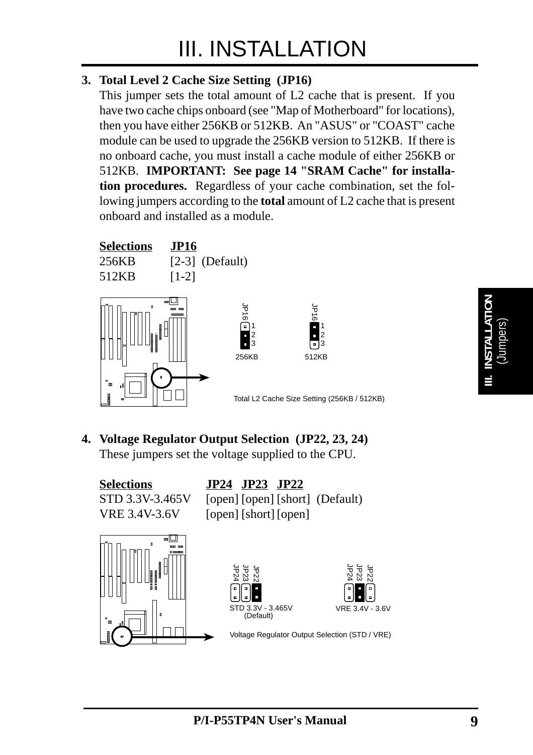## 3. Total Level 2 Cache Size Setting (JP16)

This jumper sets the total amount of L2 cache that is present. If you have two cache chips onboard (see "Map of Motherboard" for locations), then you have either 256KB or 512KB. An "ASUS" or "COAST" cache module can be used to upgrade the 256KB version to 512KB. If there is no onboard cache, you must install a cache module of either 256KB or 512KB. **IMPORTANT: See page 14 "SRAM Cache" for installation procedures.** Regardless of your cache combination, set the following jumpers according to the **total** amount of L2 cache that is present onboard and installed as a module.

| Selections | JP16 |
|---|---|
| 256KB | [2-3] (Default) |
| 512KB | [1-2] |

JP16 1 2 3 256KB

JP16 1 2 3 512KB

Total L2 Cache Size Setting (256KB / 512KB)

## 4. Voltage Regulator Output Selection (JP22, 23, 24)

These jumpers set the voltage supplied to the CPU.

| Selections | JP24 | JP23 | JP22 | |
|---|---|---|---|---|
| STD 3.3V-3.465V | [open] | [open] | [short] | (Default) |
| VRE 3.4V-3.6V | [open] | [short] | [open] | |

JP24 JP23 JP22 STD 3.3V - 3.465V (Default)

JP24 JP23 JP22 VRE 3.4V - 3.6V

Voltage Regulator Output Selection (STD / VRE)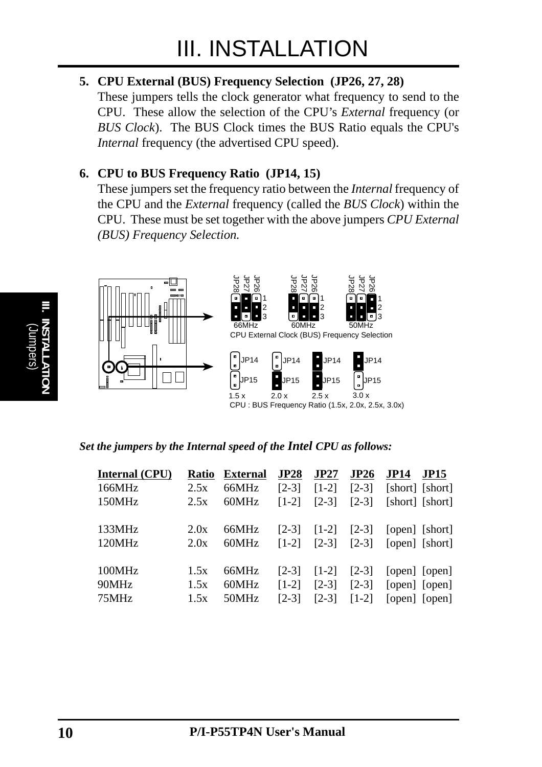# III. INSTALLATION

**5. CPU External (BUS) Frequency Selection (JP26, 27, 28)**

These jumpers tells the clock generator what frequency to send to the CPU. These allow the selection of the CPU's *External* frequency (or *BUS Clock*). The BUS Clock times the BUS Ratio equals the CPU's *Internal* frequency (the advertised CPU speed).

**6. CPU to BUS Frequency Ratio (JP14, 15)**

These jumpers set the frequency ratio between the *Internal* frequency of the CPU and the *External* frequency (called the *BUS Clock*) within the CPU. These must be set together with the above jumpers *CPU External (BUS) Frequency Selection.*

JP28 JP27 JP26 1 2 3 — 66MHz, 60MHz, 50MHz

CPU External Clock (BUS) Frequency Selection

JP14 JP15 — 1.5 x, 2.0 x, 2.5 x, 3.0 x

CPU : BUS Frequency Ratio (1.5x, 2.0x, 2.5x, 3.0x)

***Set the jumpers by the Internal speed of the Intel CPU as follows:***

| Internal (CPU) | Ratio | External | JP28 | JP27 | JP26 | JP14 | JP15 |
|---|---|---|---|---|---|---|---|
| 166MHz | 2.5x | 66MHz | [2-3] | [1-2] | [2-3] | [short] | [short] |
| 150MHz | 2.5x | 60MHz | [1-2] | [2-3] | [2-3] | [short] | [short] |
| 133MHz | 2.0x | 66MHz | [2-3] | [1-2] | [2-3] | [open] | [short] |
| 120MHz | 2.0x | 60MHz | [1-2] | [2-3] | [2-3] | [open] | [short] |
| 100MHz | 1.5x | 66MHz | [2-3] | [1-2] | [2-3] | [open] | [open] |
| 90MHz | 1.5x | 60MHz | [1-2] | [2-3] | [2-3] | [open] | [open] |
| 75MHz | 1.5x | 50MHz | [2-3] | [2-3] | [1-2] | [open] | [open] |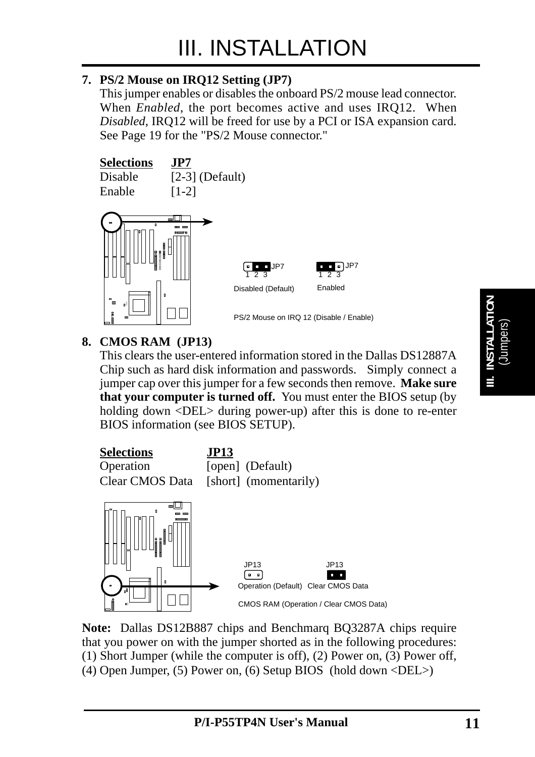# III. INSTALLATION

**7. PS/2 Mouse on IRQ12 Setting (JP7)**

This jumper enables or disables the onboard PS/2 mouse lead connector. When *Enabled*, the port becomes active and uses IRQ12. When *Disabled*, IRQ12 will be freed for use by a PCI or ISA expansion card. See Page 19 for the "PS/2 Mouse connector."

| Selections | JP7 |
|---|---|
| Disable | [2-3] (Default) |
| Enable | [1-2] |

JP7 1 2 3 Disabled (Default) JP7 1 2 3 Enabled

PS/2 Mouse on IRQ 12 (Disable / Enable)

**8. CMOS RAM (JP13)**

This clears the user-entered information stored in the Dallas DS12887A Chip such as hard disk information and passwords. Simply connect a jumper cap over this jumper for a few seconds then remove. **Make sure that your computer is turned off.** You must enter the BIOS setup (by holding down <DEL> during power-up) after this is done to re-enter BIOS information (see BIOS SETUP).

| Selections | JP13 |
|---|---|
| Operation | [open] (Default) |
| Clear CMOS Data | [short] (momentarily) |

JP13 Operation (Default) JP13 Clear CMOS Data

CMOS RAM (Operation / Clear CMOS Data)

**Note:** Dallas DS12B887 chips and Benchmarq BQ3287A chips require that you power on with the jumper shorted as in the following procedures: (1) Short Jumper (while the computer is off), (2) Power on, (3) Power off, (4) Open Jumper, (5) Power on, (6) Setup BIOS (hold down <DEL>)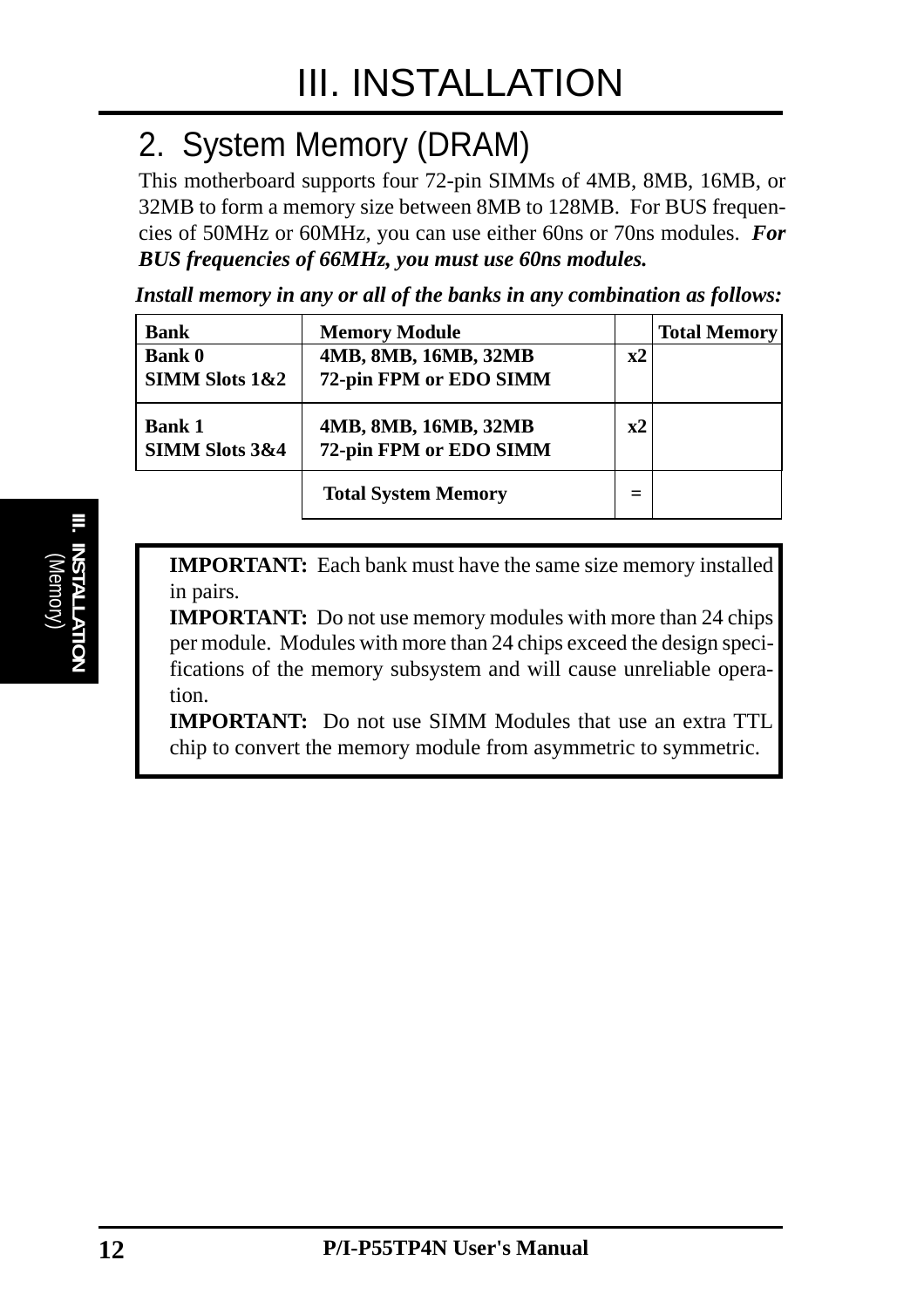## 2. System Memory (DRAM)

This motherboard supports four 72-pin SIMMs of 4MB, 8MB, 16MB, or 32MB to form a memory size between 8MB to 128MB. For BUS frequencies of 50MHz or 60MHz, you can use either 60ns or 70ns modules. ***For BUS frequencies of 66MHz, you must use 60ns modules.***

***Install memory in any or all of the banks in any combination as follows:***

| Bank | Memory Module | | Total Memory |
|---|---|---|---|
| **Bank 0**<br>**SIMM Slots 1&2** | **4MB, 8MB, 16MB, 32MB**<br>**72-pin FPM or EDO SIMM** | **x2** | |
| **Bank 1**<br>**SIMM Slots 3&4** | **4MB, 8MB, 16MB, 32MB**<br>**72-pin FPM or EDO SIMM** | **x2** | |
| | **Total System Memory** | **=** | |

**IMPORTANT:** Each bank must have the same size memory installed in pairs.

**IMPORTANT:** Do not use memory modules with more than 24 chips per module. Modules with more than 24 chips exceed the design specifications of the memory subsystem and will cause unreliable operation.

**IMPORTANT:** Do not use SIMM Modules that use an extra TTL chip to convert the memory module from asymmetric to symmetric.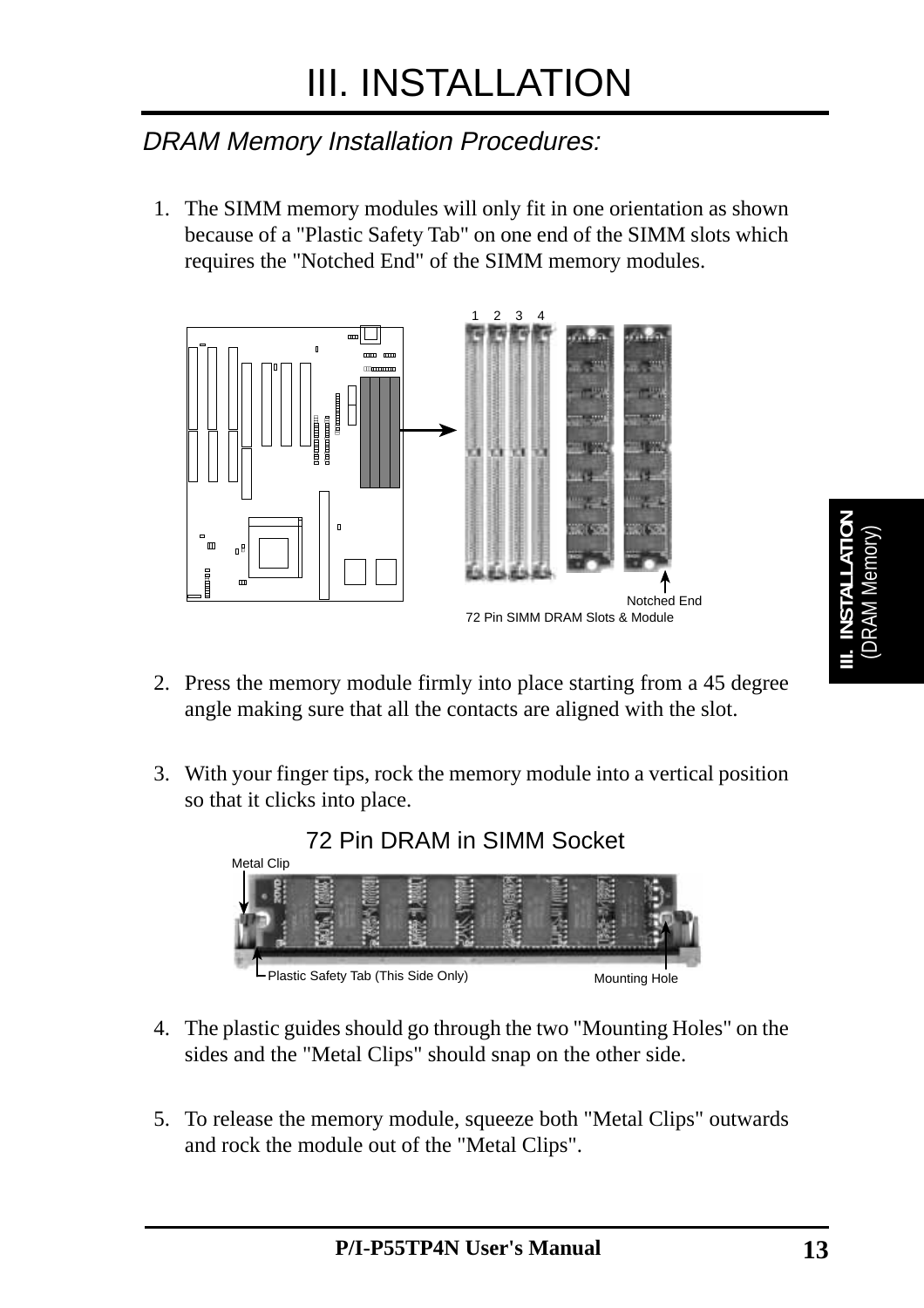# III. INSTALLATION

## *DRAM Memory Installation Procedures:*

1. The SIMM memory modules will only fit in one orientation as shown because of a "Plastic Safety Tab" on one end of the SIMM slots which requires the "Notched End" of the SIMM memory modules.

1 2 3 4

Notched End

72 Pin SIMM DRAM Slots & Module

2. Press the memory module firmly into place starting from a 45 degree angle making sure that all the contacts are aligned with the slot.

3. With your finger tips, rock the memory module into a vertical position so that it clicks into place.

72 Pin DRAM in SIMM Socket

Metal Clip

Plastic Safety Tab (This Side Only)

Mounting Hole

4. The plastic guides should go through the two "Mounting Holes" on the sides and the "Metal Clips" should snap on the other side.

5. To release the memory module, squeeze both "Metal Clips" outwards and rock the module out of the "Metal Clips".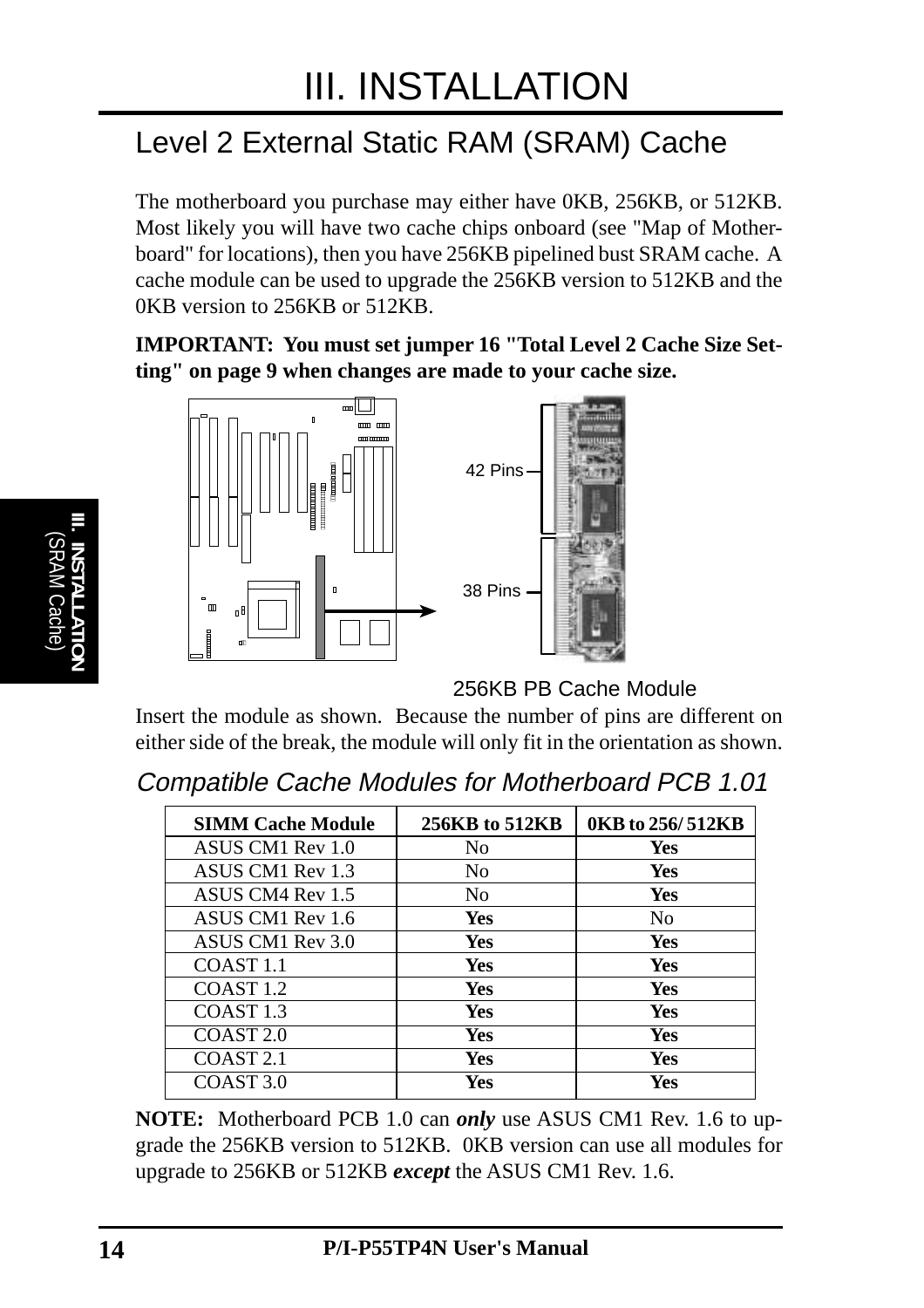# III. INSTALLATION

## Level 2 External Static RAM (SRAM) Cache

The motherboard you purchase may either have 0KB, 256KB, or 512KB. Most likely you will have two cache chips onboard (see "Map of Motherboard" for locations), then you have 256KB pipelined bust SRAM cache. A cache module can be used to upgrade the 256KB version to 512KB and the 0KB version to 256KB or 512KB.

**IMPORTANT: You must set jumper 16 "Total Level 2 Cache Size Setting" on page 9 when changes are made to your cache size.**

42 Pins

38 Pins

256KB PB Cache Module

Insert the module as shown. Because the number of pins are different on either side of the break, the module will only fit in the orientation as shown.

### *Compatible Cache Modules for Motherboard PCB 1.01*

| SIMM Cache Module | 256KB to 512KB | 0KB to 256/ 512KB |
|---|---|---|
| ASUS CM1 Rev 1.0 | No | **Yes** |
| ASUS CM1 Rev 1.3 | No | **Yes** |
| ASUS CM4 Rev 1.5 | No | **Yes** |
| ASUS CM1 Rev 1.6 | **Yes** | No |
| ASUS CM1 Rev 3.0 | **Yes** | **Yes** |
| COAST 1.1 | **Yes** | **Yes** |
| COAST 1.2 | **Yes** | **Yes** |
| COAST 1.3 | **Yes** | **Yes** |
| COAST 2.0 | **Yes** | **Yes** |
| COAST 2.1 | **Yes** | **Yes** |
| COAST 3.0 | **Yes** | **Yes** |

**NOTE:** Motherboard PCB 1.0 can ***only*** use ASUS CM1 Rev. 1.6 to upgrade the 256KB version to 512KB. 0KB version can use all modules for upgrade to 256KB or 512KB ***except*** the ASUS CM1 Rev. 1.6.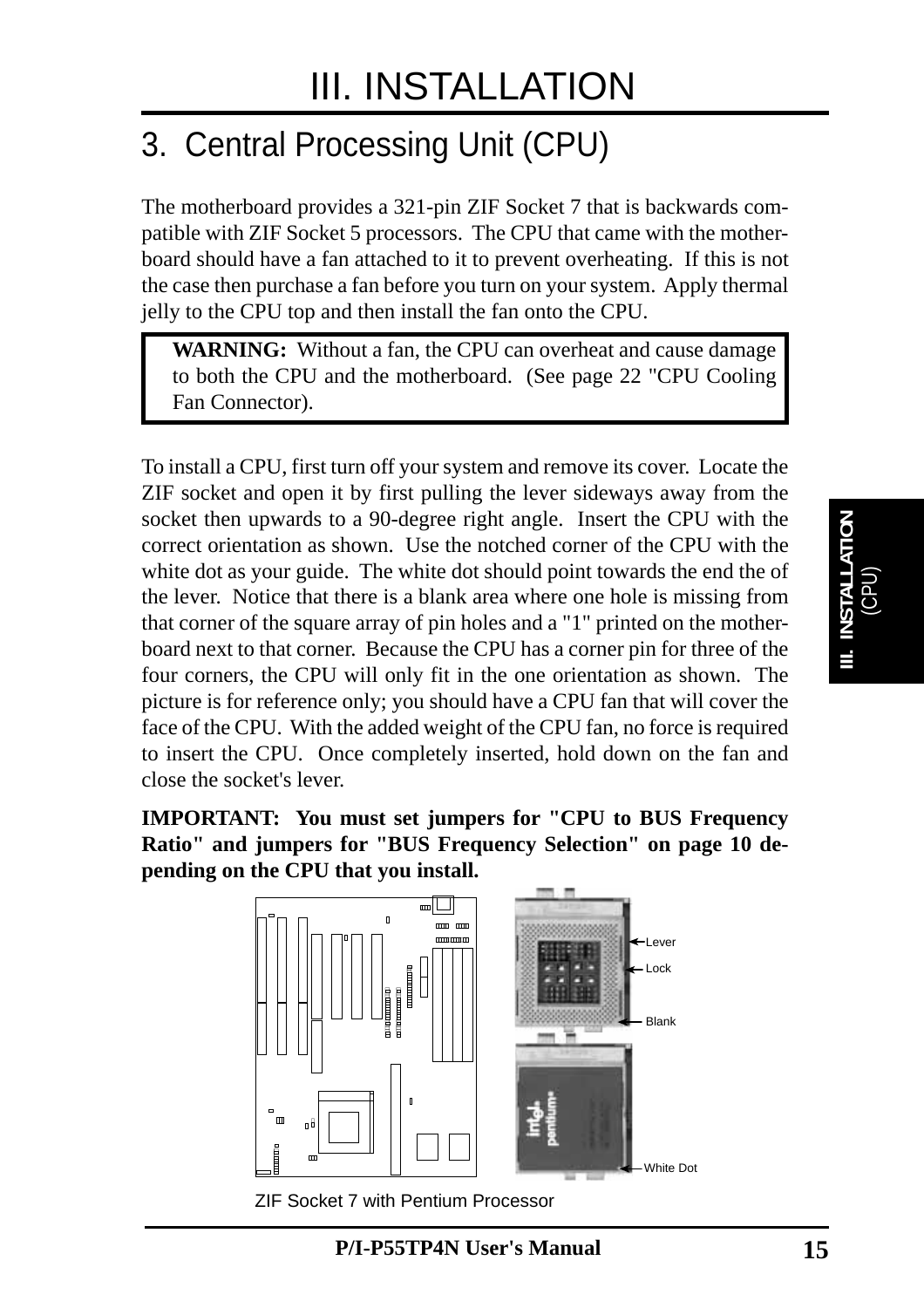# III. INSTALLATION

## 3. Central Processing Unit (CPU)

The motherboard provides a 321-pin ZIF Socket 7 that is backwards compatible with ZIF Socket 5 processors. The CPU that came with the motherboard should have a fan attached to it to prevent overheating. If this is not the case then purchase a fan before you turn on your system. Apply thermal jelly to the CPU top and then install the fan onto the CPU.

> **WARNING:** Without a fan, the CPU can overheat and cause damage to both the CPU and the motherboard. (See page 22 "CPU Cooling Fan Connector).

To install a CPU, first turn off your system and remove its cover. Locate the ZIF socket and open it by first pulling the lever sideways away from the socket then upwards to a 90-degree right angle. Insert the CPU with the correct orientation as shown. Use the notched corner of the CPU with the white dot as your guide. The white dot should point towards the end the of the lever. Notice that there is a blank area where one hole is missing from that corner of the square array of pin holes and a "1" printed on the motherboard next to that corner. Because the CPU has a corner pin for three of the four corners, the CPU will only fit in the one orientation as shown. The picture is for reference only; you should have a CPU fan that will cover the face of the CPU. With the added weight of the CPU fan, no force is required to insert the CPU. Once completely inserted, hold down on the fan and close the socket's lever.

**IMPORTANT: You must set jumpers for "CPU to BUS Frequency Ratio" and jumpers for "BUS Frequency Selection" on page 10 depending on the CPU that you install.**

Lever

Lock

Blank

White Dot

ZIF Socket 7 with Pentium Processor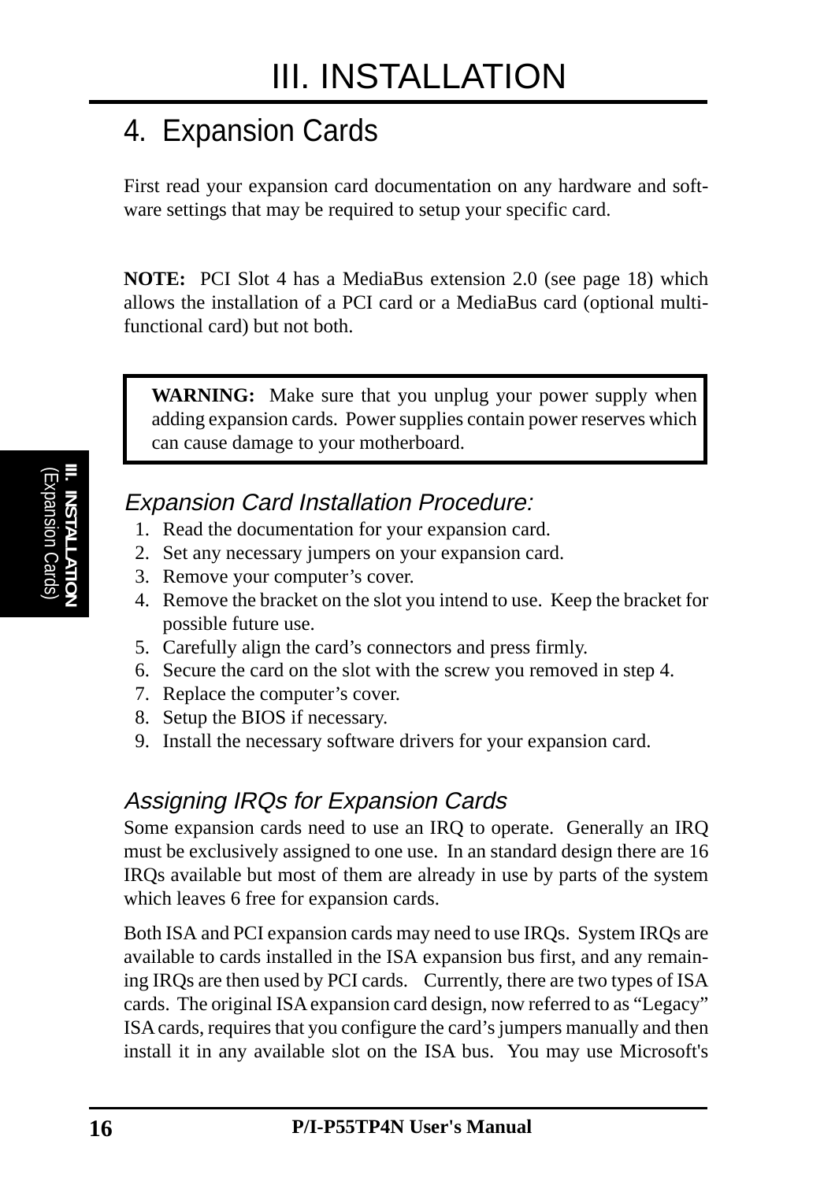## 4. Expansion Cards

First read your expansion card documentation on any hardware and software settings that may be required to setup your specific card.

**NOTE:** PCI Slot 4 has a MediaBus extension 2.0 (see page 18) which allows the installation of a PCI card or a MediaBus card (optional multi-functional card) but not both.

> **WARNING:** Make sure that you unplug your power supply when adding expansion cards. Power supplies contain power reserves which can cause damage to your motherboard.

### *Expansion Card Installation Procedure:*

1. Read the documentation for your expansion card.
2. Set any necessary jumpers on your expansion card.
3. Remove your computer's cover.
4. Remove the bracket on the slot you intend to use. Keep the bracket for possible future use.
5. Carefully align the card's connectors and press firmly.
6. Secure the card on the slot with the screw you removed in step 4.
7. Replace the computer's cover.
8. Setup the BIOS if necessary.
9. Install the necessary software drivers for your expansion card.

### *Assigning IRQs for Expansion Cards*

Some expansion cards need to use an IRQ to operate. Generally an IRQ must be exclusively assigned to one use. In an standard design there are 16 IRQs available but most of them are already in use by parts of the system which leaves 6 free for expansion cards.

Both ISA and PCI expansion cards may need to use IRQs. System IRQs are available to cards installed in the ISA expansion bus first, and any remaining IRQs are then used by PCI cards. Currently, there are two types of ISA cards. The original ISA expansion card design, now referred to as "Legacy" ISA cards, requires that you configure the card's jumpers manually and then install it in any available slot on the ISA bus. You may use Microsoft's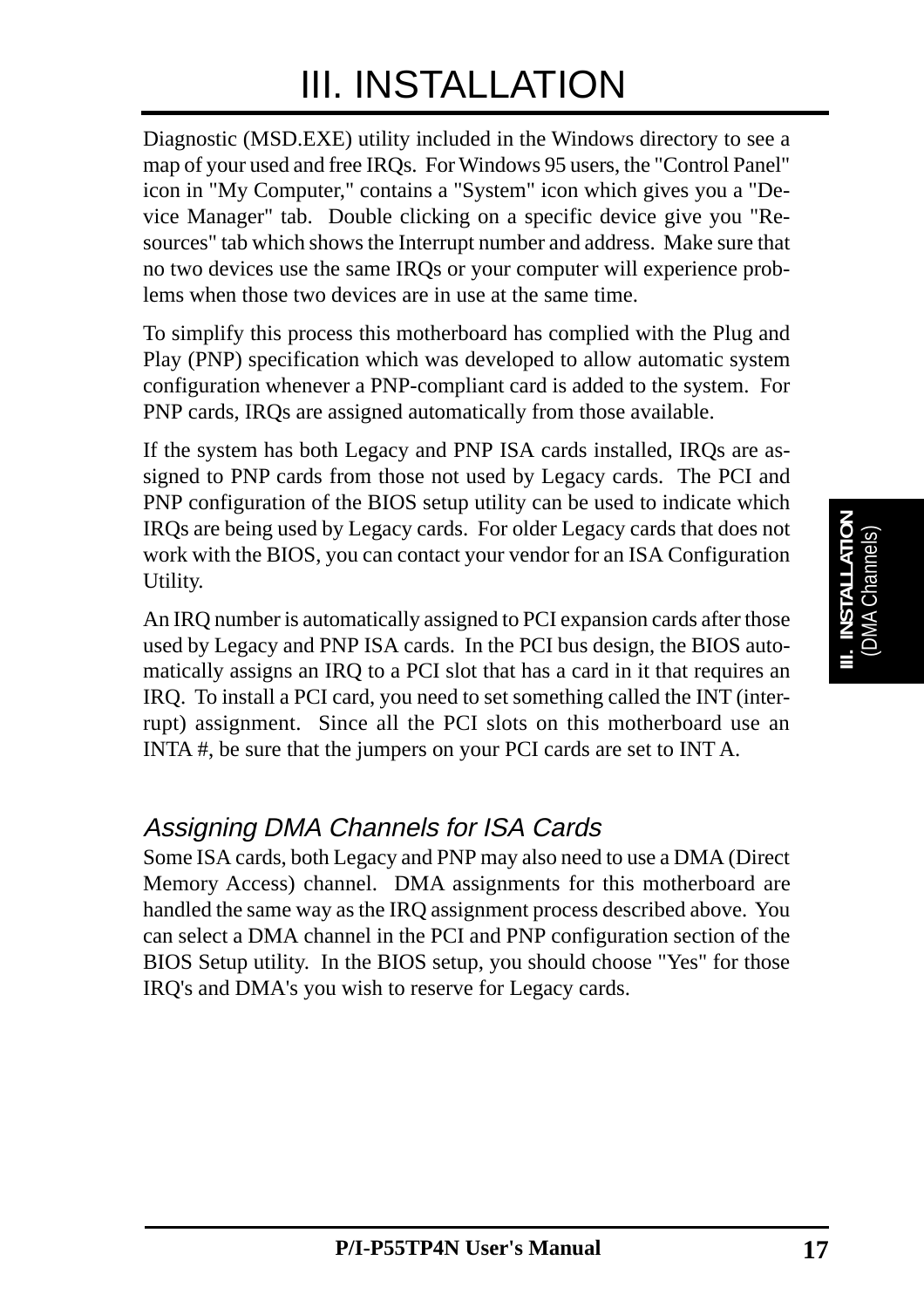Diagnostic (MSD.EXE) utility included in the Windows directory to see a map of your used and free IRQs. For Windows 95 users, the "Control Panel" icon in "My Computer," contains a "System" icon which gives you a "Device Manager" tab. Double clicking on a specific device give you "Resources" tab which shows the Interrupt number and address. Make sure that no two devices use the same IRQs or your computer will experience problems when those two devices are in use at the same time.

To simplify this process this motherboard has complied with the Plug and Play (PNP) specification which was developed to allow automatic system configuration whenever a PNP-compliant card is added to the system. For PNP cards, IRQs are assigned automatically from those available.

If the system has both Legacy and PNP ISA cards installed, IRQs are assigned to PNP cards from those not used by Legacy cards. The PCI and PNP configuration of the BIOS setup utility can be used to indicate which IRQs are being used by Legacy cards. For older Legacy cards that does not work with the BIOS, you can contact your vendor for an ISA Configuration Utility.

An IRQ number is automatically assigned to PCI expansion cards after those used by Legacy and PNP ISA cards. In the PCI bus design, the BIOS automatically assigns an IRQ to a PCI slot that has a card in it that requires an IRQ. To install a PCI card, you need to set something called the INT (interrupt) assignment. Since all the PCI slots on this motherboard use an INTA #, be sure that the jumpers on your PCI cards are set to INT A.

### *Assigning DMA Channels for ISA Cards*

Some ISA cards, both Legacy and PNP may also need to use a DMA (Direct Memory Access) channel. DMA assignments for this motherboard are handled the same way as the IRQ assignment process described above. You can select a DMA channel in the PCI and PNP configuration section of the BIOS Setup utility. In the BIOS setup, you should choose "Yes" for those IRQ's and DMA's you wish to reserve for Legacy cards.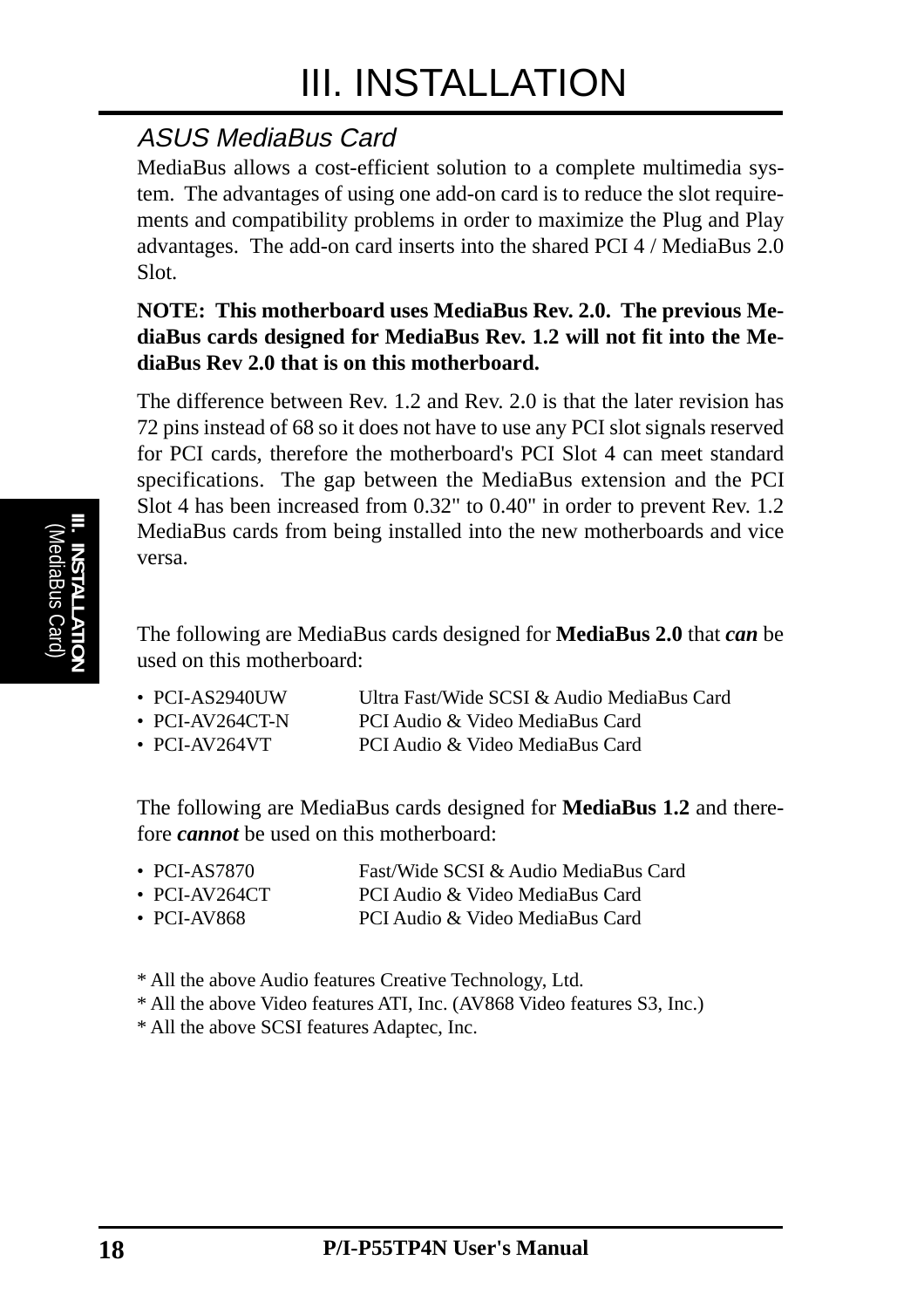## ASUS MediaBus Card

MediaBus allows a cost-efficient solution to a complete multimedia system. The advantages of using one add-on card is to reduce the slot requirements and compatibility problems in order to maximize the Plug and Play advantages. The add-on card inserts into the shared PCI 4 / MediaBus 2.0 Slot.

**NOTE: This motherboard uses MediaBus Rev. 2.0. The previous MediaBus cards designed for MediaBus Rev. 1.2 will not fit into the MediaBus Rev 2.0 that is on this motherboard.**

The difference between Rev. 1.2 and Rev. 2.0 is that the later revision has 72 pins instead of 68 so it does not have to use any PCI slot signals reserved for PCI cards, therefore the motherboard's PCI Slot 4 can meet standard specifications. The gap between the MediaBus extension and the PCI Slot 4 has been increased from 0.32" to 0.40" in order to prevent Rev. 1.2 MediaBus cards from being installed into the new motherboards and vice versa.

The following are MediaBus cards designed for **MediaBus 2.0** that ***can*** be used on this motherboard:

- PCI-AS2940UW    Ultra Fast/Wide SCSI & Audio MediaBus Card
- PCI-AV264CT-N    PCI Audio & Video MediaBus Card
- PCI-AV264VT    PCI Audio & Video MediaBus Card

The following are MediaBus cards designed for **MediaBus 1.2** and therefore ***cannot*** be used on this motherboard:

- PCI-AS7870    Fast/Wide SCSI & Audio MediaBus Card
- PCI-AV264CT    PCI Audio & Video MediaBus Card
- PCI-AV868    PCI Audio & Video MediaBus Card

\* All the above Audio features Creative Technology, Ltd.
\* All the above Video features ATI, Inc. (AV868 Video features S3, Inc.)
\* All the above SCSI features Adaptec, Inc.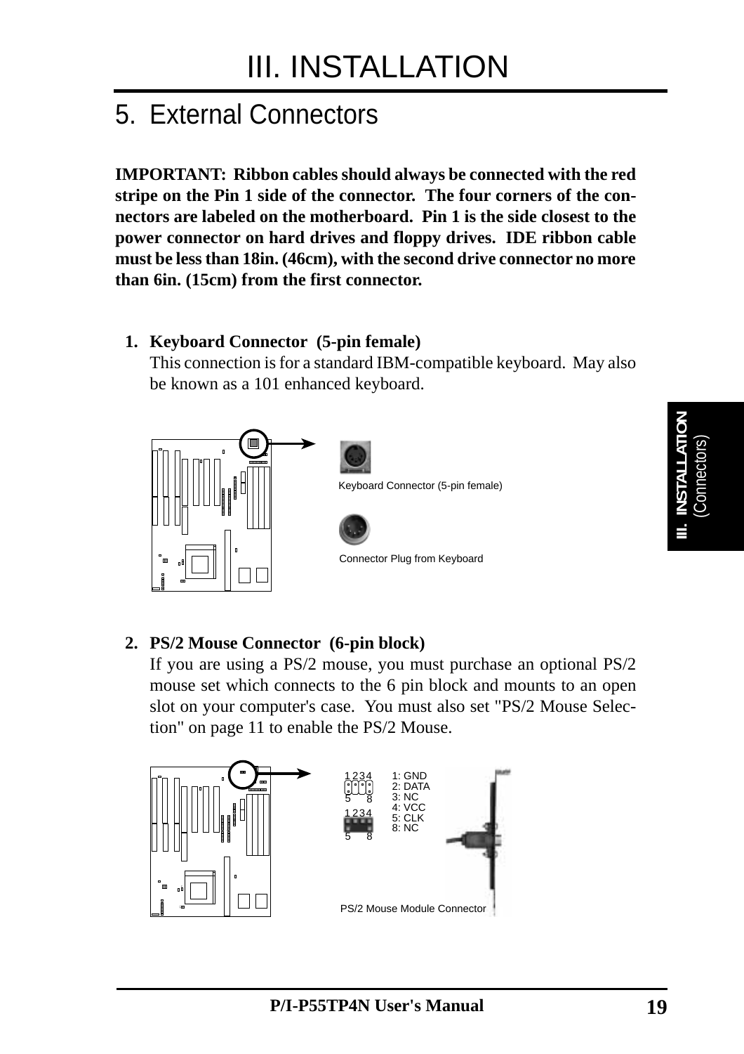# III. INSTALLATION

## 5. External Connectors

**IMPORTANT: Ribbon cables should always be connected with the red stripe on the Pin 1 side of the connector. The four corners of the connectors are labeled on the motherboard. Pin 1 is the side closest to the power connector on hard drives and floppy drives. IDE ribbon cable must be less than 18in. (46cm), with the second drive connector no more than 6in. (15cm) from the first connector.**

1. **Keyboard Connector (5-pin female)**
   This connection is for a standard IBM-compatible keyboard. May also be known as a 101 enhanced keyboard.

Keyboard Connector (5-pin female)

Connector Plug from Keyboard

2. **PS/2 Mouse Connector (6-pin block)**
   If you are using a PS/2 mouse, you must purchase an optional PS/2 mouse set which connects to the 6 pin block and mounts to an open slot on your computer's case. You must also set "PS/2 Mouse Selection" on page 11 to enable the PS/2 Mouse.

1: GND
2: DATA
3: NC
4: VCC
5: CLK
8: NC

PS/2 Mouse Module Connector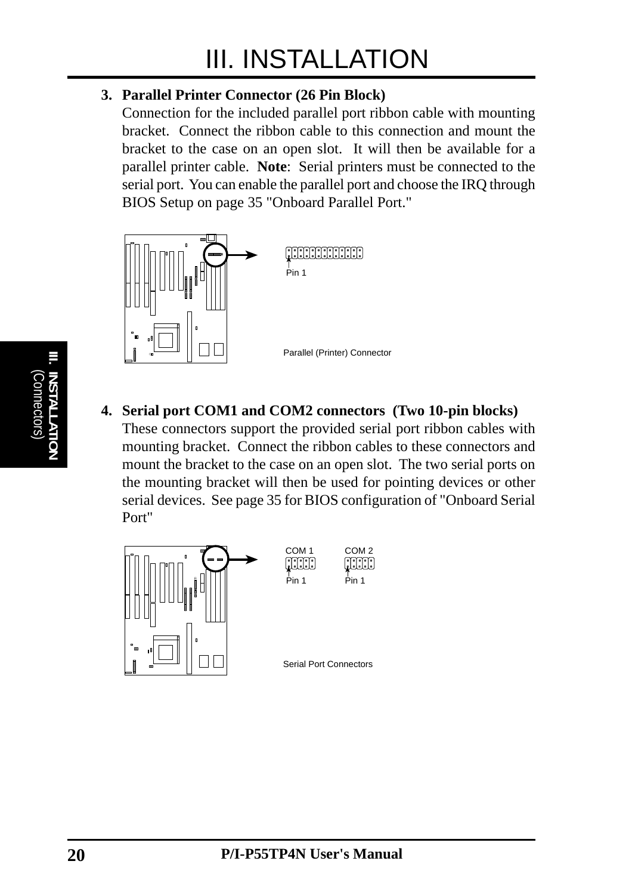3. **Parallel Printer Connector (26 Pin Block)**
   Connection for the included parallel port ribbon cable with mounting bracket. Connect the ribbon cable to this connection and mount the bracket to the case on an open slot. It will then be available for a parallel printer cable. **Note**: Serial printers must be connected to the serial port. You can enable the parallel port and choose the IRQ through BIOS Setup on page 35 "Onboard Parallel Port."

Pin 1

Parallel (Printer) Connector

4. **Serial port COM1 and COM2 connectors (Two 10-pin blocks)**
   These connectors support the provided serial port ribbon cables with mounting bracket. Connect the ribbon cables to these connectors and mount the bracket to the case on an open slot. The two serial ports on the mounting bracket will then be used for pointing devices or other serial devices. See page 35 for BIOS configuration of "Onboard Serial Port"

COM 1 COM 2

Pin 1 Pin 1

Serial Port Connectors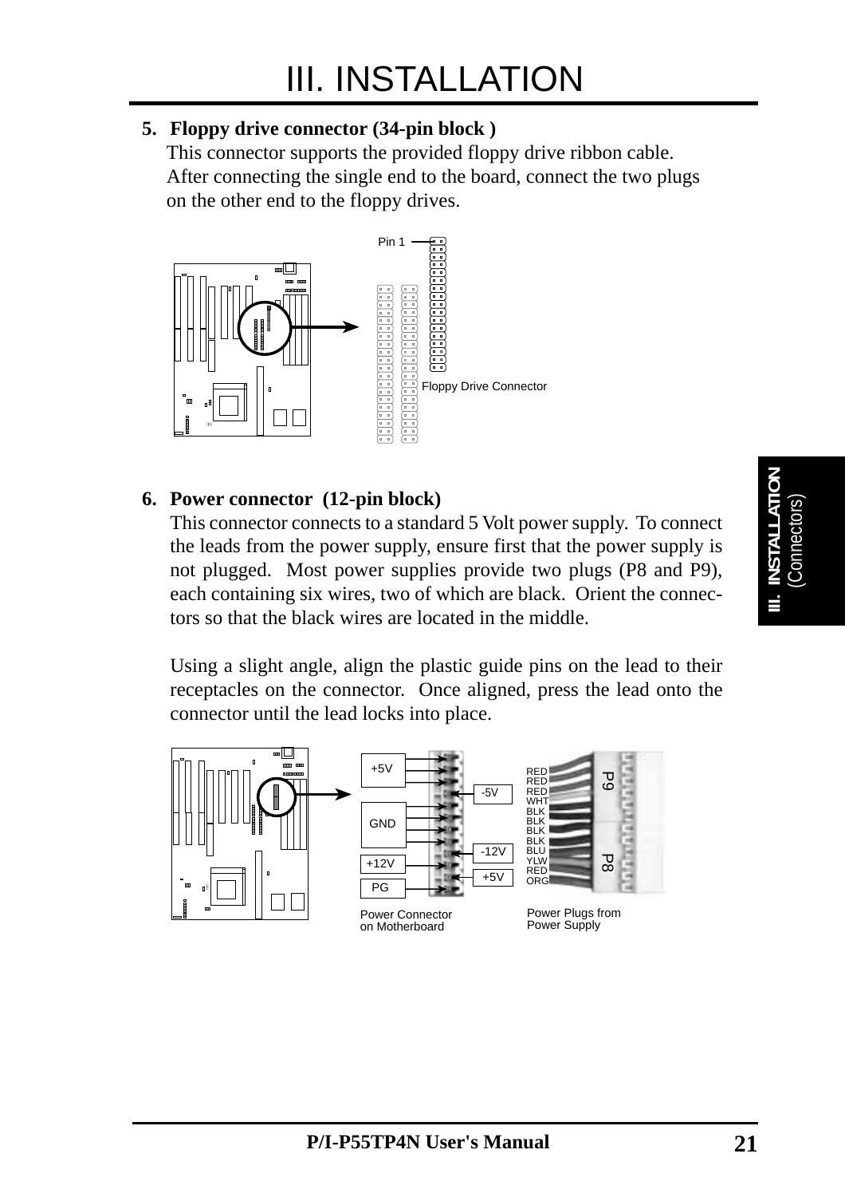### 5. Floppy drive connector (34-pin block )

This connector supports the provided floppy drive ribbon cable. After connecting the single end to the board, connect the two plugs on the other end to the floppy drives.

Pin 1

Floppy Drive Connector

### 6. Power connector (12-pin block)

This connector connects to a standard 5 Volt power supply. To connect the leads from the power supply, ensure first that the power supply is not plugged. Most power supplies provide two plugs (P8 and P9), each containing six wires, two of which are black. Orient the connectors so that the black wires are located in the middle.

Using a slight angle, align the plastic guide pins on the lead to their receptacles on the connector. Once aligned, press the lead onto the connector until the lead locks into place.

+5V, -5V, GND, -12V, +12V, +5V, PG

RED, RED, RED, WHT, BLK, BLK, BLK, BLK, BLU, YLW, RED, ORG

P9, P8

Power Connector on Motherboard

Power Plugs from Power Supply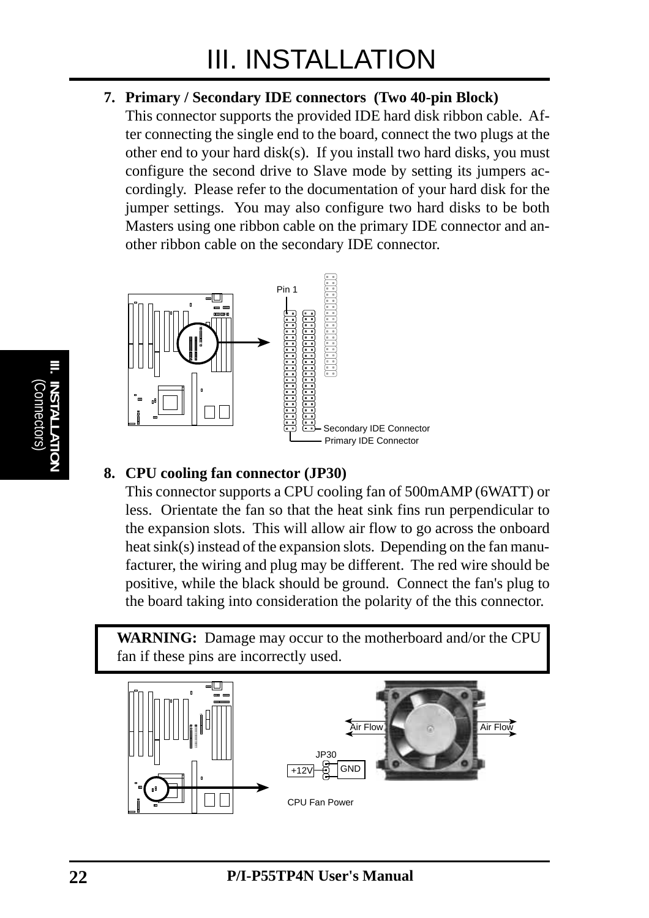7. **Primary / Secondary IDE connectors (Two 40-pin Block)**
   This connector supports the provided IDE hard disk ribbon cable. After connecting the single end to the board, connect the two plugs at the other end to your hard disk(s). If you install two hard disks, you must configure the second drive to Slave mode by setting its jumpers accordingly. Please refer to the documentation of your hard disk for the jumper settings. You may also configure two hard disks to be both Masters using one ribbon cable on the primary IDE connector and another ribbon cable on the secondary IDE connector.

Pin 1

Secondary IDE Connector

Primary IDE Connector

8. **CPU cooling fan connector (JP30)**
   This connector supports a CPU cooling fan of 500mAMP (6WATT) or less. Orientate the fan so that the heat sink fins run perpendicular to the expansion slots. This will allow air flow to go across the onboard heat sink(s) instead of the expansion slots. Depending on the fan manufacturer, the wiring and plug may be different. The red wire should be positive, while the black should be ground. Connect the fan's plug to the board taking into consideration the polarity of the this connector.

**WARNING:** Damage may occur to the motherboard and/or the CPU fan if these pins are incorrectly used.

Air Flow

Air Flow

JP30

+12V

GND

CPU Fan Power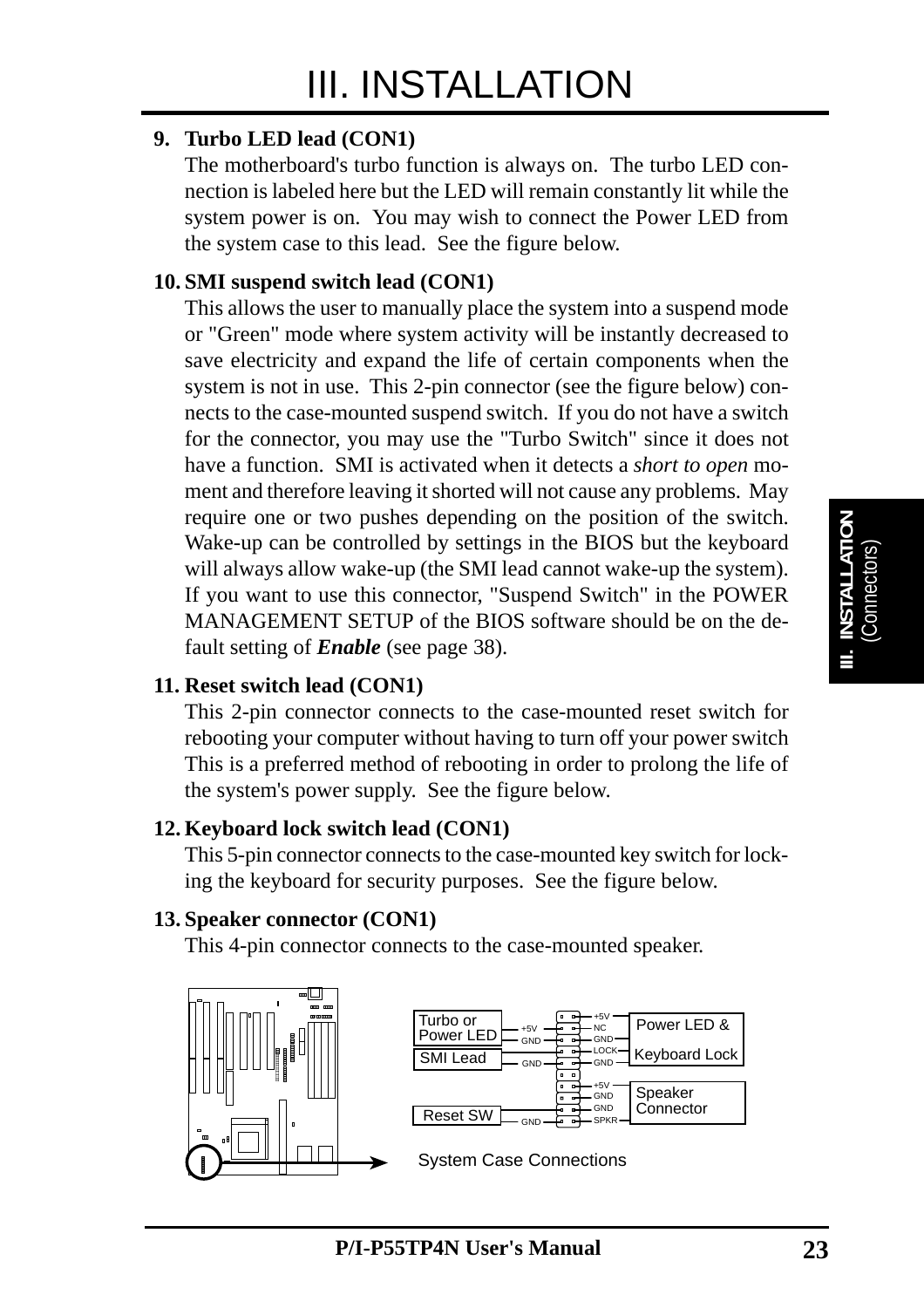# III. INSTALLATION

**9. Turbo LED lead (CON1)**

The motherboard's turbo function is always on. The turbo LED connection is labeled here but the LED will remain constantly lit while the system power is on. You may wish to connect the Power LED from the system case to this lead. See the figure below.

**10. SMI suspend switch lead (CON1)**

This allows the user to manually place the system into a suspend mode or "Green" mode where system activity will be instantly decreased to save electricity and expand the life of certain components when the system is not in use. This 2-pin connector (see the figure below) connects to the case-mounted suspend switch. If you do not have a switch for the connector, you may use the "Turbo Switch" since it does not have a function. SMI is activated when it detects a *short to open* moment and therefore leaving it shorted will not cause any problems. May require one or two pushes depending on the position of the switch. Wake-up can be controlled by settings in the BIOS but the keyboard will always allow wake-up (the SMI lead cannot wake-up the system). If you want to use this connector, "Suspend Switch" in the POWER MANAGEMENT SETUP of the BIOS software should be on the default setting of ***Enable*** (see page 38).

**11. Reset switch lead (CON1)**

This 2-pin connector connects to the case-mounted reset switch for rebooting your computer without having to turn off your power switch This is a preferred method of rebooting in order to prolong the life of the system's power supply. See the figure below.

**12. Keyboard lock switch lead (CON1)**

This 5-pin connector connects to the case-mounted key switch for locking the keyboard for security purposes. See the figure below.

**13. Speaker connector (CON1)**

This 4-pin connector connects to the case-mounted speaker.

Turbo or Power LED: +5V, GND — Power LED & Keyboard Lock: +5V, NC, GND, LOCK, GND
SMI Lead: GND
Speaker Connector: +5V, GND, GND, SPKR
Reset SW: GND

System Case Connections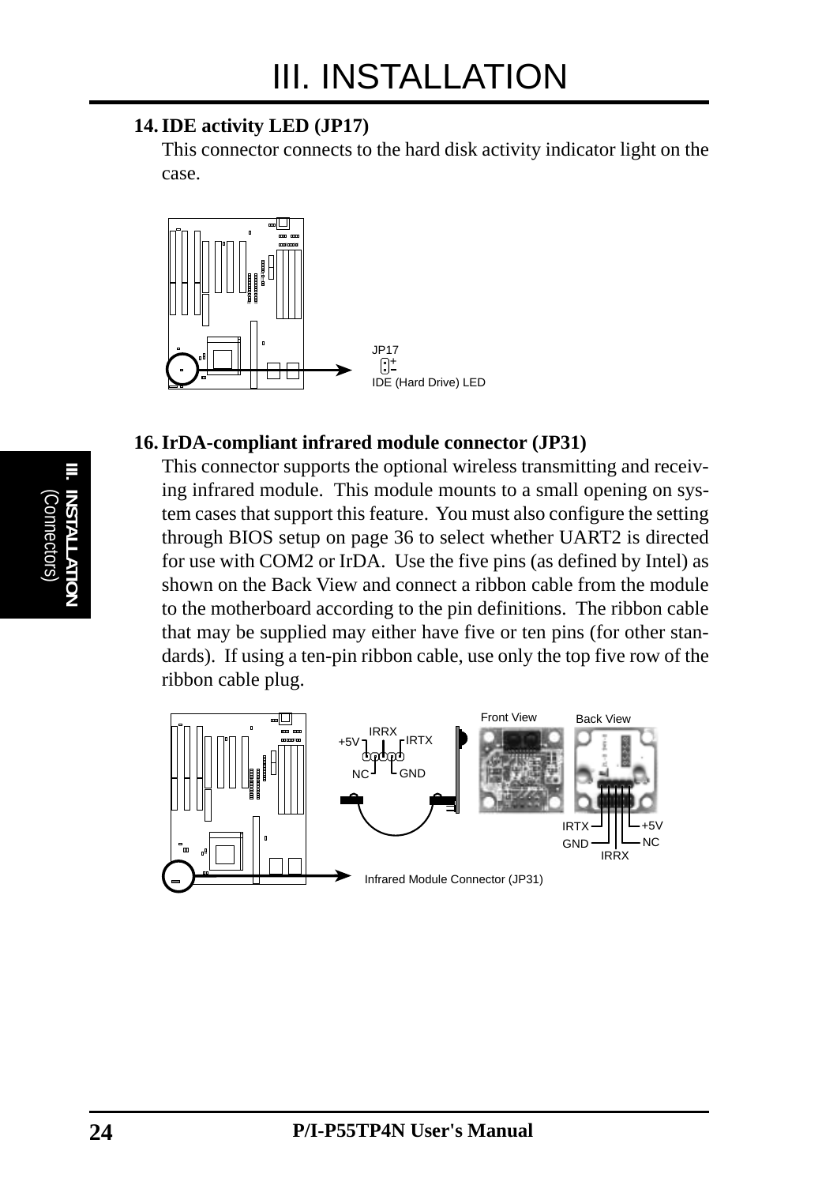**14. IDE activity LED (JP17)**

This connector connects to the hard disk activity indicator light on the case.

JP17

IDE (Hard Drive) LED

**16. IrDA-compliant infrared module connector (JP31)**

This connector supports the optional wireless transmitting and receiving infrared module. This module mounts to a small opening on system cases that support this feature. You must also configure the setting through BIOS setup on page 36 to select whether UART2 is directed for use with COM2 or IrDA. Use the five pins (as defined by Intel) as shown on the Back View and connect a ribbon cable from the module to the motherboard according to the pin definitions. The ribbon cable that may be supplied may either have five or ten pins (for other standards). If using a ten-pin ribbon cable, use only the top five row of the ribbon cable plug.

Infrared Module Connector (JP31)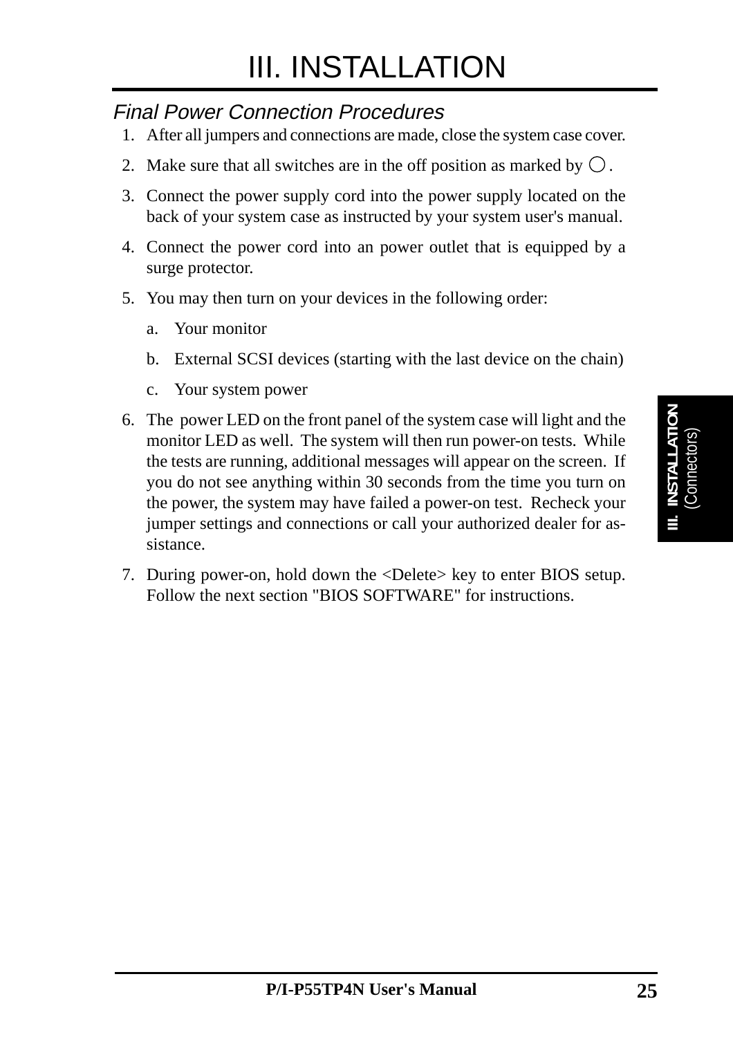# III. INSTALLATION

*Final Power Connection Procedures*

1. After all jumpers and connections are made, close the system case cover.
2. Make sure that all switches are in the off position as marked by ○.
3. Connect the power supply cord into the power supply located on the back of your system case as instructed by your system user's manual.
4. Connect the power cord into an power outlet that is equipped by a surge protector.
5. You may then turn on your devices in the following order:
   a. Your monitor
   b. External SCSI devices (starting with the last device on the chain)
   c. Your system power
6. The power LED on the front panel of the system case will light and the monitor LED as well. The system will then run power-on tests. While the tests are running, additional messages will appear on the screen. If you do not see anything within 30 seconds from the time you turn on the power, the system may have failed a power-on test. Recheck your jumper settings and connections or call your authorized dealer for assistance.
7. During power-on, hold down the <Delete> key to enter BIOS setup. Follow the next section "BIOS SOFTWARE" for instructions.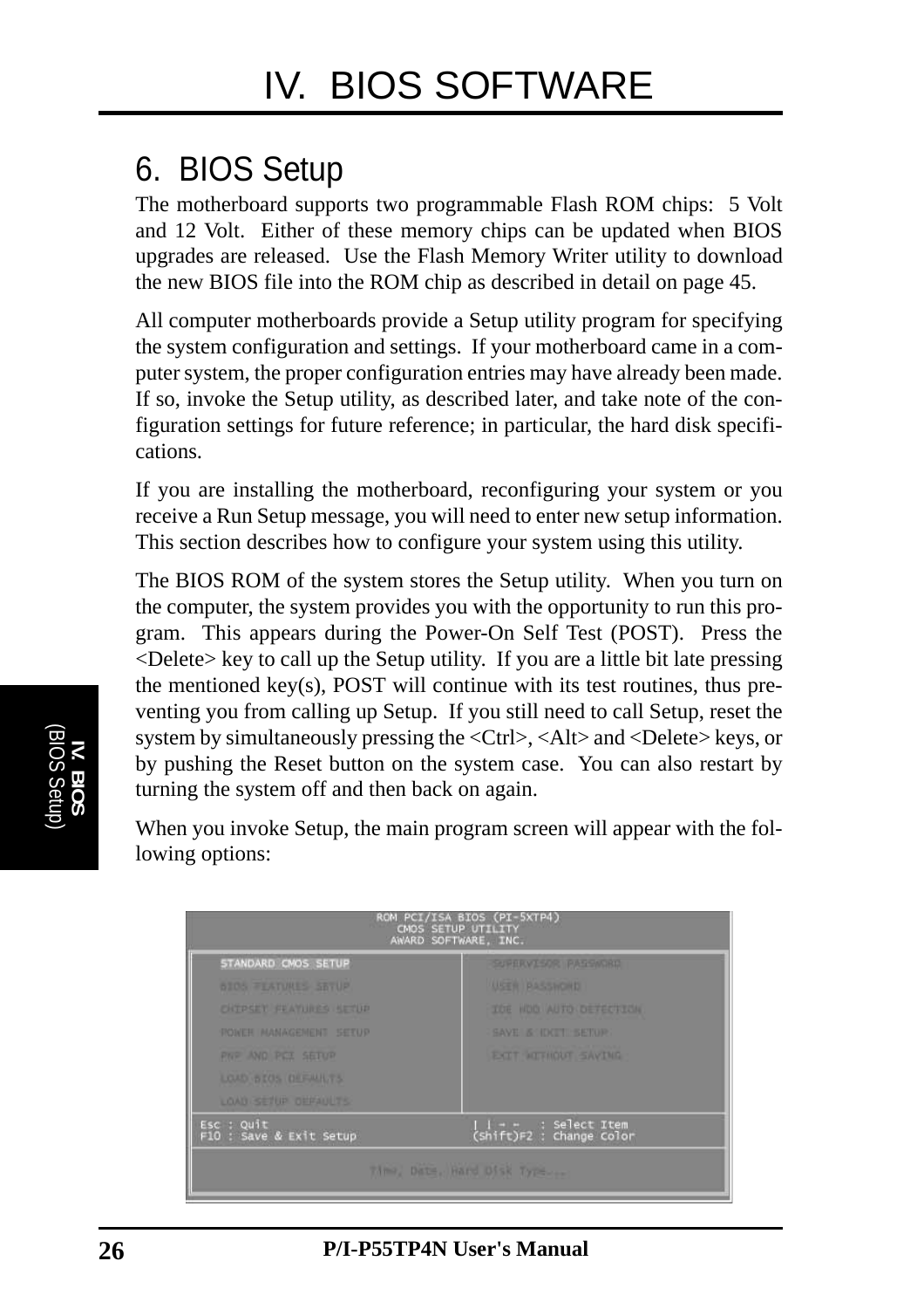## 6. BIOS Setup

The motherboard supports two programmable Flash ROM chips: 5 Volt and 12 Volt. Either of these memory chips can be updated when BIOS upgrades are released. Use the Flash Memory Writer utility to download the new BIOS file into the ROM chip as described in detail on page 45.

All computer motherboards provide a Setup utility program for specifying the system configuration and settings. If your motherboard came in a computer system, the proper configuration entries may have already been made. If so, invoke the Setup utility, as described later, and take note of the configuration settings for future reference; in particular, the hard disk specifications.

If you are installing the motherboard, reconfiguring your system or you receive a Run Setup message, you will need to enter new setup information. This section describes how to configure your system using this utility.

The BIOS ROM of the system stores the Setup utility. When you turn on the computer, the system provides you with the opportunity to run this program. This appears during the Power-On Self Test (POST). Press the <Delete> key to call up the Setup utility. If you are a little bit late pressing the mentioned key(s), POST will continue with its test routines, thus preventing you from calling up Setup. If you still need to call Setup, reset the system by simultaneously pressing the <Ctrl>, <Alt> and <Delete> keys, or by pushing the Reset button on the system case. You can also restart by turning the system off and then back on again.

When you invoke Setup, the main program screen will appear with the following options:

```
                     ROM PCI/ISA BIOS (PI-5XTP4)
                          CMOS SETUP UTILITY
                         AWARD SOFTWARE, INC.

    STANDARD CMOS SETUP              SUPERVISOR PASSWORD
    BIOS FEATURES SETUP              USER PASSWORD
    CHIPSET FEATURES SETUP           IDE HDD AUTO DETECTION
    POWER MANAGEMENT SETUP           SAVE & EXIT SETUP
    PNP AND PCI SETUP                EXIT WITHOUT SAVING
    LOAD BIOS DEFAULTS
    LOAD SETUP DEFAULTS

 Esc : Quit                          ↑ ↓ → ←   : Select Item
 F10 : Save & Exit Setup             (Shift)F2 : Change Color

                      Time, Date, Hard Disk Type...
```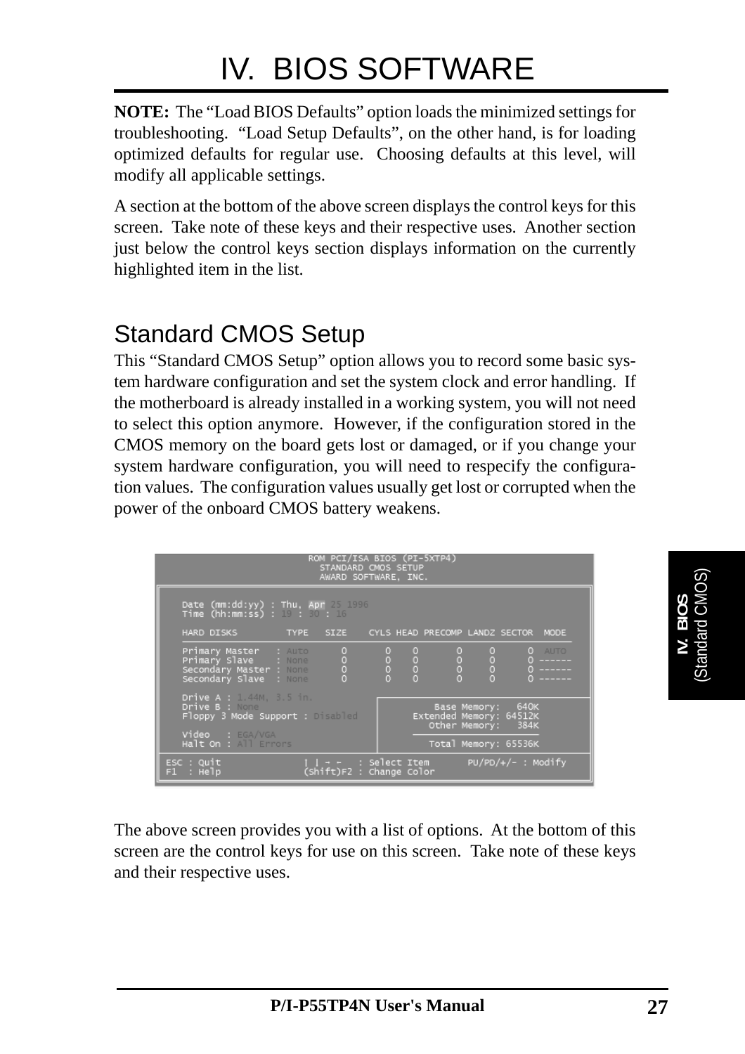**NOTE:** The "Load BIOS Defaults" option loads the minimized settings for troubleshooting. "Load Setup Defaults", on the other hand, is for loading optimized defaults for regular use. Choosing defaults at this level, will modify all applicable settings.

A section at the bottom of the above screen displays the control keys for this screen. Take note of these keys and their respective uses. Another section just below the control keys section displays information on the currently highlighted item in the list.

## Standard CMOS Setup

This "Standard CMOS Setup" option allows you to record some basic system hardware configuration and set the system clock and error handling. If the motherboard is already installed in a working system, you will not need to select this option anymore. However, if the configuration stored in the CMOS memory on the board gets lost or damaged, or if you change your system hardware configuration, you will need to respecify the configuration values. The configuration values usually get lost or corrupted when the power of the onboard CMOS battery weakens.

```
                      ROM PCI/ISA BIOS (PI-5XTP4)
                         STANDARD CMOS SETUP
                         AWARD SOFTWARE, INC.

   Date (mm:dd:yy) : Thu, Apr 25 1996
   Time (hh:mm:ss) : 19 : 30 : 16

   HARD DISKS         TYPE   SIZE    CYLS HEAD PRECOMP LANDZ SECTOR  MODE

   Primary Master   : Auto     0       0    0       0     0      0  AUTO
   Primary Slave    : None     0       0    0       0     0      0 ------
   Secondary Master : None     0       0    0       0     0      0 ------
   Secondary Slave  : None     0       0    0       0     0      0 ------

   Drive A : 1.44M, 3.5 in.
   Drive B : None                                 Base Memory:   640K
   Floppy 3 Mode Support : Disabled           Extended Memory: 64512K
                                                 Other Memory:   384K
   Video   : EGA/VGA
   Halt On : All Errors                          Total Memory: 65536K

 ESC : Quit              ↑ ↓ → ←   : Select Item       PU/PD/+/- : Modify
 F1  : Help              (Shift)F2 : Change Color
```

The above screen provides you with a list of options. At the bottom of this screen are the control keys for use on this screen. Take note of these keys and their respective uses.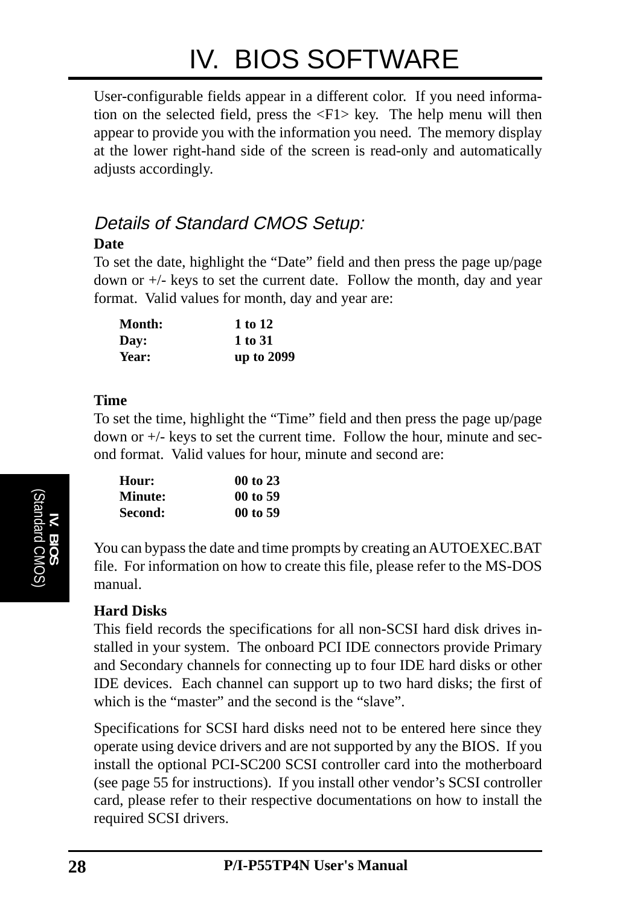# IV. BIOS SOFTWARE

User-configurable fields appear in a different color. If you need information on the selected field, press the <F1> key. The help menu will then appear to provide you with the information you need. The memory display at the lower right-hand side of the screen is read-only and automatically adjusts accordingly.

## *Details of Standard CMOS Setup:*

**Date**

To set the date, highlight the "Date" field and then press the page up/page down or +/- keys to set the current date. Follow the month, day and year format. Valid values for month, day and year are:

| | |
|---|---|
| **Month:** | **1 to 12** |
| **Day:** | **1 to 31** |
| **Year:** | **up to 2099** |

**Time**

To set the time, highlight the "Time" field and then press the page up/page down or +/- keys to set the current time. Follow the hour, minute and second format. Valid values for hour, minute and second are:

| | |
|---|---|
| **Hour:** | **00 to 23** |
| **Minute:** | **00 to 59** |
| **Second:** | **00 to 59** |

You can bypass the date and time prompts by creating an AUTOEXEC.BAT file. For information on how to create this file, please refer to the MS-DOS manual.

**Hard Disks**

This field records the specifications for all non-SCSI hard disk drives installed in your system. The onboard PCI IDE connectors provide Primary and Secondary channels for connecting up to four IDE hard disks or other IDE devices. Each channel can support up to two hard disks; the first of which is the "master" and the second is the "slave".

Specifications for SCSI hard disks need not to be entered here since they operate using device drivers and are not supported by any the BIOS. If you install the optional PCI-SC200 SCSI controller card into the motherboard (see page 55 for instructions). If you install other vendor's SCSI controller card, please refer to their respective documentations on how to install the required SCSI drivers.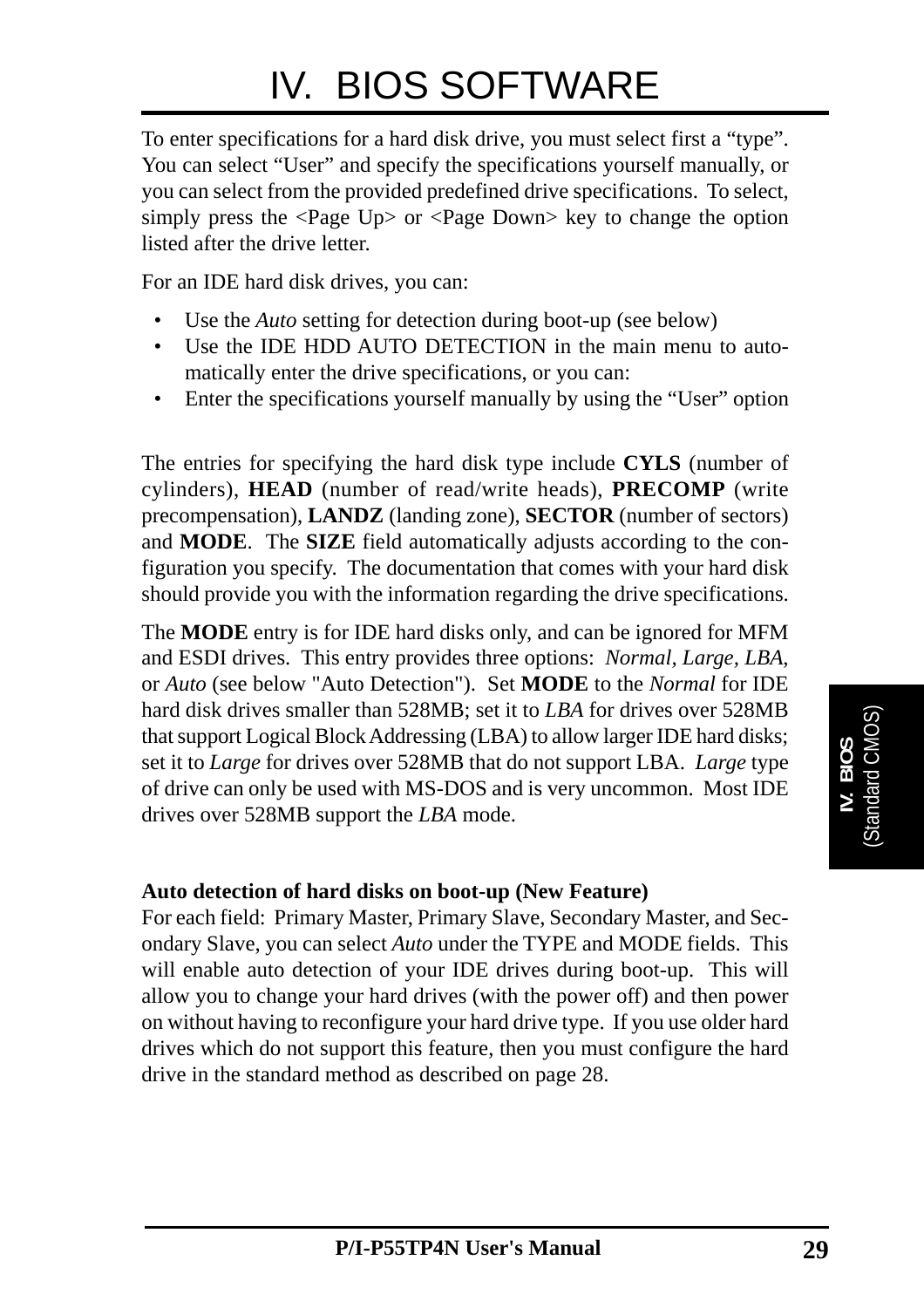# IV. BIOS SOFTWARE

To enter specifications for a hard disk drive, you must select first a "type". You can select "User" and specify the specifications yourself manually, or you can select from the provided predefined drive specifications. To select, simply press the <Page Up> or <Page Down> key to change the option listed after the drive letter.

For an IDE hard disk drives, you can:

- Use the *Auto* setting for detection during boot-up (see below)
- Use the IDE HDD AUTO DETECTION in the main menu to automatically enter the drive specifications, or you can:
- Enter the specifications yourself manually by using the "User" option

The entries for specifying the hard disk type include **CYLS** (number of cylinders), **HEAD** (number of read/write heads), **PRECOMP** (write precompensation), **LANDZ** (landing zone), **SECTOR** (number of sectors) and **MODE**. The **SIZE** field automatically adjusts according to the configuration you specify. The documentation that comes with your hard disk should provide you with the information regarding the drive specifications.

The **MODE** entry is for IDE hard disks only, and can be ignored for MFM and ESDI drives. This entry provides three options: *Normal, Large, LBA*, or *Auto* (see below "Auto Detection"). Set **MODE** to the *Normal* for IDE hard disk drives smaller than 528MB; set it to *LBA* for drives over 528MB that support Logical Block Addressing (LBA) to allow larger IDE hard disks; set it to *Large* for drives over 528MB that do not support LBA. *Large* type of drive can only be used with MS-DOS and is very uncommon. Most IDE drives over 528MB support the *LBA* mode.

**Auto detection of hard disks on boot-up (New Feature)**
For each field: Primary Master, Primary Slave, Secondary Master, and Secondary Slave, you can select *Auto* under the TYPE and MODE fields. This will enable auto detection of your IDE drives during boot-up. This will allow you to change your hard drives (with the power off) and then power on without having to reconfigure your hard drive type. If you use older hard drives which do not support this feature, then you must configure the hard drive in the standard method as described on page 28.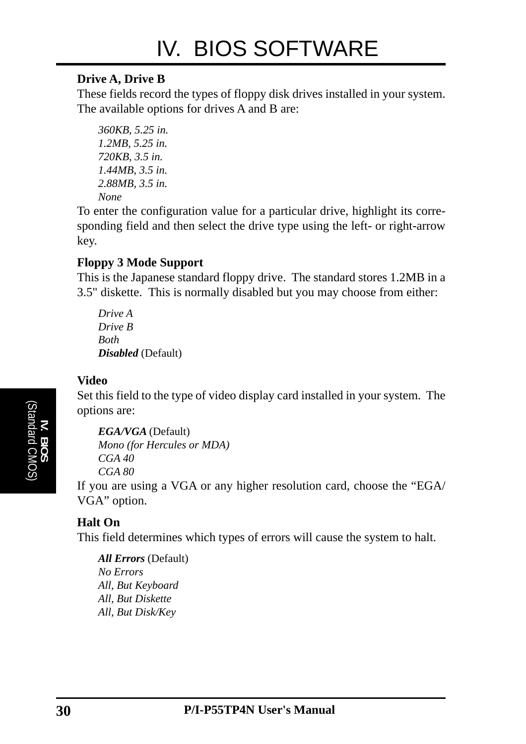**Drive A, Drive B**

These fields record the types of floppy disk drives installed in your system. The available options for drives A and B are:

*360KB, 5.25 in.*
*1.2MB, 5.25 in.*
*720KB, 3.5 in.*
*1.44MB, 3.5 in.*
*2.88MB, 3.5 in.*
*None*

To enter the configuration value for a particular drive, highlight its corresponding field and then select the drive type using the left- or right-arrow key.

**Floppy 3 Mode Support**

This is the Japanese standard floppy drive. The standard stores 1.2MB in a 3.5" diskette. This is normally disabled but you may choose from either:

*Drive A*
*Drive B*
*Both*
***Disabled*** (Default)

**Video**

Set this field to the type of video display card installed in your system. The options are:

***EGA/VGA*** (Default)
*Mono (for Hercules or MDA)*
*CGA 40*
*CGA 80*

If you are using a VGA or any higher resolution card, choose the “EGA/VGA” option.

**Halt On**

This field determines which types of errors will cause the system to halt.

***All Errors*** (Default)
*No Errors*
*All, But Keyboard*
*All, But Diskette*
*All, But Disk/Key*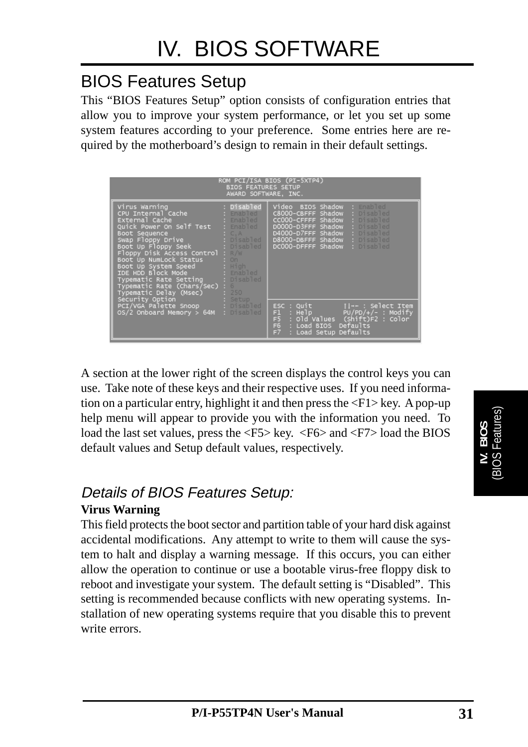## BIOS Features Setup

This "BIOS Features Setup" option consists of configuration entries that allow you to improve your system performance, or let you set up some system features according to your preference. Some entries here are required by the motherboard's design to remain in their default settings.

```
ROM PCI/ISA BIOS (PI-5XTP4)
BIOS FEATURES SETUP
AWARD SOFTWARE, INC.

Virus Warning              : Disabled    Video  BIOS Shadow  : Enabled
CPU Internal Cache         : Enabled     C8000-CBFFF Shadow  : Disabled
External Cache             : Enabled     CC000-CFFFF Shadow  : Disabled
Quick Power On Self Test   : Enabled     D0000-D3FFF Shadow  : Disabled
Boot Sequence              : C,A         D4000-D7FFF Shadow  : Disabled
Swap Floppy Drive          : Disabled    D8000-DBFFF Shadow  : Disabled
Boot Up Floppy Seek        : Disabled    DC000-DFFFF Shadow  : Disabled
Floppy Disk Access Control : R/W
Boot Up NumLock Status     : On
Boot Up System Speed       : High
IDE HDD Block Mode         : Enabled
Typematic Rate Setting     : Disabled
Typematic Rate (Chars/Sec) : 6
Typematic Delay (Msec)     : 250
Security Option            : Setup       ESC : Quit        ↑↓→← : Select Item
PCI/VGA Palette Snoop      : Disabled    F1  : Help        PU/PD/+/- : Modify
OS/2 Onboard Memory > 64M  : Disabled    F5  : Old Values  (Shift)F2 : Color
                                         F6  : Load BIOS  Defaults
                                         F7  : Load Setup Defaults
```

A section at the lower right of the screen displays the control keys you can use. Take note of these keys and their respective uses. If you need information on a particular entry, highlight it and then press the <F1> key. A pop-up help menu will appear to provide you with the information you need. To load the last set values, press the <F5> key. <F6> and <F7> load the BIOS default values and Setup default values, respectively.

### *Details of BIOS Features Setup:*

**Virus Warning**

This field protects the boot sector and partition table of your hard disk against accidental modifications. Any attempt to write to them will cause the system to halt and display a warning message. If this occurs, you can either allow the operation to continue or use a bootable virus-free floppy disk to reboot and investigate your system. The default setting is "Disabled". This setting is recommended because conflicts with new operating systems. Installation of new operating systems require that you disable this to prevent write errors.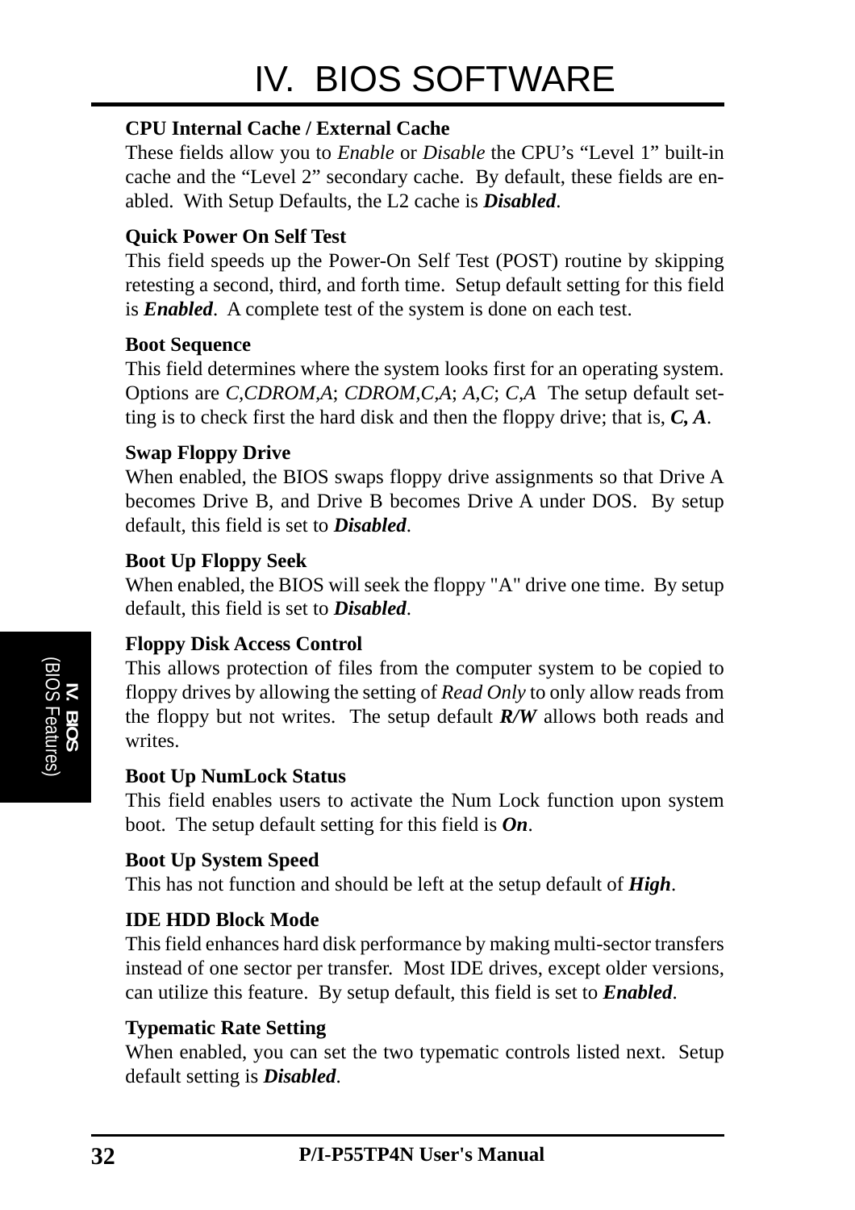**CPU Internal Cache / External Cache**

These fields allow you to *Enable* or *Disable* the CPU's "Level 1" built-in cache and the "Level 2" secondary cache. By default, these fields are enabled. With Setup Defaults, the L2 cache is ***Disabled***.

**Quick Power On Self Test**

This field speeds up the Power-On Self Test (POST) routine by skipping retesting a second, third, and forth time. Setup default setting for this field is ***Enabled***. A complete test of the system is done on each test.

**Boot Sequence**

This field determines where the system looks first for an operating system. Options are *C,CDROM,A*; *CDROM,C,A*; *A,C*; *C,A* The setup default setting is to check first the hard disk and then the floppy drive; that is, ***C, A***.

**Swap Floppy Drive**

When enabled, the BIOS swaps floppy drive assignments so that Drive A becomes Drive B, and Drive B becomes Drive A under DOS. By setup default, this field is set to ***Disabled***.

**Boot Up Floppy Seek**

When enabled, the BIOS will seek the floppy "A" drive one time. By setup default, this field is set to ***Disabled***.

**Floppy Disk Access Control**

This allows protection of files from the computer system to be copied to floppy drives by allowing the setting of *Read Only* to only allow reads from the floppy but not writes. The setup default ***R/W*** allows both reads and writes.

**Boot Up NumLock Status**

This field enables users to activate the Num Lock function upon system boot. The setup default setting for this field is ***On***.

**Boot Up System Speed**

This has not function and should be left at the setup default of ***High***.

**IDE HDD Block Mode**

This field enhances hard disk performance by making multi-sector transfers instead of one sector per transfer. Most IDE drives, except older versions, can utilize this feature. By setup default, this field is set to ***Enabled***.

**Typematic Rate Setting**

When enabled, you can set the two typematic controls listed next. Setup default setting is ***Disabled***.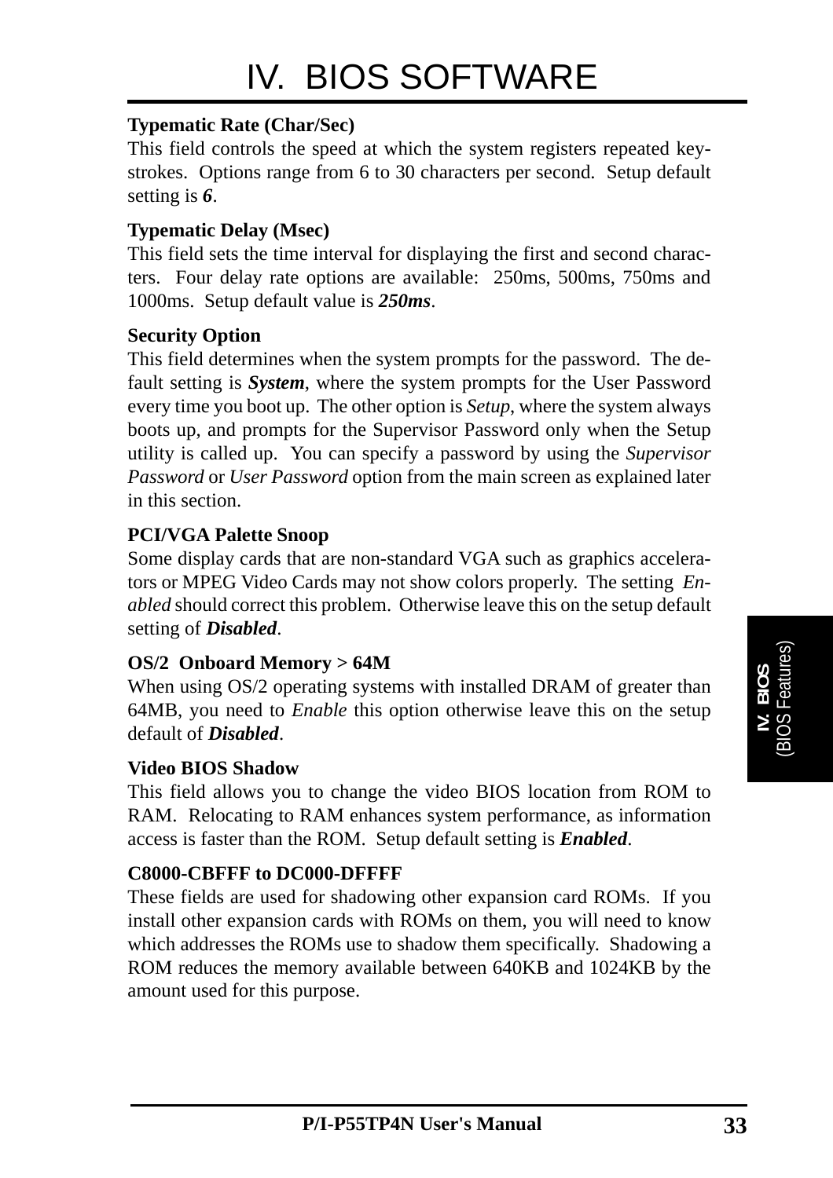**Typematic Rate (Char/Sec)**

This field controls the speed at which the system registers repeated keystrokes. Options range from 6 to 30 characters per second. Setup default setting is ***6***.

**Typematic Delay (Msec)**

This field sets the time interval for displaying the first and second characters. Four delay rate options are available: 250ms, 500ms, 750ms and 1000ms. Setup default value is ***250ms***.

**Security Option**

This field determines when the system prompts for the password. The default setting is ***System***, where the system prompts for the User Password every time you boot up. The other option is *Setup*, where the system always boots up, and prompts for the Supervisor Password only when the Setup utility is called up. You can specify a password by using the *Supervisor Password* or *User Password* option from the main screen as explained later in this section.

**PCI/VGA Palette Snoop**

Some display cards that are non-standard VGA such as graphics accelerators or MPEG Video Cards may not show colors properly. The setting *Enabled* should correct this problem. Otherwise leave this on the setup default setting of ***Disabled***.

**OS/2 Onboard Memory > 64M**

When using OS/2 operating systems with installed DRAM of greater than 64MB, you need to *Enable* this option otherwise leave this on the setup default of ***Disabled***.

**Video BIOS Shadow**

This field allows you to change the video BIOS location from ROM to RAM. Relocating to RAM enhances system performance, as information access is faster than the ROM. Setup default setting is ***Enabled***.

**C8000-CBFFF to DC000-DFFFF**

These fields are used for shadowing other expansion card ROMs. If you install other expansion cards with ROMs on them, you will need to know which addresses the ROMs use to shadow them specifically. Shadowing a ROM reduces the memory available between 640KB and 1024KB by the amount used for this purpose.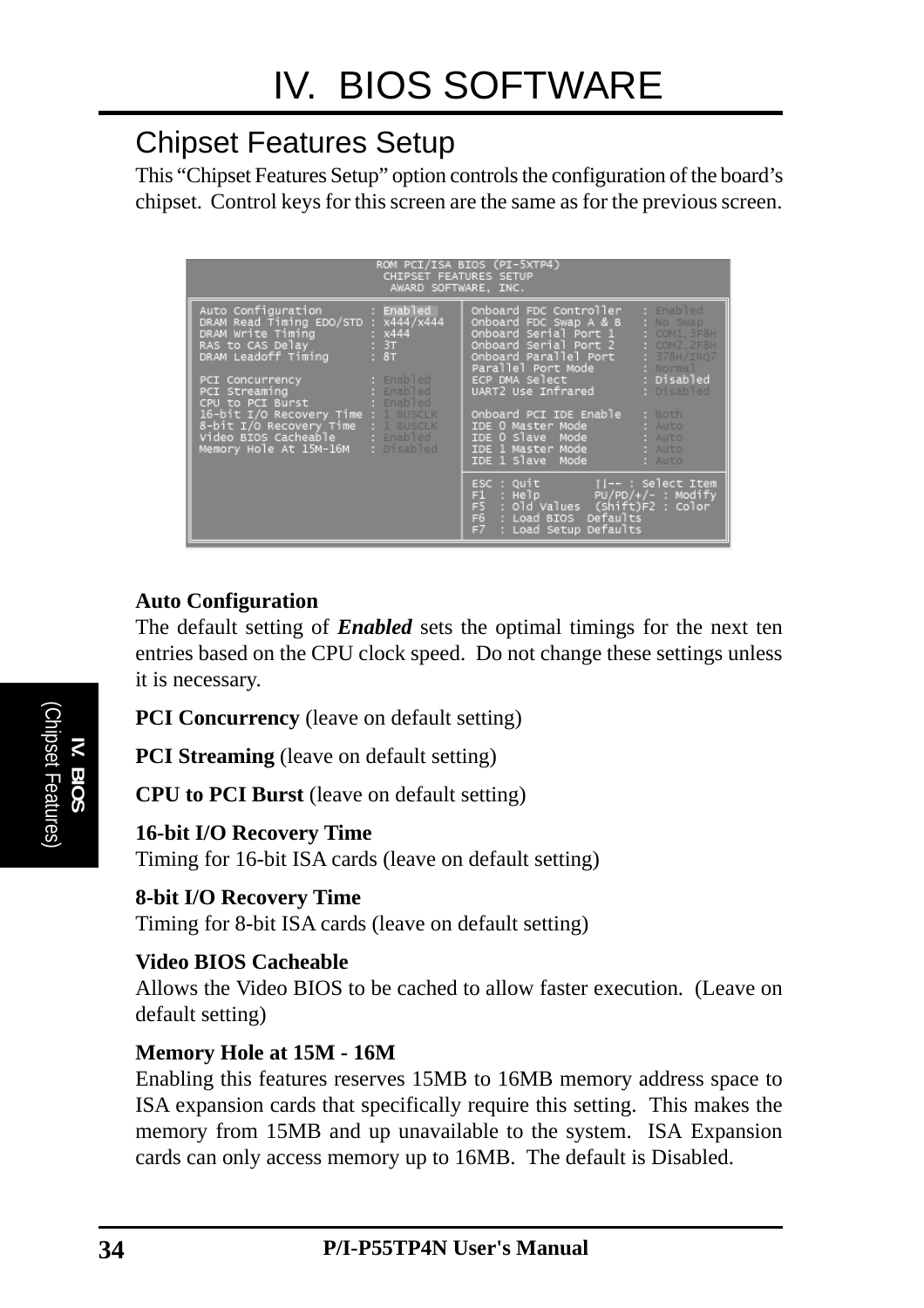# IV. BIOS SOFTWARE

## Chipset Features Setup

This "Chipset Features Setup" option controls the configuration of the board's chipset. Control keys for this screen are the same as for the previous screen.

```
                     ROM PCI/ISA BIOS (PI-5XTP4)
                       CHIPSET FEATURES SETUP
                         AWARD SOFTWARE, INC.

Auto Configuration       : Enabled      Onboard FDC Controller   : Enabled
DRAM Read Timing EDO/STD : x444/x444    Onboard FDC Swap A & B   : No Swap
DRAM Write Timing        : x444         Onboard Serial Port 1    : COM1,3F8H
RAS to CAS Delay         : 3T           Onboard Serial Port 2    : COM2,2F8H
DRAM Leadoff Timing      : 8T           Onboard Parallel Port    : 378H/IRQ7
                                        Parallel Port Mode       : Normal
PCI Concurrency          : Enabled      ECP DMA Select           : Disabled
PCI Streaming            : Enabled      UART2 Use Infrared       : Disabled
CPU to PCI Burst         : Enabled
16-bit I/O Recovery Time : 1 BUSCLK     Onboard PCI IDE Enable   : Both
8-bit I/O Recovery Time  : 1 BUSCLK     IDE 0 Master Mode        : Auto
Video BIOS Cacheable     : Enabled      IDE 0 Slave  Mode        : Auto
Memory Hole At 15M-16M   : Disabled     IDE 1 Master Mode        : Auto
                                        IDE 1 Slave  Mode        : Auto

                                        ESC : Quit        ↑↓→← : Select Item
                                        F1  : Help        PU/PD/+/- : Modify
                                        F5  : Old Values  (Shift)F2 : Color
                                        F6  : Load BIOS  Defaults
                                        F7  : Load Setup Defaults
```

**Auto Configuration**
The default setting of ***Enabled*** sets the optimal timings for the next ten entries based on the CPU clock speed. Do not change these settings unless it is necessary.

**PCI Concurrency** (leave on default setting)

**PCI Streaming** (leave on default setting)

**CPU to PCI Burst** (leave on default setting)

**16-bit I/O Recovery Time**
Timing for 16-bit ISA cards (leave on default setting)

**8-bit I/O Recovery Time**
Timing for 8-bit ISA cards (leave on default setting)

**Video BIOS Cacheable**
Allows the Video BIOS to be cached to allow faster execution. (Leave on default setting)

**Memory Hole at 15M - 16M**
Enabling this features reserves 15MB to 16MB memory address space to ISA expansion cards that specifically require this setting. This makes the memory from 15MB and up unavailable to the system. ISA Expansion cards can only access memory up to 16MB. The default is Disabled.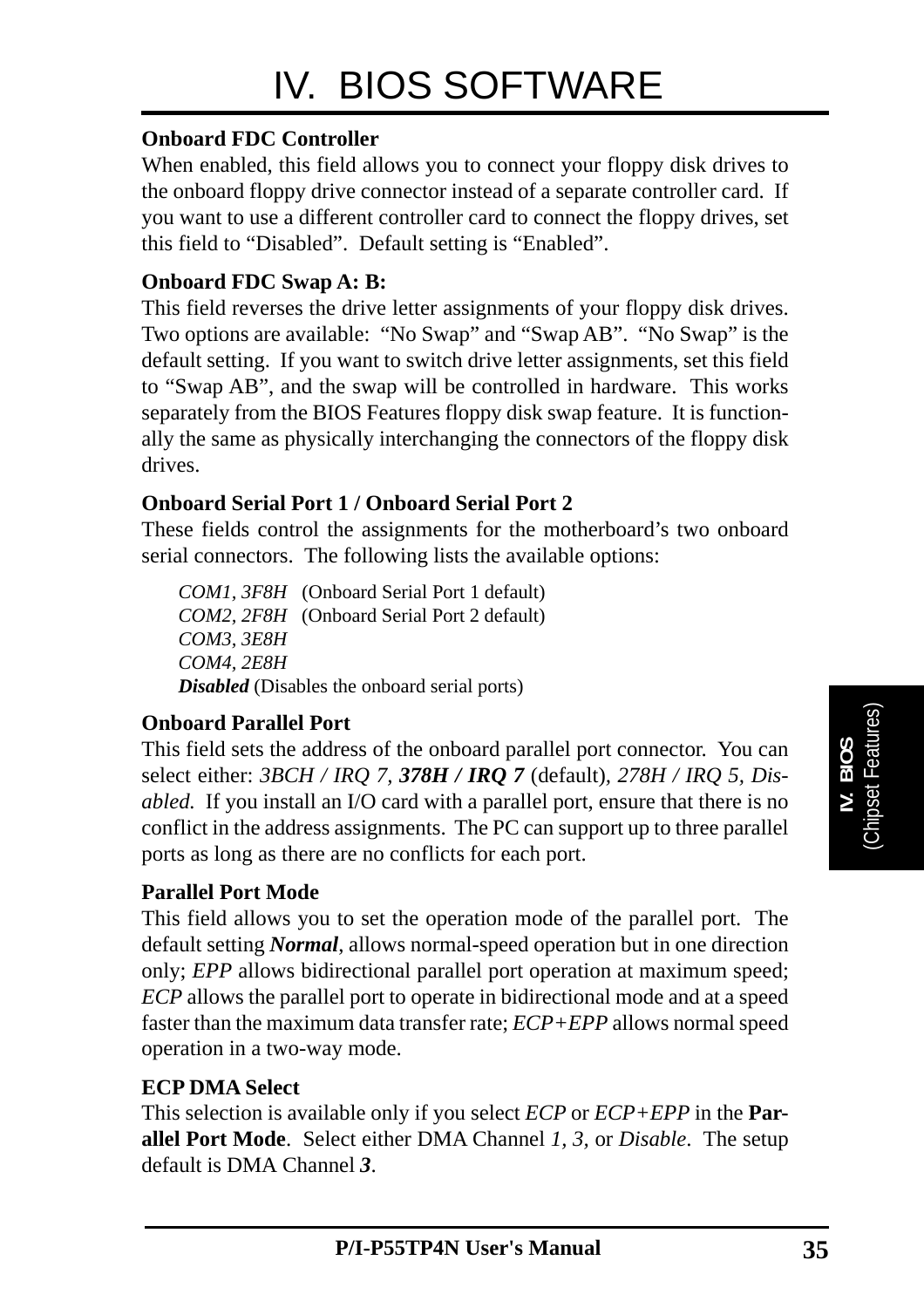**Onboard FDC Controller**

When enabled, this field allows you to connect your floppy disk drives to the onboard floppy drive connector instead of a separate controller card. If you want to use a different controller card to connect the floppy drives, set this field to "Disabled". Default setting is "Enabled".

**Onboard FDC Swap A: B:**

This field reverses the drive letter assignments of your floppy disk drives. Two options are available: "No Swap" and "Swap AB". "No Swap" is the default setting. If you want to switch drive letter assignments, set this field to "Swap AB", and the swap will be controlled in hardware. This works separately from the BIOS Features floppy disk swap feature. It is functionally the same as physically interchanging the connectors of the floppy disk drives.

**Onboard Serial Port 1 / Onboard Serial Port 2**

These fields control the assignments for the motherboard's two onboard serial connectors. The following lists the available options:

*COM1, 3F8H* (Onboard Serial Port 1 default)
*COM2, 2F8H* (Onboard Serial Port 2 default)
*COM3, 3E8H*
*COM4, 2E8H*
***Disabled*** (Disables the onboard serial ports)

**Onboard Parallel Port**

This field sets the address of the onboard parallel port connector. You can select either: *3BCH / IRQ 7*, ***378H / IRQ 7*** (default), *278H / IRQ 5, Disabled.* If you install an I/O card with a parallel port, ensure that there is no conflict in the address assignments. The PC can support up to three parallel ports as long as there are no conflicts for each port.

**Parallel Port Mode**

This field allows you to set the operation mode of the parallel port. The default setting ***Normal***, allows normal-speed operation but in one direction only; *EPP* allows bidirectional parallel port operation at maximum speed; *ECP* allows the parallel port to operate in bidirectional mode and at a speed faster than the maximum data transfer rate; *ECP+EPP* allows normal speed operation in a two-way mode.

**ECP DMA Select**

This selection is available only if you select *ECP* or *ECP+EPP* in the **Parallel Port Mode**. Select either DMA Channel *1, 3,* or *Disable*. The setup default is DMA Channel ***3***.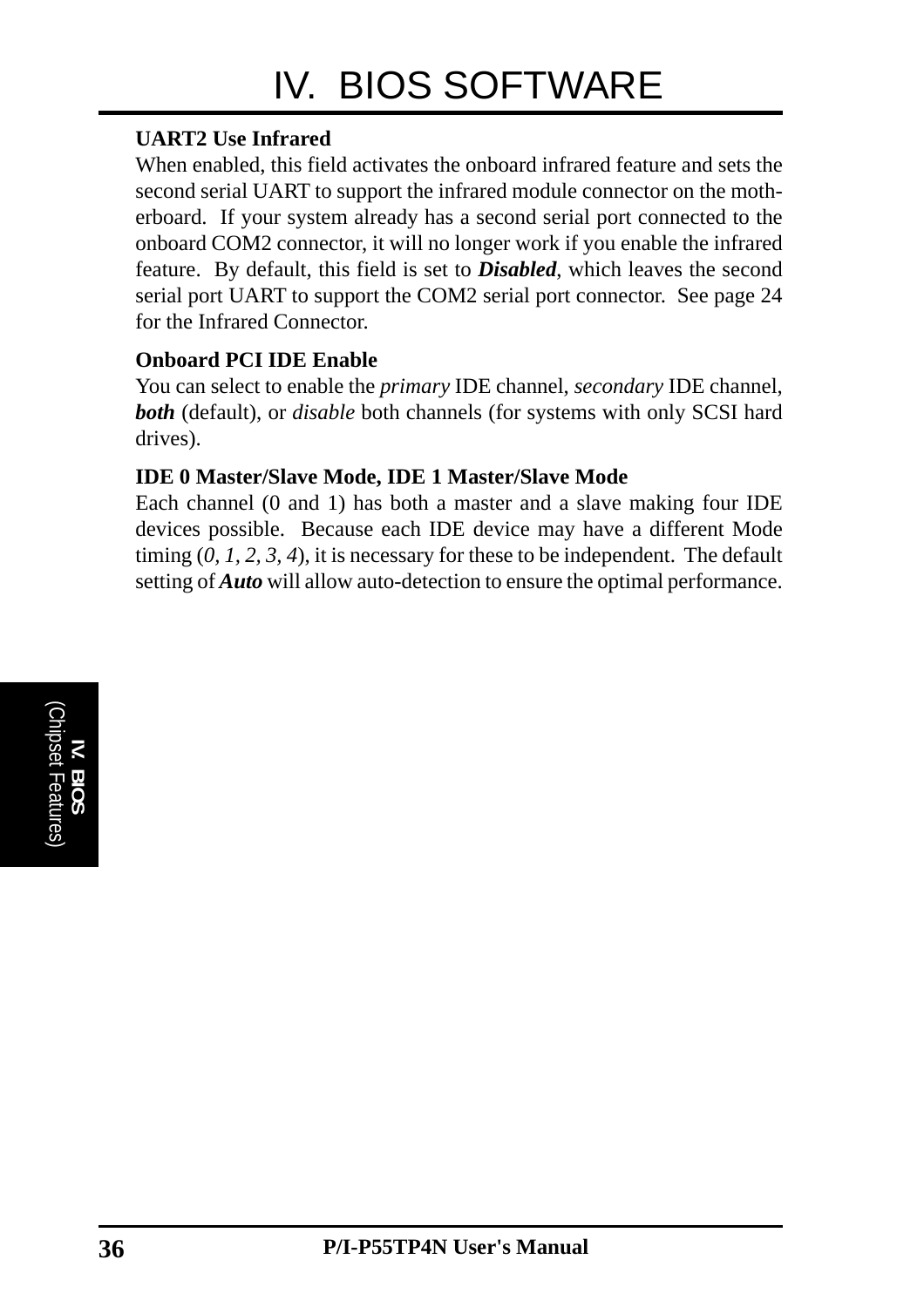**UART2 Use Infrared**

When enabled, this field activates the onboard infrared feature and sets the second serial UART to support the infrared module connector on the motherboard. If your system already has a second serial port connected to the onboard COM2 connector, it will no longer work if you enable the infrared feature. By default, this field is set to ***Disabled***, which leaves the second serial port UART to support the COM2 serial port connector. See page 24 for the Infrared Connector.

**Onboard PCI IDE Enable**

You can select to enable the *primary* IDE channel, *secondary* IDE channel, ***both*** (default), or *disable* both channels (for systems with only SCSI hard drives).

**IDE 0 Master/Slave Mode, IDE 1 Master/Slave Mode**

Each channel (0 and 1) has both a master and a slave making four IDE devices possible. Because each IDE device may have a different Mode timing (*0, 1, 2, 3, 4*), it is necessary for these to be independent. The default setting of ***Auto*** will allow auto-detection to ensure the optimal performance.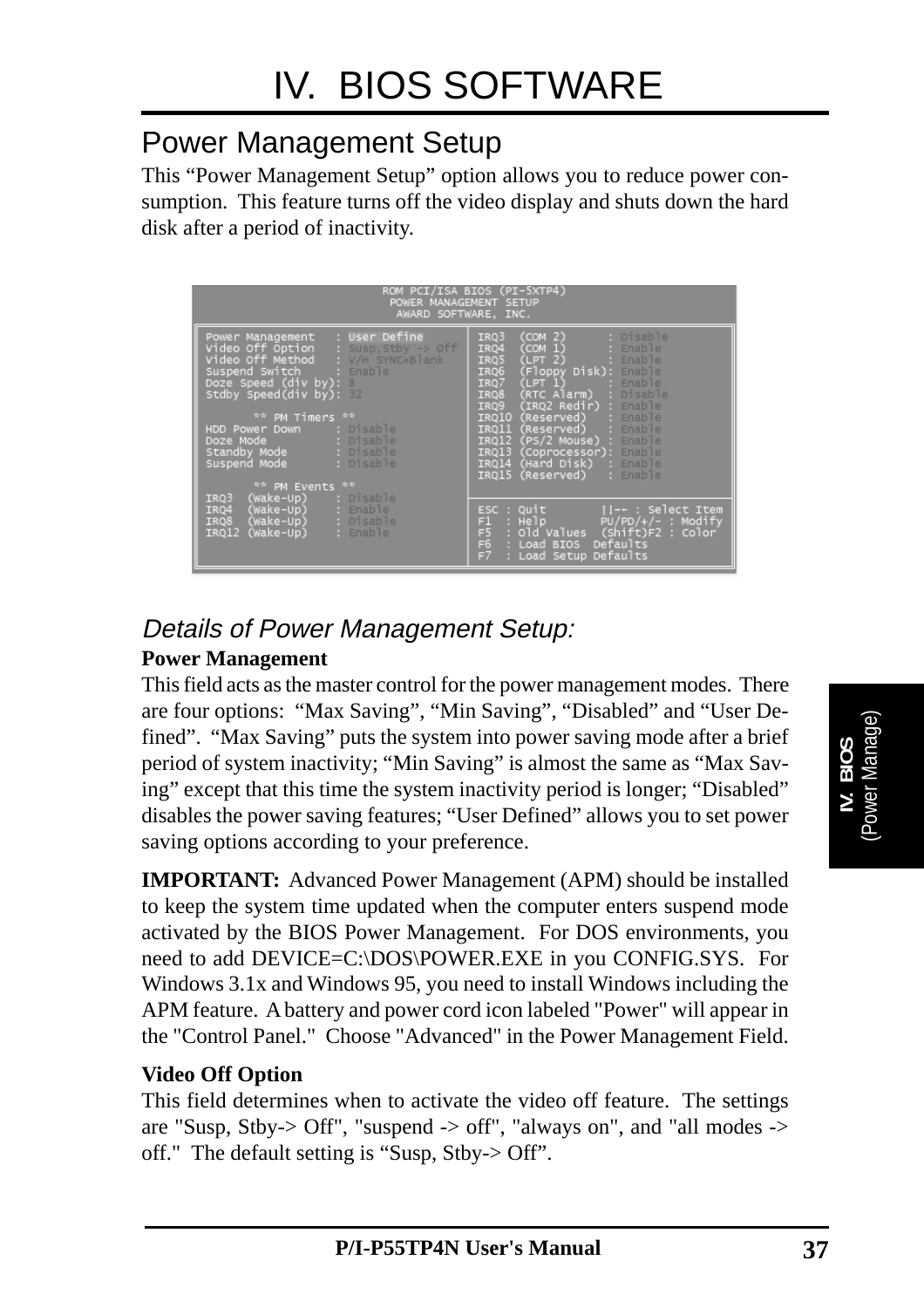# IV. BIOS SOFTWARE

## Power Management Setup

This “Power Management Setup” option allows you to reduce power consumption. This feature turns off the video display and shuts down the hard disk after a period of inactivity.

```
                    ROM PCI/ISA BIOS (PI-5XTP4)
                     POWER MANAGEMENT SETUP
                      AWARD SOFTWARE, INC.

Power Management    : User Define          IRQ3  (COM 2)       : Disable
Video Off Option    : Susp,Stby -> Off     IRQ4  (COM 1)       : Enable
Video Off Method    : V/H SYNC+Blank       IRQ5  (LPT 2)       : Enable
Suspend Switch      : Enable               IRQ6  (Floppy Disk) : Enable
Doze Speed (div by) : 8                    IRQ7  (LPT 1)       : Enable
Stdby Speed(div by) : 32                   IRQ8  (RTC Alarm)   : Disable
                                           IRQ9  (IRQ2 Redir)  : Enable
        ** PM Timers **                    IRQ10 (Reserved)    : Enable
HDD Power Down      : Disable              IRQ11 (Reserved)    : Enable
Doze Mode           : Disable              IRQ12 (PS/2 Mouse)  : Enable
Standby Mode        : Disable              IRQ13 (Coprocessor) : Enable
Suspend Mode        : Disable              IRQ14 (Hard Disk)   : Enable
                                           IRQ15 (Reserved)    : Enable
        ** PM Events **
IRQ3  (Wake-Up)     : Disable              ESC : Quit       ↑↓→← : Select Item
IRQ4  (Wake-Up)     : Enable               F1  : Help       PU/PD/+/- : Modify
IRQ8  (Wake-Up)     : Disable              F5  : Old Values  (Shift)F2 : Color
IRQ12 (Wake-Up)     : Enable               F6  : Load BIOS  Defaults
                                           F7  : Load Setup Defaults
```

### *Details of Power Management Setup:*

**Power Management**

This field acts as the master control for the power management modes. There are four options: “Max Saving”, “Min Saving”, “Disabled” and “User Defined”. “Max Saving” puts the system into power saving mode after a brief period of system inactivity; “Min Saving” is almost the same as “Max Saving” except that this time the system inactivity period is longer; “Disabled” disables the power saving features; “User Defined” allows you to set power saving options according to your preference.

**IMPORTANT:** Advanced Power Management (APM) should be installed to keep the system time updated when the computer enters suspend mode activated by the BIOS Power Management. For DOS environments, you need to add DEVICE=C:\DOS\POWER.EXE in you CONFIG.SYS. For Windows 3.1x and Windows 95, you need to install Windows including the APM feature. A battery and power cord icon labeled "Power" will appear in the "Control Panel." Choose "Advanced" in the Power Management Field.

**Video Off Option**

This field determines when to activate the video off feature. The settings are "Susp, Stby-> Off", "suspend -> off", "always on", and "all modes -> off." The default setting is “Susp, Stby-> Off”.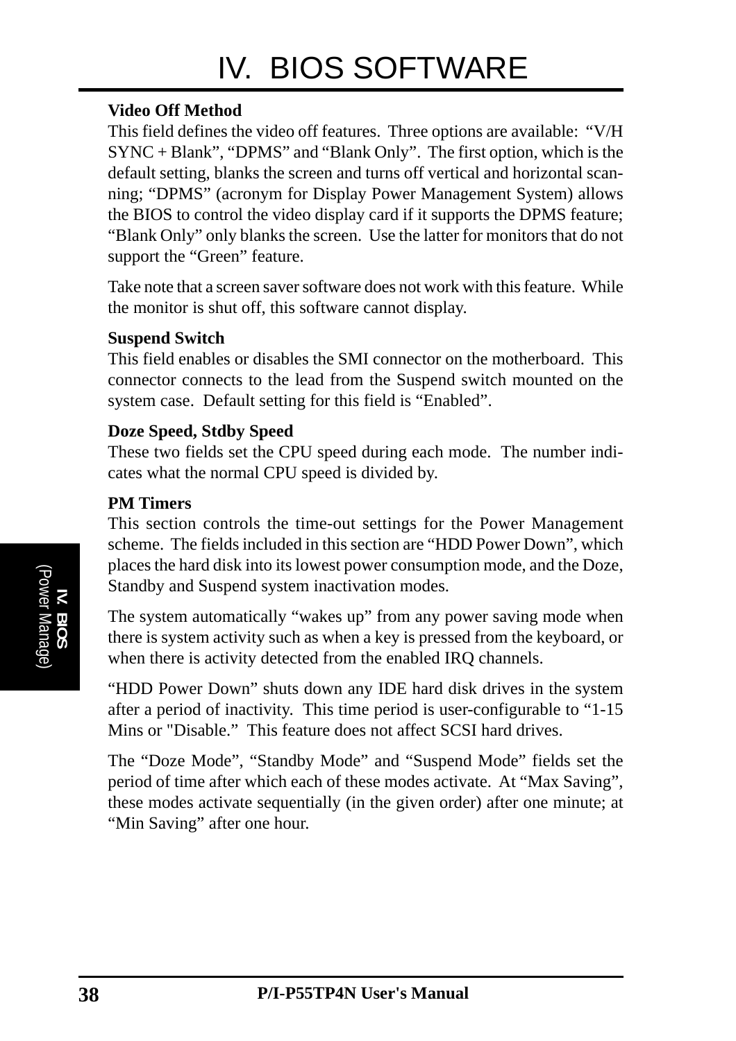**Video Off Method**
This field defines the video off features. Three options are available: "V/H SYNC + Blank", "DPMS" and "Blank Only". The first option, which is the default setting, blanks the screen and turns off vertical and horizontal scanning; "DPMS" (acronym for Display Power Management System) allows the BIOS to control the video display card if it supports the DPMS feature; "Blank Only" only blanks the screen. Use the latter for monitors that do not support the "Green" feature.

Take note that a screen saver software does not work with this feature. While the monitor is shut off, this software cannot display.

**Suspend Switch**
This field enables or disables the SMI connector on the motherboard. This connector connects to the lead from the Suspend switch mounted on the system case. Default setting for this field is "Enabled".

**Doze Speed, Stdby Speed**
These two fields set the CPU speed during each mode. The number indicates what the normal CPU speed is divided by.

**PM Timers**
This section controls the time-out settings for the Power Management scheme. The fields included in this section are "HDD Power Down", which places the hard disk into its lowest power consumption mode, and the Doze, Standby and Suspend system inactivation modes.

The system automatically "wakes up" from any power saving mode when there is system activity such as when a key is pressed from the keyboard, or when there is activity detected from the enabled IRQ channels.

"HDD Power Down" shuts down any IDE hard disk drives in the system after a period of inactivity. This time period is user-configurable to "1-15 Mins or "Disable." This feature does not affect SCSI hard drives.

The "Doze Mode", "Standby Mode" and "Suspend Mode" fields set the period of time after which each of these modes activate. At "Max Saving", these modes activate sequentially (in the given order) after one minute; at "Min Saving" after one hour.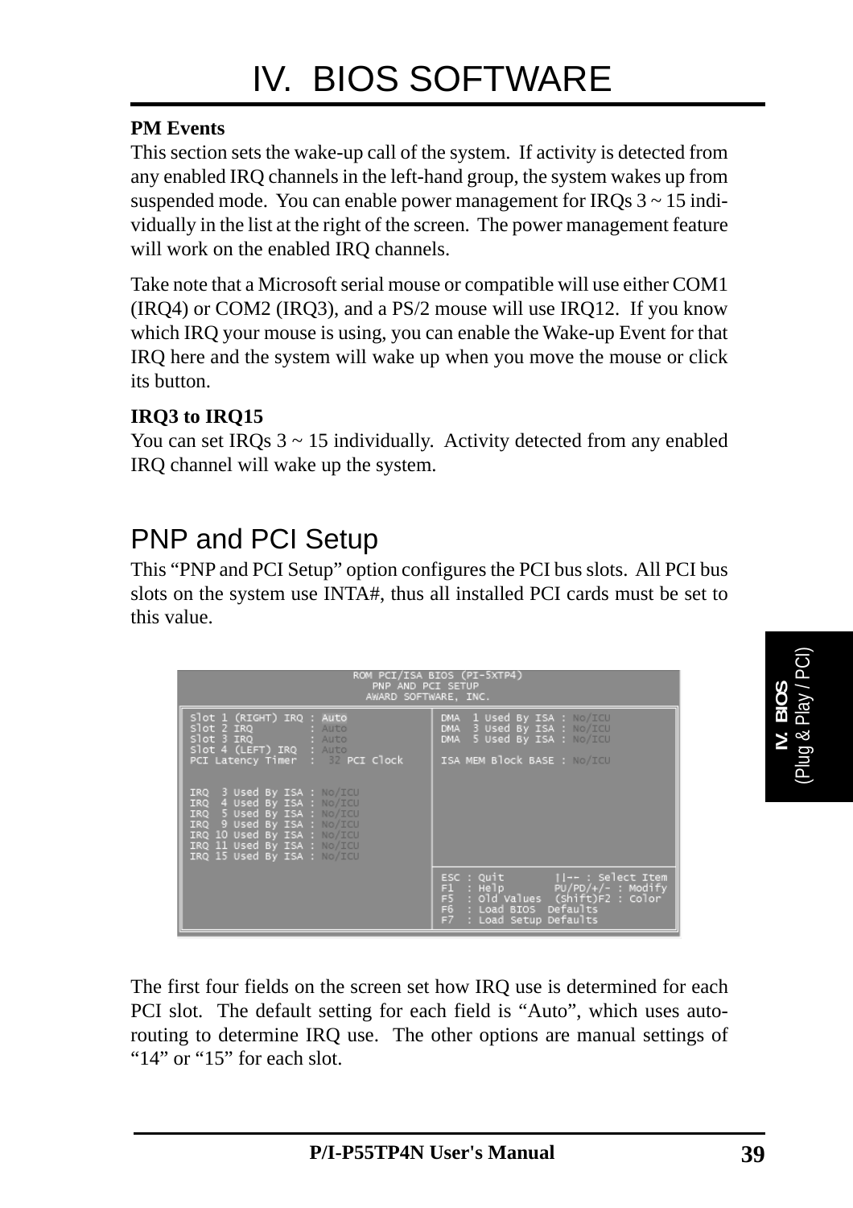**PM Events**

This section sets the wake-up call of the system. If activity is detected from any enabled IRQ channels in the left-hand group, the system wakes up from suspended mode. You can enable power management for IRQs 3 ~ 15 individually in the list at the right of the screen. The power management feature will work on the enabled IRQ channels.

Take note that a Microsoft serial mouse or compatible will use either COM1 (IRQ4) or COM2 (IRQ3), and a PS/2 mouse will use IRQ12. If you know which IRQ your mouse is using, you can enable the Wake-up Event for that IRQ here and the system will wake up when you move the mouse or click its button.

**IRQ3 to IRQ15**

You can set IRQs 3 ~ 15 individually. Activity detected from any enabled IRQ channel will wake up the system.

## PNP and PCI Setup

This "PNP and PCI Setup" option configures the PCI bus slots. All PCI bus slots on the system use INTA#, thus all installed PCI cards must be set to this value.

```
ROM PCI/ISA BIOS (PI-5XTP4)
PNP AND PCI SETUP
AWARD SOFTWARE, INC.

Slot 1 (RIGHT) IRQ : Auto          DMA  1 Used By ISA : No/ICU
Slot 2 IRQ         : Auto          DMA  3 Used By ISA : No/ICU
Slot 3 IRQ         : Auto          DMA  5 Used By ISA : No/ICU
Slot 4 (LEFT) IRQ  : Auto
PCI Latency Timer  :  32 PCI Clock ISA MEM Block BASE : No/ICU

IRQ  3 Used By ISA : No/ICU
IRQ  4 Used By ISA : No/ICU
IRQ  5 Used By ISA : No/ICU
IRQ  9 Used By ISA : No/ICU
IRQ 10 Used By ISA : No/ICU
IRQ 11 Used By ISA : No/ICU
IRQ 15 Used By ISA : No/ICU
                                   ESC : Quit        ||-- : Select Item
                                   F1  : Help        PU/PD/+/- : Modify
                                   F5  : Old Values  (Shift)F2 : Color
                                   F6  : Load BIOS  Defaults
                                   F7  : Load Setup Defaults
```

The first four fields on the screen set how IRQ use is determined for each PCI slot. The default setting for each field is "Auto", which uses auto-routing to determine IRQ use. The other options are manual settings of "14" or "15" for each slot.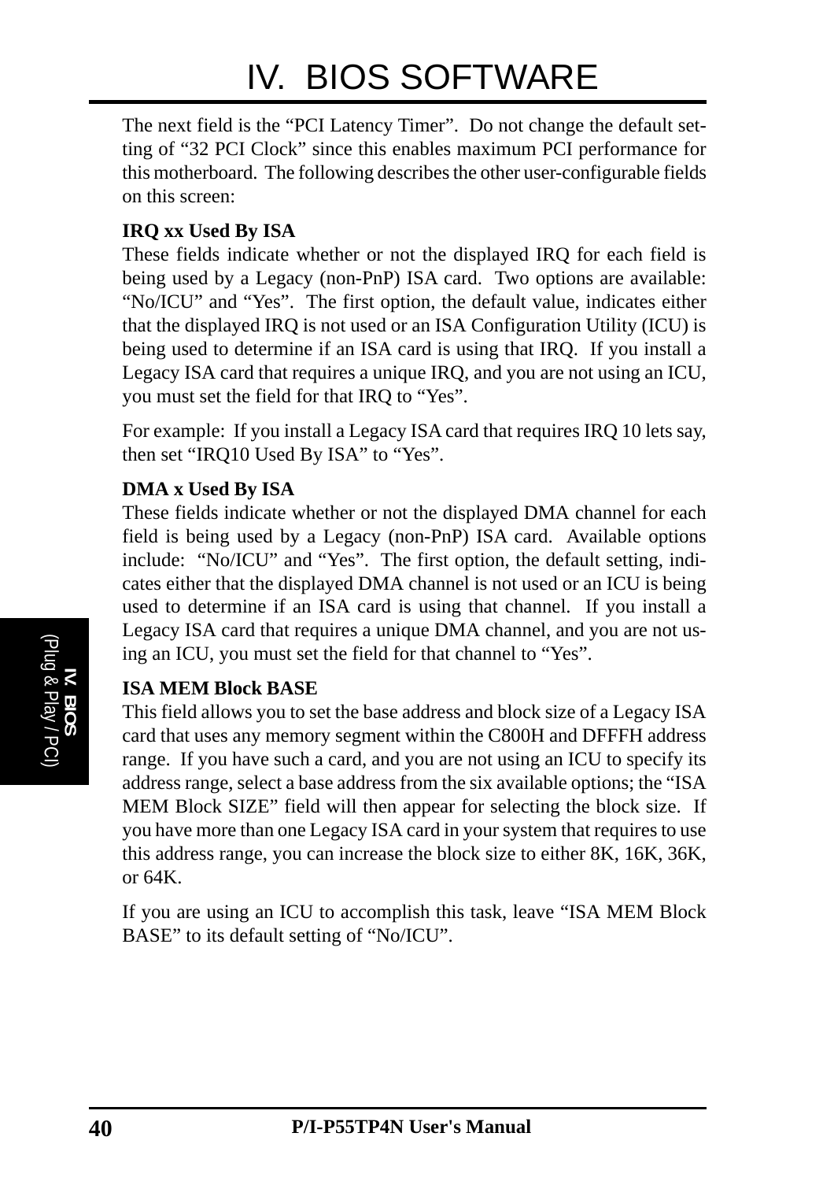The next field is the "PCI Latency Timer". Do not change the default setting of "32 PCI Clock" since this enables maximum PCI performance for this motherboard. The following describes the other user-configurable fields on this screen:

**IRQ xx Used By ISA**
These fields indicate whether or not the displayed IRQ for each field is being used by a Legacy (non-PnP) ISA card. Two options are available: "No/ICU" and "Yes". The first option, the default value, indicates either that the displayed IRQ is not used or an ISA Configuration Utility (ICU) is being used to determine if an ISA card is using that IRQ. If you install a Legacy ISA card that requires a unique IRQ, and you are not using an ICU, you must set the field for that IRQ to "Yes".

For example: If you install a Legacy ISA card that requires IRQ 10 lets say, then set "IRQ10 Used By ISA" to "Yes".

**DMA x Used By ISA**
These fields indicate whether or not the displayed DMA channel for each field is being used by a Legacy (non-PnP) ISA card. Available options include: "No/ICU" and "Yes". The first option, the default setting, indicates either that the displayed DMA channel is not used or an ICU is being used to determine if an ISA card is using that channel. If you install a Legacy ISA card that requires a unique DMA channel, and you are not using an ICU, you must set the field for that channel to "Yes".

**ISA MEM Block BASE**
This field allows you to set the base address and block size of a Legacy ISA card that uses any memory segment within the C800H and DFFFH address range. If you have such a card, and you are not using an ICU to specify its address range, select a base address from the six available options; the "ISA MEM Block SIZE" field will then appear for selecting the block size. If you have more than one Legacy ISA card in your system that requires to use this address range, you can increase the block size to either 8K, 16K, 36K, or 64K.

If you are using an ICU to accomplish this task, leave "ISA MEM Block BASE" to its default setting of "No/ICU".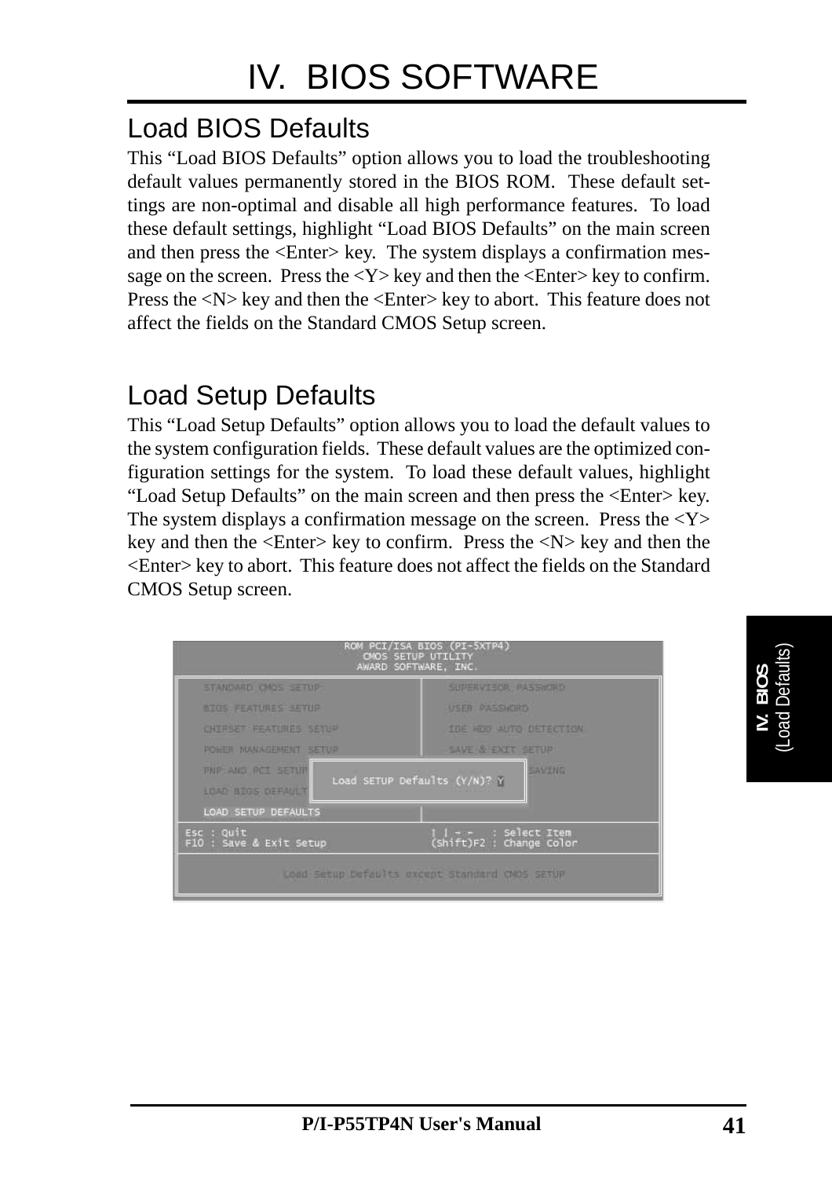# IV. BIOS SOFTWARE

## Load BIOS Defaults

This "Load BIOS Defaults" option allows you to load the troubleshooting default values permanently stored in the BIOS ROM. These default settings are non-optimal and disable all high performance features. To load these default settings, highlight "Load BIOS Defaults" on the main screen and then press the <Enter> key. The system displays a confirmation message on the screen. Press the <Y> key and then the <Enter> key to confirm. Press the <N> key and then the <Enter> key to abort. This feature does not affect the fields on the Standard CMOS Setup screen.

## Load Setup Defaults

This "Load Setup Defaults" option allows you to load the default values to the system configuration fields. These default values are the optimized configuration settings for the system. To load these default values, highlight "Load Setup Defaults" on the main screen and then press the <Enter> key. The system displays a confirmation message on the screen. Press the <Y> key and then the <Enter> key to confirm. Press the <N> key and then the <Enter> key to abort. This feature does not affect the fields on the Standard CMOS Setup screen.

```
ROM PCI/ISA BIOS (PI-5XTP4)
CMOS SETUP UTILITY
AWARD SOFTWARE, INC.

STANDARD CMOS SETUP            SUPERVISOR PASSWORD
BIOS FEATURES SETUP            USER PASSWORD
CHIPSET FEATURES SETUP         IDE HDD AUTO DETECTION
POWER MANAGEMENT SETUP         SAVE & EXIT SETUP
PNP AND PCI SETUP   [ Load SETUP Defaults (Y/N)? Y ]  SAVING
LOAD BIOS DEFAULT
LOAD SETUP DEFAULTS

Esc : Quit                     ↑ ↓ → ←   : Select Item
F10 : Save & Exit Setup        (Shift)F2 : Change Color

        Load Setup Defaults except Standard CMOS SETUP
```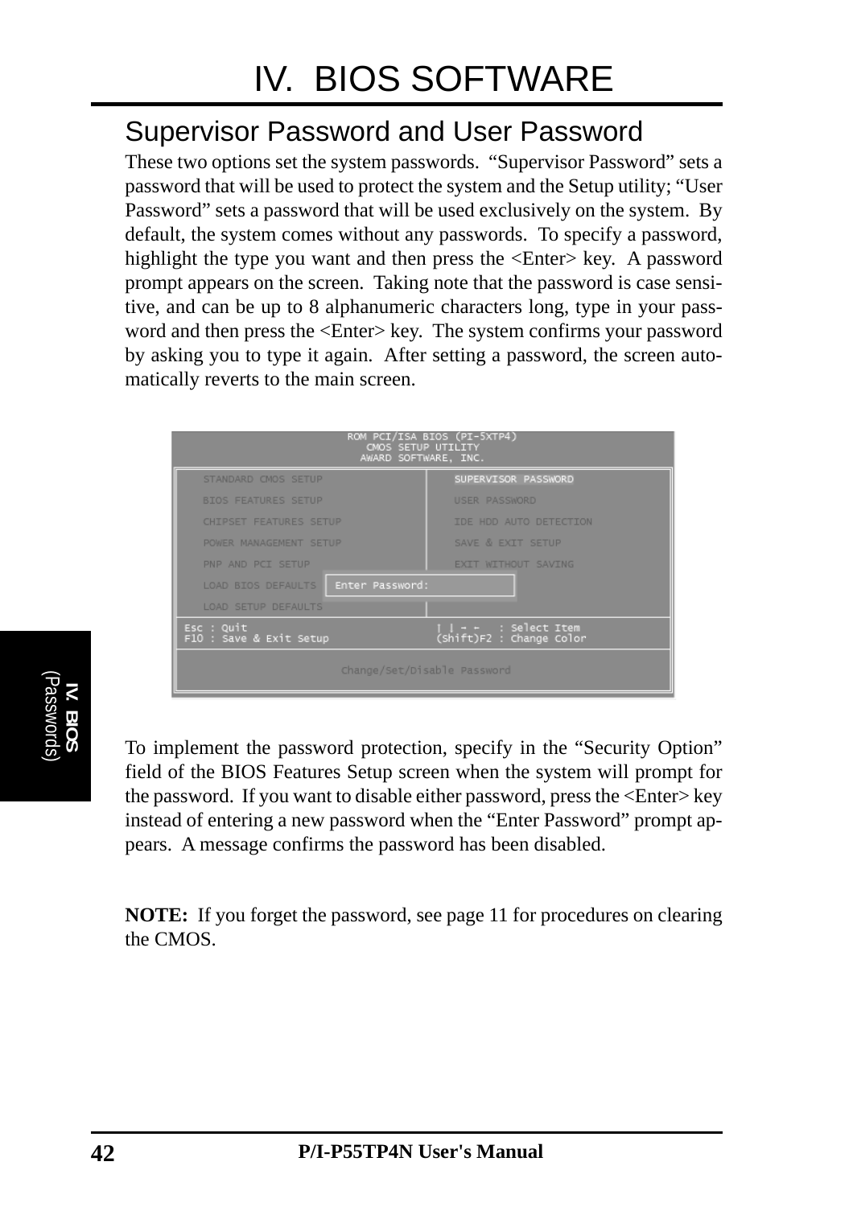# IV. BIOS SOFTWARE

## Supervisor Password and User Password

These two options set the system passwords. "Supervisor Password" sets a password that will be used to protect the system and the Setup utility; "User Password" sets a password that will be used exclusively on the system. By default, the system comes without any passwords. To specify a password, highlight the type you want and then press the <Enter> key. A password prompt appears on the screen. Taking note that the password is case sensitive, and can be up to 8 alphanumeric characters long, type in your password and then press the <Enter> key. The system confirms your password by asking you to type it again. After setting a password, the screen automatically reverts to the main screen.

```
ROM PCI/ISA BIOS (PI-5XTP4)
CMOS SETUP UTILITY
AWARD SOFTWARE, INC.

STANDARD CMOS SETUP          SUPERVISOR PASSWORD
BIOS FEATURES SETUP          USER PASSWORD
CHIPSET FEATURES SETUP       IDE HDD AUTO DETECTION
POWER MANAGEMENT SETUP       SAVE & EXIT SETUP
PNP AND PCI SETUP            EXIT WITHOUT SAVING
LOAD BIOS DEFAULTS   Enter Password:
LOAD SETUP DEFAULTS

Esc : Quit                   ↑ ↓ → ←   : Select Item
F10 : Save & Exit Setup      (Shift)F2 : Change Color

Change/Set/Disable Password
```

To implement the password protection, specify in the "Security Option" field of the BIOS Features Setup screen when the system will prompt for the password. If you want to disable either password, press the <Enter> key instead of entering a new password when the "Enter Password" prompt appears. A message confirms the password has been disabled.

**NOTE:** If you forget the password, see page 11 for procedures on clearing the CMOS.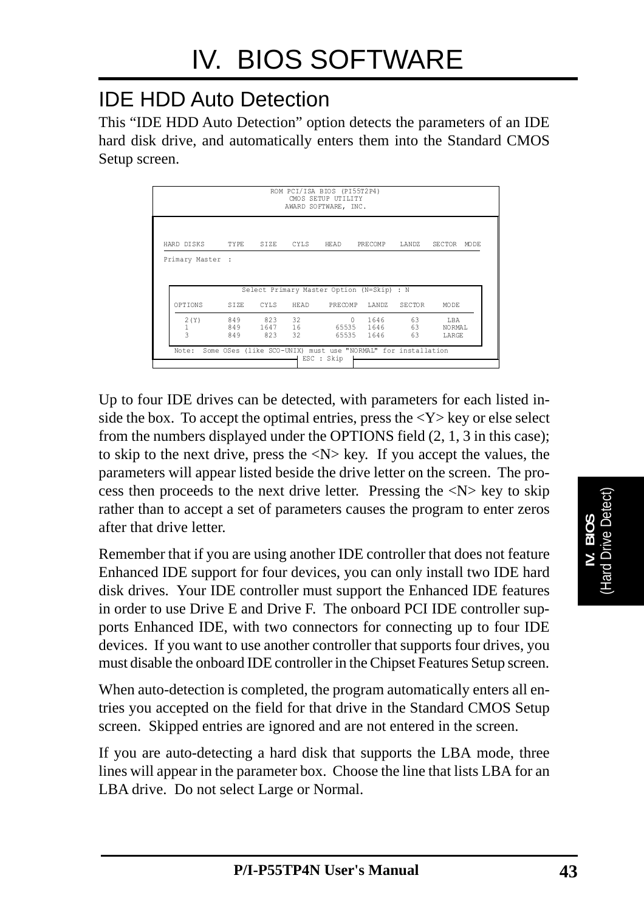# IV. BIOS SOFTWARE

## IDE HDD Auto Detection

This "IDE HDD Auto Detection" option detects the parameters of an IDE hard disk drive, and automatically enters them into the Standard CMOS Setup screen.

```
                     ROM PCI/ISA BIOS (PI55T2P4)
                         CMOS SETUP UTILITY
                        AWARD SOFTWARE, INC.


HARD DISKS     TYPE   SIZE   CYLS   HEAD   PRECOMP   LANDZ   SECTOR  MODE
Primary Master  :

              Select Primary Master Option (N=Skip) : N

   OPTIONS     SIZE   CYLS   HEAD    PRECOMP   LANDZ   SECTOR    MODE
     2(Y)      849     823   32            0   1646      63       LBA
     1         849    1647   16        65535   1646      63      NORMAL
     3         849     823   32        65535   1646      63      LARGE

   Note:  Some OSes (like SCO-UNIX) must use "NORMAL" for installation
                              ESC : Skip
```

Up to four IDE drives can be detected, with parameters for each listed inside the box. To accept the optimal entries, press the <Y> key or else select from the numbers displayed under the OPTIONS field (2, 1, 3 in this case); to skip to the next drive, press the <N> key. If you accept the values, the parameters will appear listed beside the drive letter on the screen. The process then proceeds to the next drive letter. Pressing the <N> key to skip rather than to accept a set of parameters causes the program to enter zeros after that drive letter.

Remember that if you are using another IDE controller that does not feature Enhanced IDE support for four devices, you can only install two IDE hard disk drives. Your IDE controller must support the Enhanced IDE features in order to use Drive E and Drive F. The onboard PCI IDE controller supports Enhanced IDE, with two connectors for connecting up to four IDE devices. If you want to use another controller that supports four drives, you must disable the onboard IDE controller in the Chipset Features Setup screen.

When auto-detection is completed, the program automatically enters all entries you accepted on the field for that drive in the Standard CMOS Setup screen. Skipped entries are ignored and are not entered in the screen.

If you are auto-detecting a hard disk that supports the LBA mode, three lines will appear in the parameter box. Choose the line that lists LBA for an LBA drive. Do not select Large or Normal.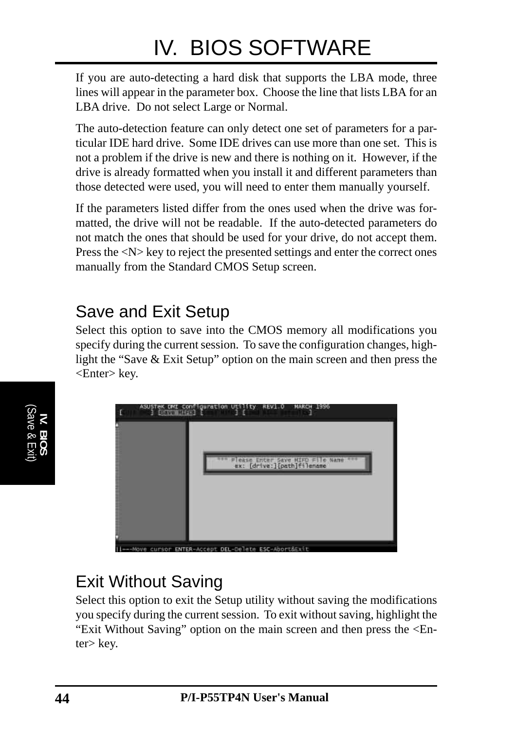If you are auto-detecting a hard disk that supports the LBA mode, three lines will appear in the parameter box. Choose the line that lists LBA for an LBA drive. Do not select Large or Normal.

The auto-detection feature can only detect one set of parameters for a particular IDE hard drive. Some IDE drives can use more than one set. This is not a problem if the drive is new and there is nothing on it. However, if the drive is already formatted when you install it and different parameters than those detected were used, you will need to enter them manually yourself.

If the parameters listed differ from the ones used when the drive was formatted, the drive will not be readable. If the auto-detected parameters do not match the ones that should be used for your drive, do not accept them. Press the <N> key to reject the presented settings and enter the correct ones manually from the Standard CMOS Setup screen.

## Save and Exit Setup

Select this option to save into the CMOS memory all modifications you specify during the current session. To save the configuration changes, highlight the "Save & Exit Setup" option on the main screen and then press the <Enter> key.

## Exit Without Saving

Select this option to exit the Setup utility without saving the modifications you specify during the current session. To exit without saving, highlight the "Exit Without Saving" option on the main screen and then press the <Enter> key.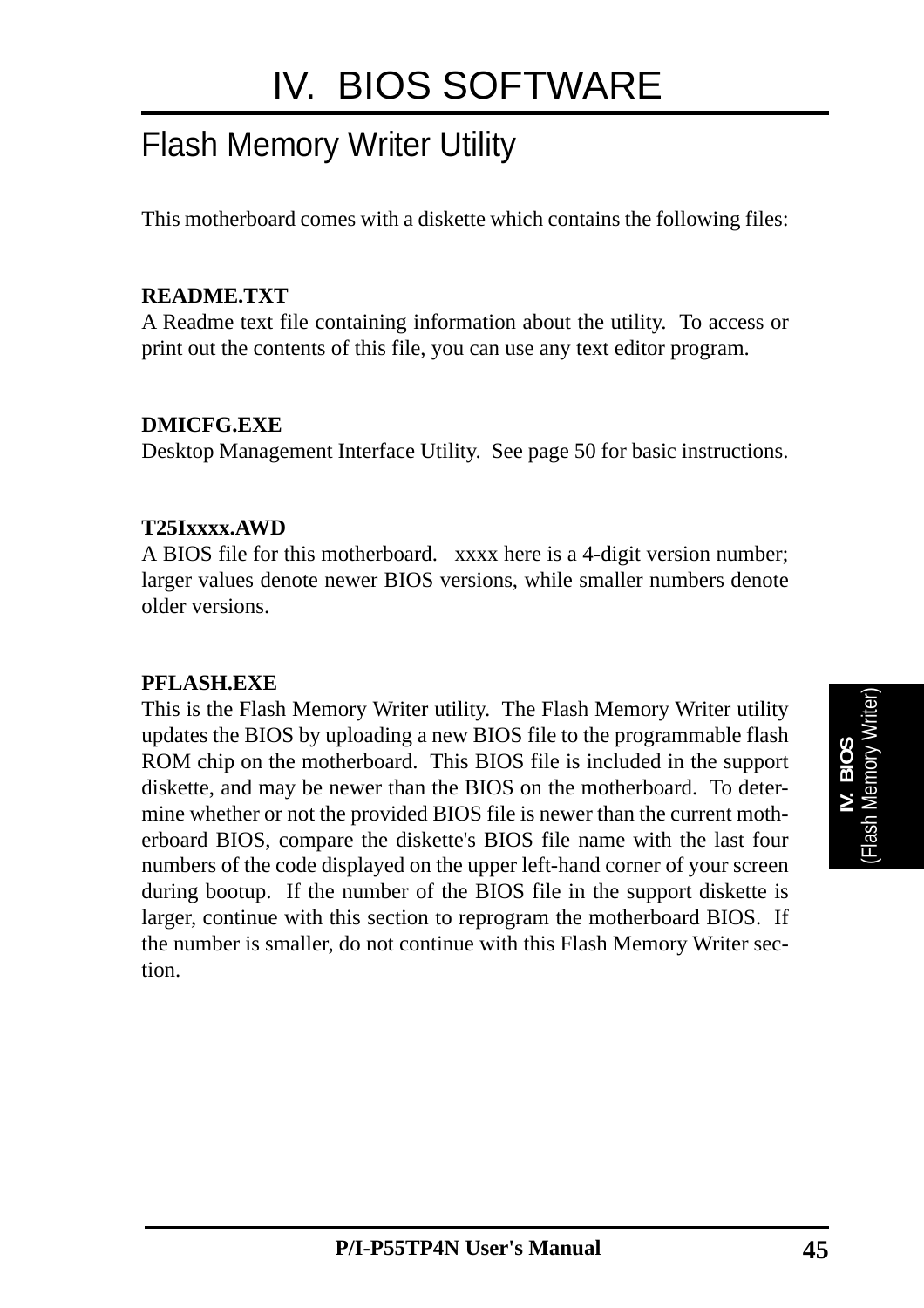# IV. BIOS SOFTWARE

## Flash Memory Writer Utility

This motherboard comes with a diskette which contains the following files:

**README.TXT**
A Readme text file containing information about the utility. To access or print out the contents of this file, you can use any text editor program.

**DMICFG.EXE**
Desktop Management Interface Utility. See page 50 for basic instructions.

**T25Ixxxx.AWD**
A BIOS file for this motherboard. xxxx here is a 4-digit version number; larger values denote newer BIOS versions, while smaller numbers denote older versions.

**PFLASH.EXE**
This is the Flash Memory Writer utility. The Flash Memory Writer utility updates the BIOS by uploading a new BIOS file to the programmable flash ROM chip on the motherboard. This BIOS file is included in the support diskette, and may be newer than the BIOS on the motherboard. To determine whether or not the provided BIOS file is newer than the current motherboard BIOS, compare the diskette's BIOS file name with the last four numbers of the code displayed on the upper left-hand corner of your screen during bootup. If the number of the BIOS file in the support diskette is larger, continue with this section to reprogram the motherboard BIOS. If the number is smaller, do not continue with this Flash Memory Writer section.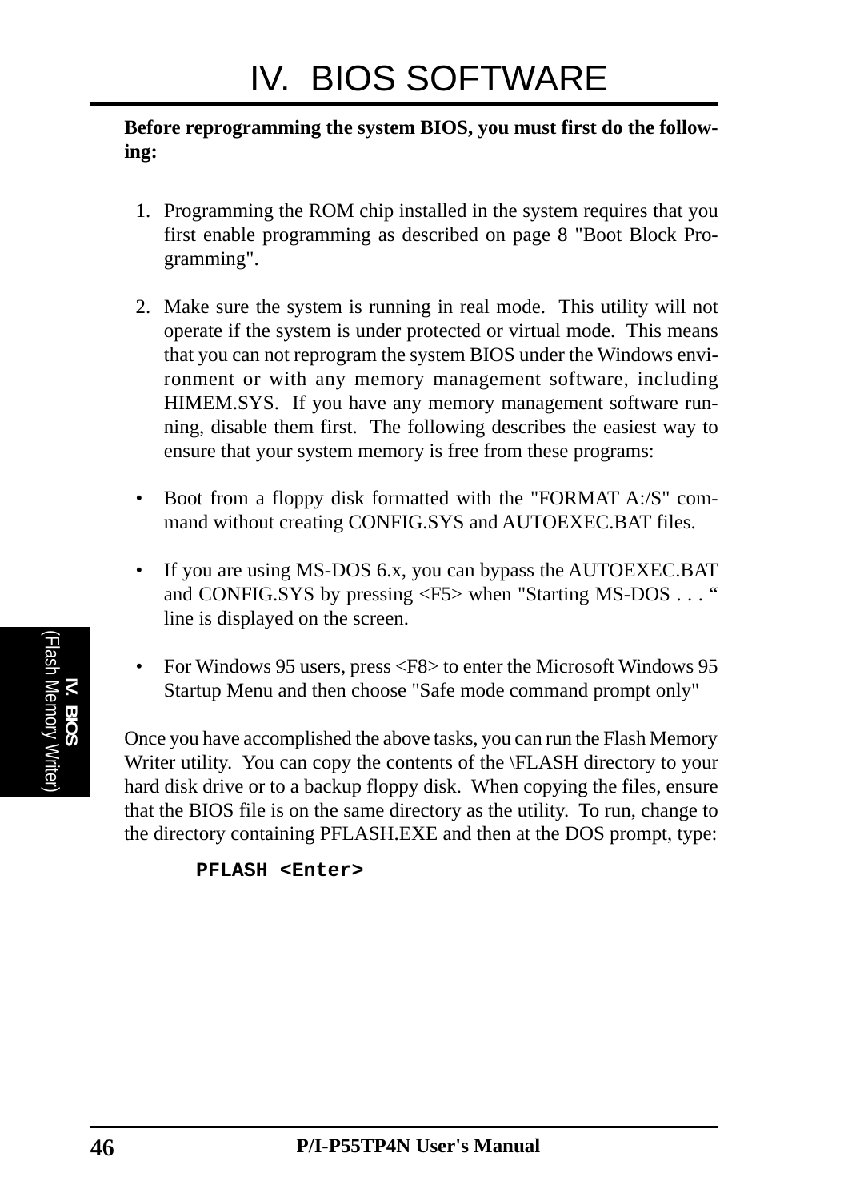**Before reprogramming the system BIOS, you must first do the following:**

1. Programming the ROM chip installed in the system requires that you first enable programming as described on page 8 "Boot Block Programming".

2. Make sure the system is running in real mode. This utility will not operate if the system is under protected or virtual mode. This means that you can not reprogram the system BIOS under the Windows environment or with any memory management software, including HIMEM.SYS. If you have any memory management software running, disable them first. The following describes the easiest way to ensure that your system memory is free from these programs:

- Boot from a floppy disk formatted with the "FORMAT A:/S" command without creating CONFIG.SYS and AUTOEXEC.BAT files.

- If you are using MS-DOS 6.x, you can bypass the AUTOEXEC.BAT and CONFIG.SYS by pressing <F5> when "Starting MS-DOS . . . " line is displayed on the screen.

- For Windows 95 users, press <F8> to enter the Microsoft Windows 95 Startup Menu and then choose "Safe mode command prompt only"

Once you have accomplished the above tasks, you can run the Flash Memory Writer utility. You can copy the contents of the \FLASH directory to your hard disk drive or to a backup floppy disk. When copying the files, ensure that the BIOS file is on the same directory as the utility. To run, change to the directory containing PFLASH.EXE and then at the DOS prompt, type:

```
PFLASH <Enter>
```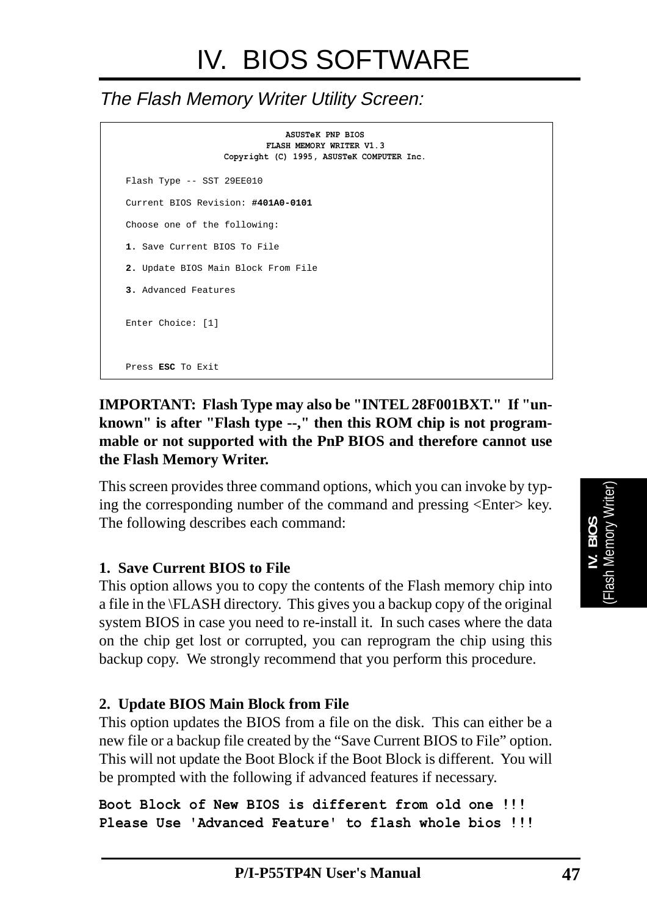# IV. BIOS SOFTWARE

*The Flash Memory Writer Utility Screen:*

```
                              ASUSTeK PNP BIOS
                           FLASH MEMORY WRITER V1.3
                   Copyright (C) 1995, ASUSTeK COMPUTER Inc.

     Flash Type -- SST 29EE010

     Current BIOS Revision: #401A0-0101

     Choose one of the following:

     1. Save Current BIOS To File

     2. Update BIOS Main Block From File

     3. Advanced Features


     Enter Choice: [1]



     Press ESC To Exit
```

**IMPORTANT: Flash Type may also be "INTEL 28F001BXT." If "unknown" is after "Flash type --," then this ROM chip is not programmable or not supported with the PnP BIOS and therefore cannot use the Flash Memory Writer.**

This screen provides three command options, which you can invoke by typing the corresponding number of the command and pressing <Enter> key. The following describes each command:

**1. Save Current BIOS to File**

This option allows you to copy the contents of the Flash memory chip into a file in the \FLASH directory. This gives you a backup copy of the original system BIOS in case you need to re-install it. In such cases where the data on the chip get lost or corrupted, you can reprogram the chip using this backup copy. We strongly recommend that you perform this procedure.

**2. Update BIOS Main Block from File**

This option updates the BIOS from a file on the disk. This can either be a new file or a backup file created by the “Save Current BIOS to File” option. This will not update the Boot Block if the Boot Block is different. You will be prompted with the following if advanced features if necessary.

```
Boot Block of New BIOS is different from old one !!!
Please Use 'Advanced Feature' to flash whole bios !!!
```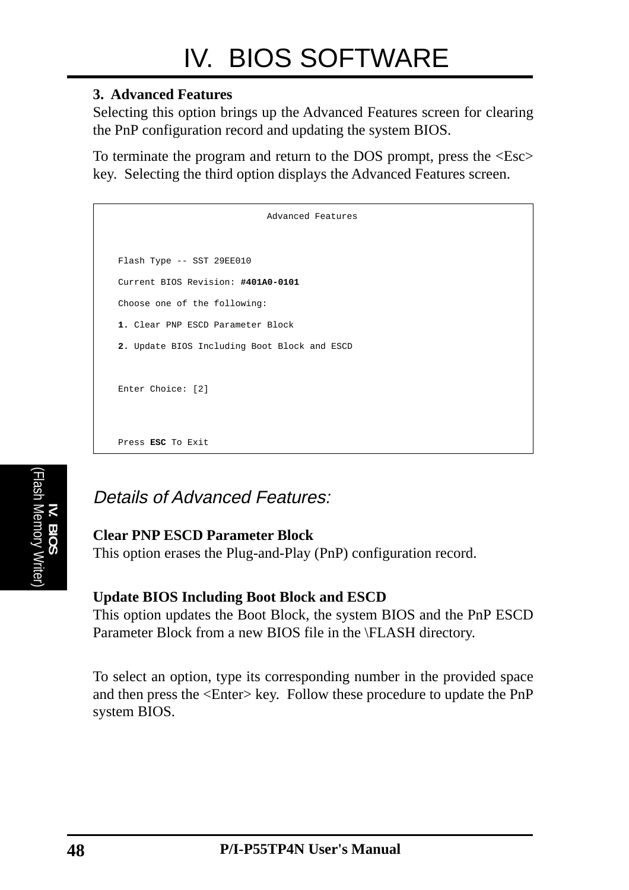## 3. Advanced Features

Selecting this option brings up the Advanced Features screen for clearing the PnP configuration record and updating the system BIOS.

To terminate the program and return to the DOS prompt, press the <Esc> key. Selecting the third option displays the Advanced Features screen.

```
                              Advanced Features


    Flash Type -- SST 29EE010

    Current BIOS Revision: #401A0-0101

    Choose one of the following:

    1. Clear PNP ESCD Parameter Block

    2. Update BIOS Including Boot Block and ESCD


    Enter Choice: [2]



    Press ESC To Exit
```

### *Details of Advanced Features:*

**Clear PNP ESCD Parameter Block**
This option erases the Plug-and-Play (PnP) configuration record.

**Update BIOS Including Boot Block and ESCD**
This option updates the Boot Block, the system BIOS and the PnP ESCD Parameter Block from a new BIOS file in the \FLASH directory.

To select an option, type its corresponding number in the provided space and then press the <Enter> key. Follow these procedure to update the PnP system BIOS.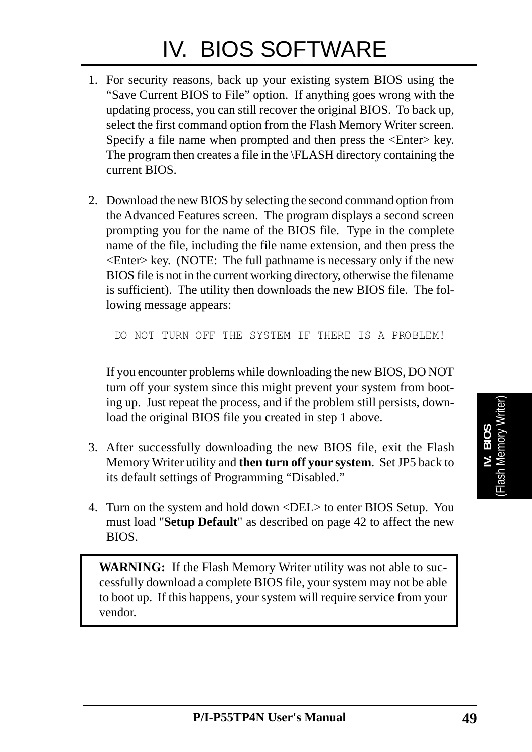# IV. BIOS SOFTWARE

1. For security reasons, back up your existing system BIOS using the "Save Current BIOS to File" option. If anything goes wrong with the updating process, you can still recover the original BIOS. To back up, select the first command option from the Flash Memory Writer screen. Specify a file name when prompted and then press the <Enter> key. The program then creates a file in the \FLASH directory containing the current BIOS.

2. Download the new BIOS by selecting the second command option from the Advanced Features screen. The program displays a second screen prompting you for the name of the BIOS file. Type in the complete name of the file, including the file name extension, and then press the <Enter> key. (NOTE: The full pathname is necessary only if the new BIOS file is not in the current working directory, otherwise the filename is sufficient). The utility then downloads the new BIOS file. The following message appears:

   ```
   DO NOT TURN OFF THE SYSTEM IF THERE IS A PROBLEM!
   ```

   If you encounter problems while downloading the new BIOS, DO NOT turn off your system since this might prevent your system from booting up. Just repeat the process, and if the problem still persists, download the original BIOS file you created in step 1 above.

3. After successfully downloading the new BIOS file, exit the Flash Memory Writer utility and **then turn off your system**. Set JP5 back to its default settings of Programming "Disabled."

4. Turn on the system and hold down <DEL> to enter BIOS Setup. You must load "**Setup Default**" as described on page 42 to affect the new BIOS.

> **WARNING:** If the Flash Memory Writer utility was not able to successfully download a complete BIOS file, your system may not be able to boot up. If this happens, your system will require service from your vendor.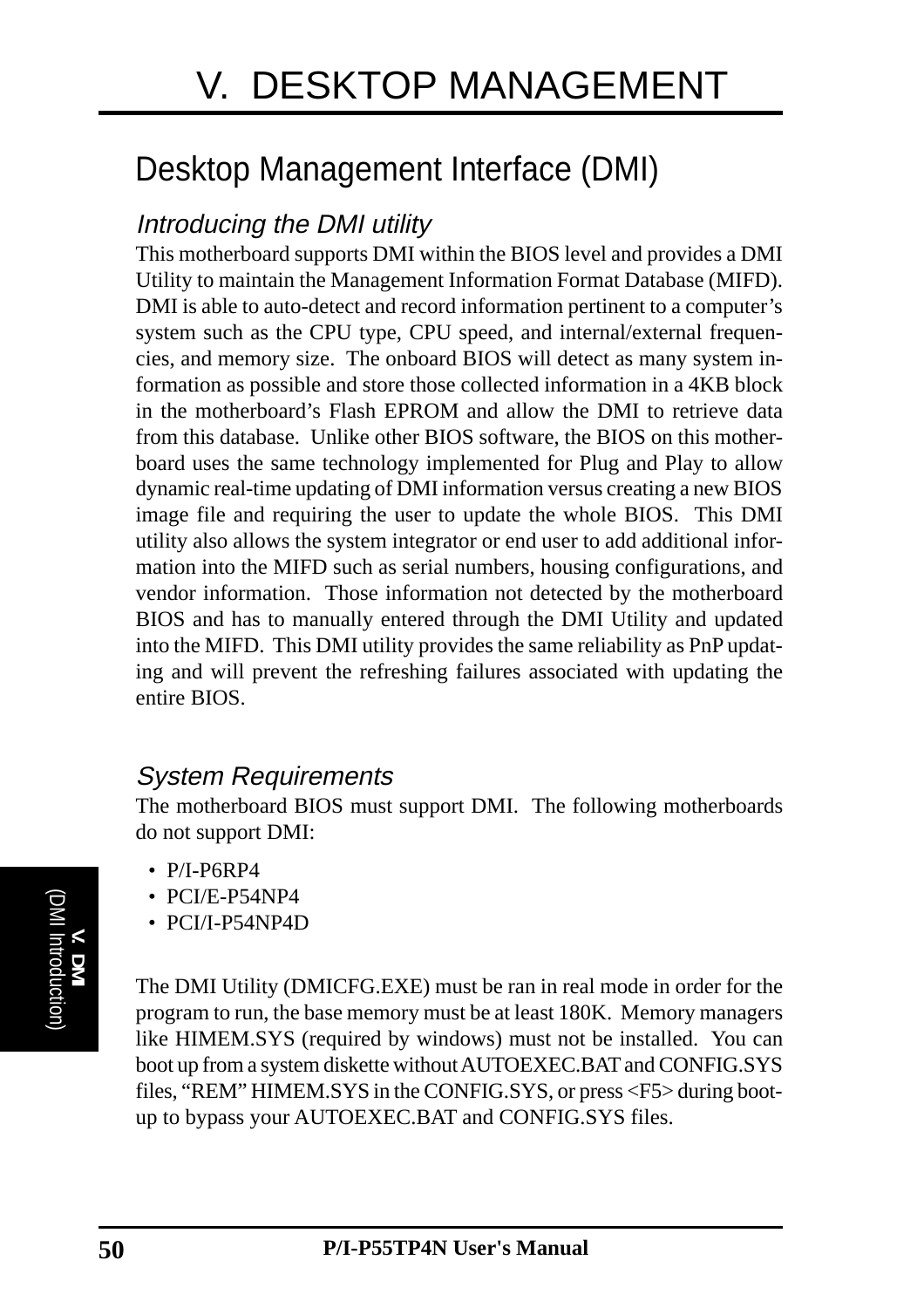# V. DESKTOP MANAGEMENT

## Desktop Management Interface (DMI)

### *Introducing the DMI utility*

This motherboard supports DMI within the BIOS level and provides a DMI Utility to maintain the Management Information Format Database (MIFD). DMI is able to auto-detect and record information pertinent to a computer's system such as the CPU type, CPU speed, and internal/external frequencies, and memory size. The onboard BIOS will detect as many system information as possible and store those collected information in a 4KB block in the motherboard's Flash EPROM and allow the DMI to retrieve data from this database. Unlike other BIOS software, the BIOS on this motherboard uses the same technology implemented for Plug and Play to allow dynamic real-time updating of DMI information versus creating a new BIOS image file and requiring the user to update the whole BIOS. This DMI utility also allows the system integrator or end user to add additional information into the MIFD such as serial numbers, housing configurations, and vendor information. Those information not detected by the motherboard BIOS and has to manually entered through the DMI Utility and updated into the MIFD. This DMI utility provides the same reliability as PnP updating and will prevent the refreshing failures associated with updating the entire BIOS.

### *System Requirements*

The motherboard BIOS must support DMI. The following motherboards do not support DMI:

- P/I-P6RP4
- PCI/E-P54NP4
- PCI/I-P54NP4D

The DMI Utility (DMICFG.EXE) must be ran in real mode in order for the program to run, the base memory must be at least 180K. Memory managers like HIMEM.SYS (required by windows) must not be installed. You can boot up from a system diskette without AUTOEXEC.BAT and CONFIG.SYS files, "REM" HIMEM.SYS in the CONFIG.SYS, or press <F5> during bootup to bypass your AUTOEXEC.BAT and CONFIG.SYS files.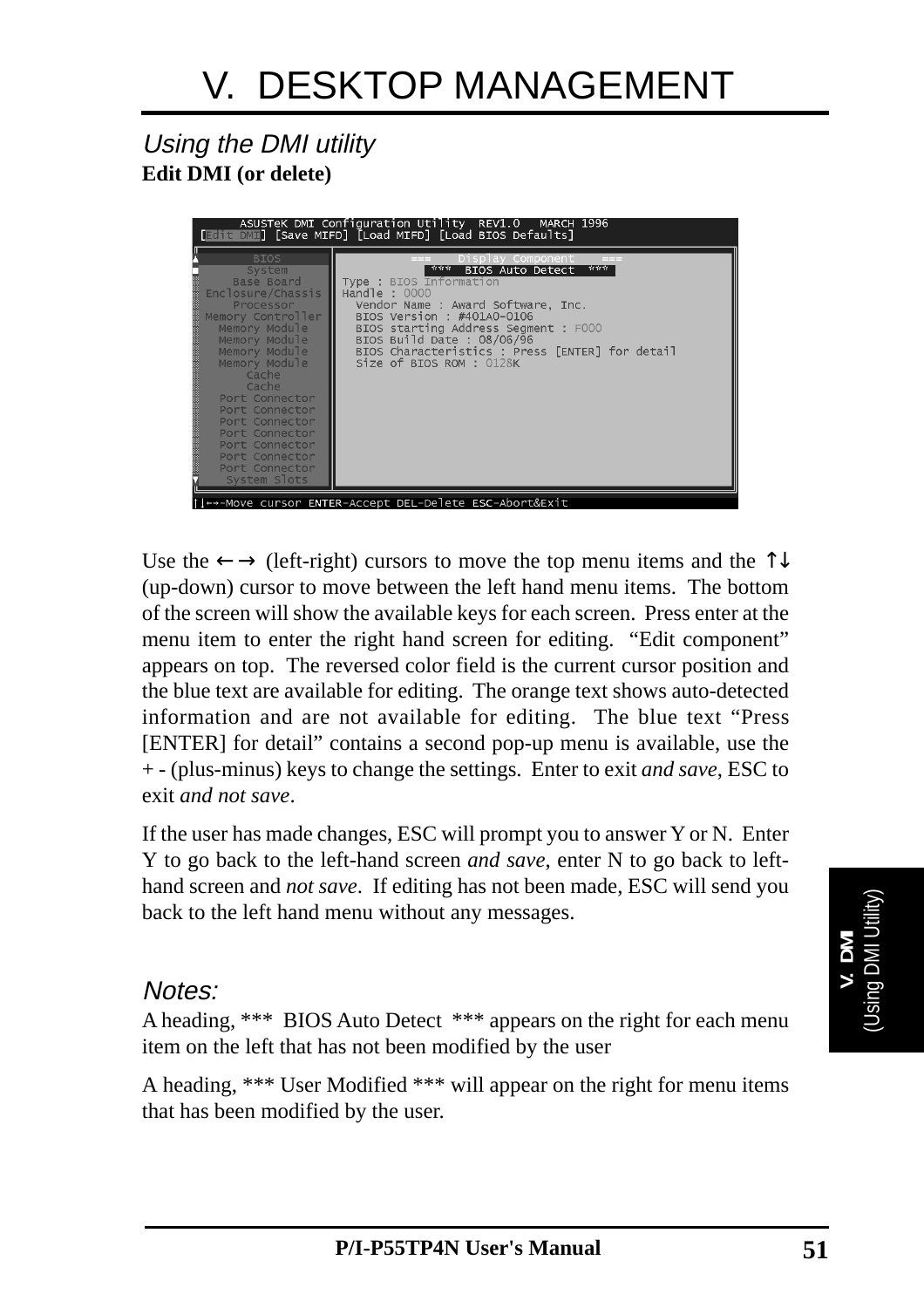# V. DESKTOP MANAGEMENT

## *Using the DMI utility*

**Edit DMI (or delete)**

```
     ASUSTeK DMI Configuration Utility  REV1.0   MARCH 1996
[Edit DMI] [Save MIFD] [Load MIFD] [Load BIOS Defaults]

      BIOS            ===    Display Component    ===
     System              ***  BIOS Auto Detect  ***
   Base Board         Type : BIOS Information
Enclosure/Chassis     Handle : 0000
   Processor            Vendor Name : Award Software, Inc.
Memory Controller       BIOS Version : #401A0-0106
  Memory Module         BIOS starting Address Segment : F000
  Memory Module         BIOS Build Date : 08/06/96
  Memory Module         BIOS Characteristics : Press [ENTER] for detail
  Memory Module         Size of BIOS ROM : 0128K
      Cache
      Cache
  Port Connector
  Port Connector
  Port Connector
  Port Connector
  Port Connector
  Port Connector
  Port Connector
  System Slots

↑↓←→-Move cursor ENTER-Accept DEL-Delete ESC-Abort&Exit
```

Use the ←→ (left-right) cursors to move the top menu items and the ↑↓ (up-down) cursor to move between the left hand menu items. The bottom of the screen will show the available keys for each screen. Press enter at the menu item to enter the right hand screen for editing. "Edit component" appears on top. The reversed color field is the current cursor position and the blue text are available for editing. The orange text shows auto-detected information and are not available for editing. The blue text "Press [ENTER] for detail" contains a second pop-up menu is available, use the + - (plus-minus) keys to change the settings. Enter to exit *and save*, ESC to exit *and not save*.

If the user has made changes, ESC will prompt you to answer Y or N. Enter Y to go back to the left-hand screen *and save*, enter N to go back to left-hand screen and *not save*. If editing has not been made, ESC will send you back to the left hand menu without any messages.

*Notes:*

A heading, *** BIOS Auto Detect *** appears on the right for each menu item on the left that has not been modified by the user

A heading, *** User Modified *** will appear on the right for menu items that has been modified by the user.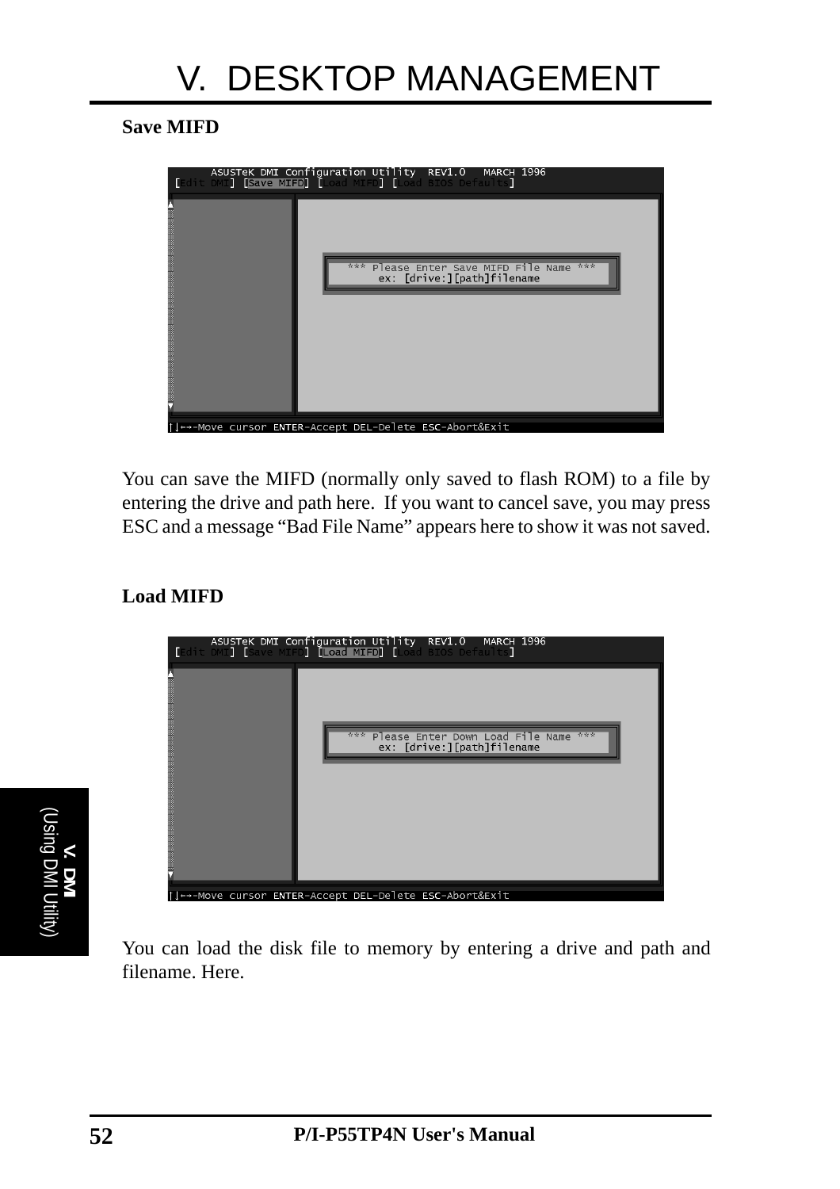## Save MIFD

You can save the MIFD (normally only saved to flash ROM) to a file by entering the drive and path here. If you want to cancel save, you may press ESC and a message “Bad File Name” appears here to show it was not saved.

## Load MIFD

You can load the disk file to memory by entering a drive and path and filename. Here.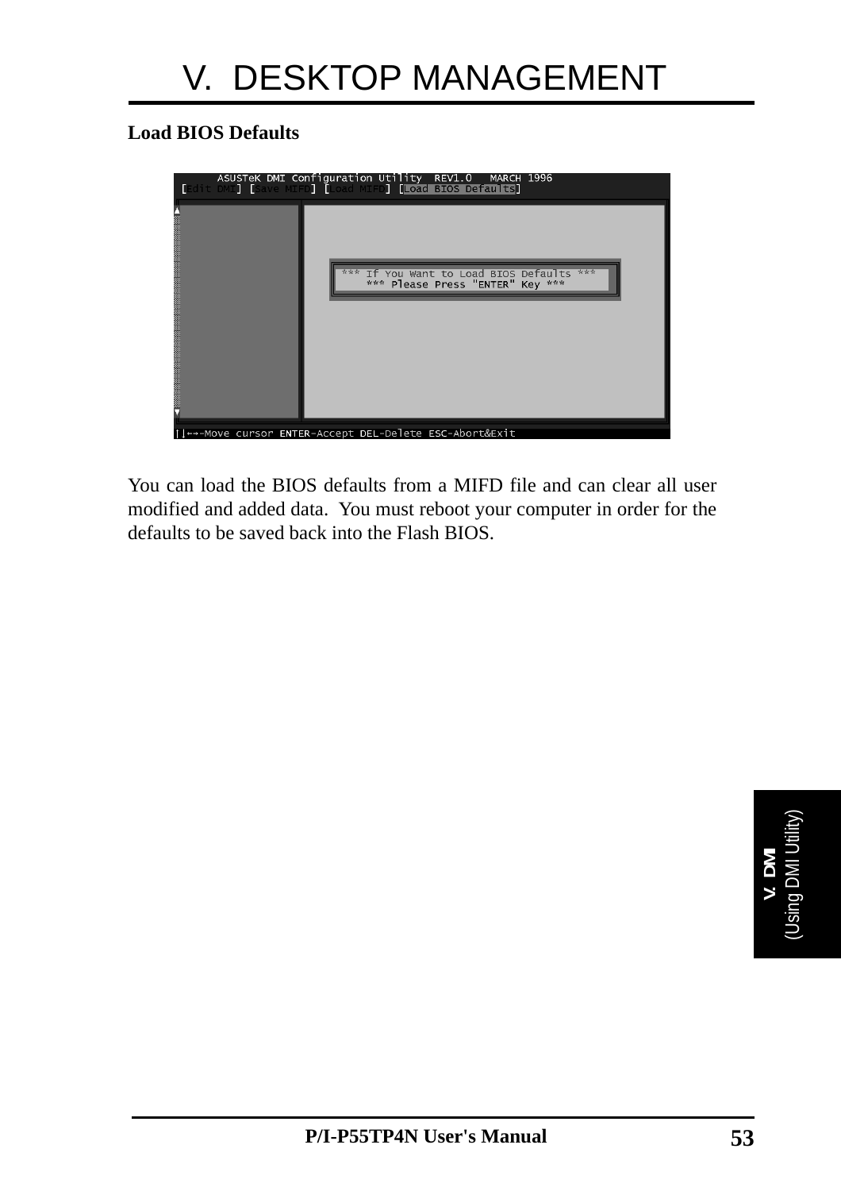# V. DESKTOP MANAGEMENT

**Load BIOS Defaults**

```
      ASUSTeK DMI Configuration Utility  REV1.0   MARCH 1996
 [Edit DMI] [Save MIFD] [Load MIFD] [Load BIOS Defaults]

                  *** If You Want to Load BIOS Defaults ***
                      *** Please Press "ENTER" Key ***

↑↓←→-Move cursor ENTER-Accept DEL-Delete ESC-Abort&Exit
```

You can load the BIOS defaults from a MIFD file and can clear all user modified and added data. You must reboot your computer in order for the defaults to be saved back into the Flash BIOS.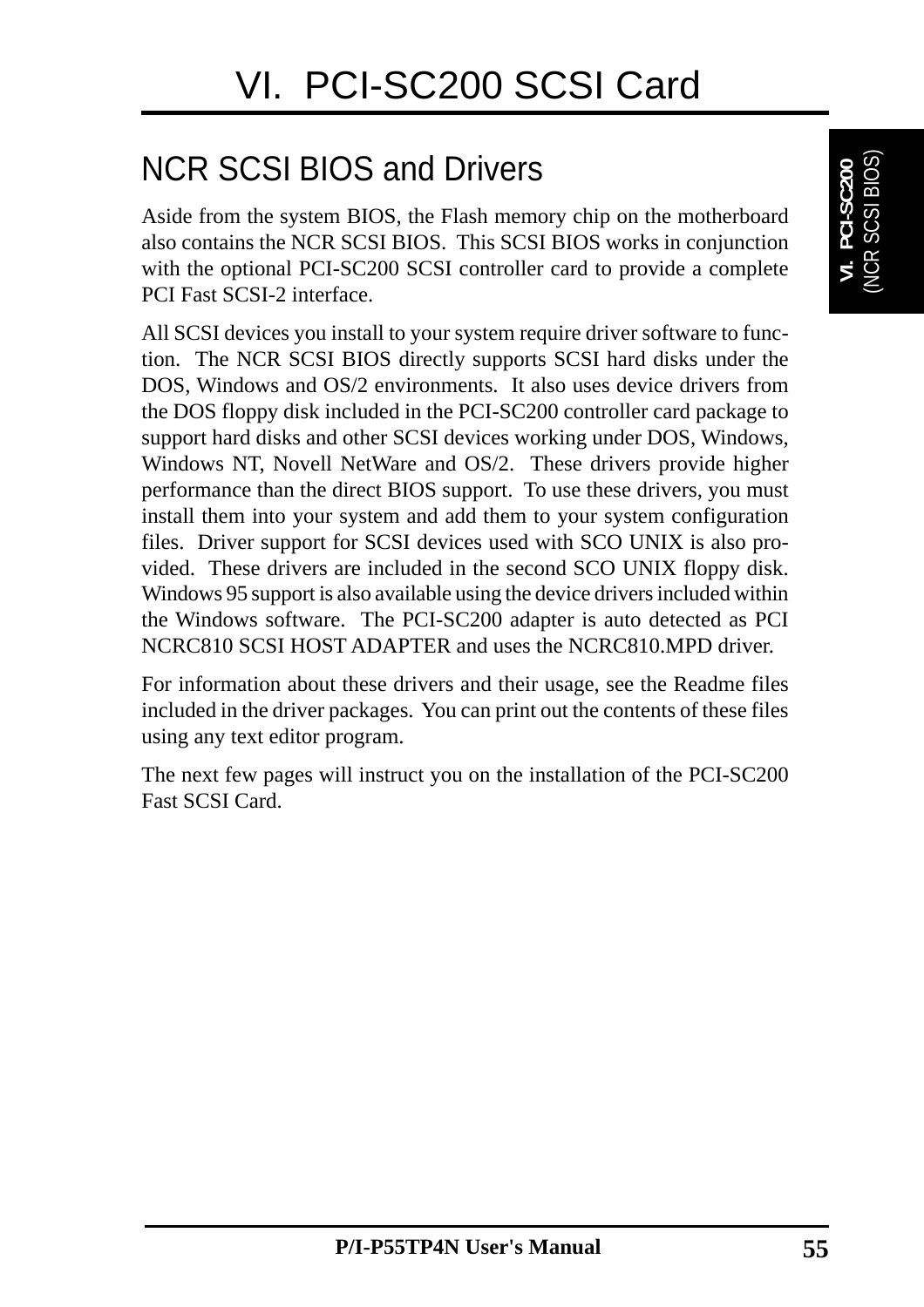# VI. PCI-SC200 SCSI Card

## NCR SCSI BIOS and Drivers

Aside from the system BIOS, the Flash memory chip on the motherboard also contains the NCR SCSI BIOS. This SCSI BIOS works in conjunction with the optional PCI-SC200 SCSI controller card to provide a complete PCI Fast SCSI-2 interface.

All SCSI devices you install to your system require driver software to function. The NCR SCSI BIOS directly supports SCSI hard disks under the DOS, Windows and OS/2 environments. It also uses device drivers from the DOS floppy disk included in the PCI-SC200 controller card package to support hard disks and other SCSI devices working under DOS, Windows, Windows NT, Novell NetWare and OS/2. These drivers provide higher performance than the direct BIOS support. To use these drivers, you must install them into your system and add them to your system configuration files. Driver support for SCSI devices used with SCO UNIX is also provided. These drivers are included in the second SCO UNIX floppy disk. Windows 95 support is also available using the device drivers included within the Windows software. The PCI-SC200 adapter is auto detected as PCI NCRC810 SCSI HOST ADAPTER and uses the NCRC810.MPD driver.

For information about these drivers and their usage, see the Readme files included in the driver packages. You can print out the contents of these files using any text editor program.

The next few pages will instruct you on the installation of the PCI-SC200 Fast SCSI Card.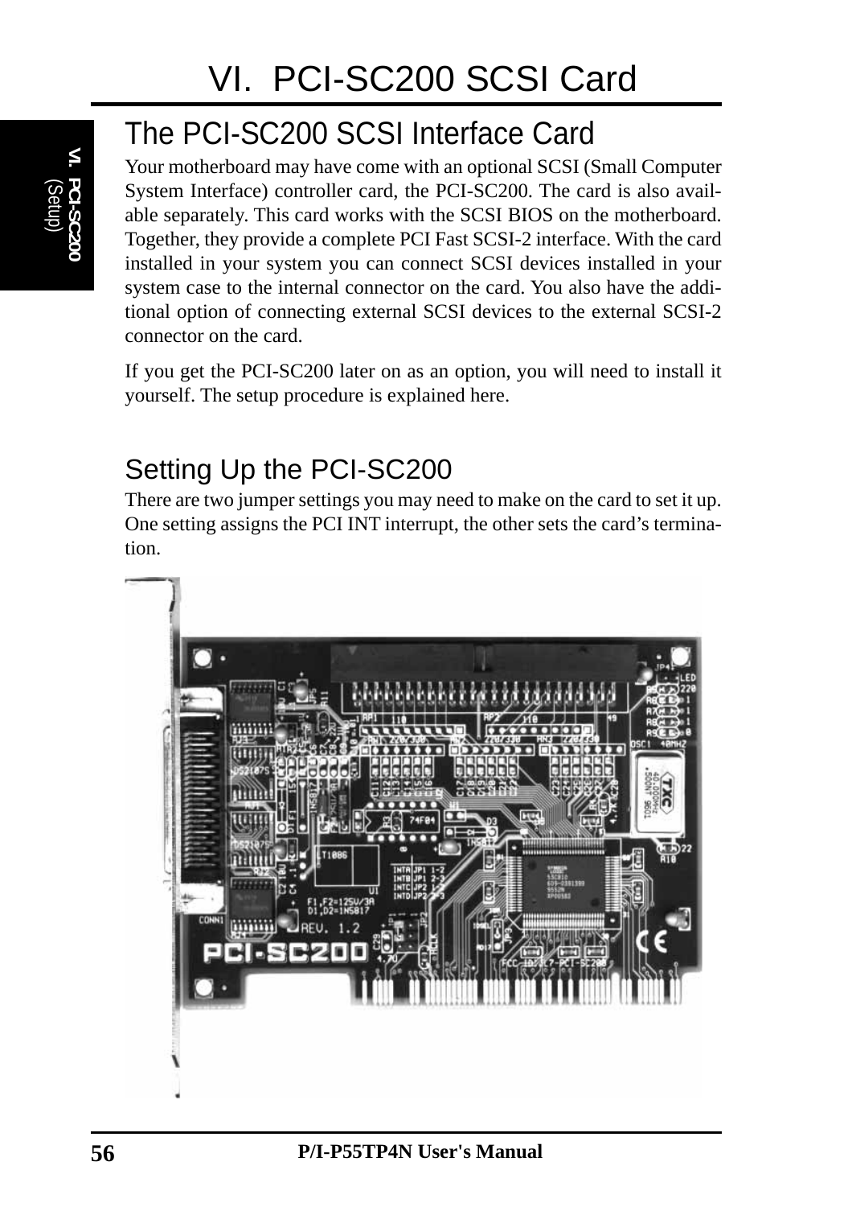# VI. PCI-SC200 SCSI Card

## The PCI-SC200 SCSI Interface Card

Your motherboard may have come with an optional SCSI (Small Computer System Interface) controller card, the PCI-SC200. The card is also available separately. This card works with the SCSI BIOS on the motherboard. Together, they provide a complete PCI Fast SCSI-2 interface. With the card installed in your system you can connect SCSI devices installed in your system case to the internal connector on the card. You also have the additional option of connecting external SCSI devices to the external SCSI-2 connector on the card.

If you get the PCI-SC200 later on as an option, you will need to install it yourself. The setup procedure is explained here.

## Setting Up the PCI-SC200

There are two jumper settings you may need to make on the card to set it up. One setting assigns the PCI INT interrupt, the other sets the card's termination.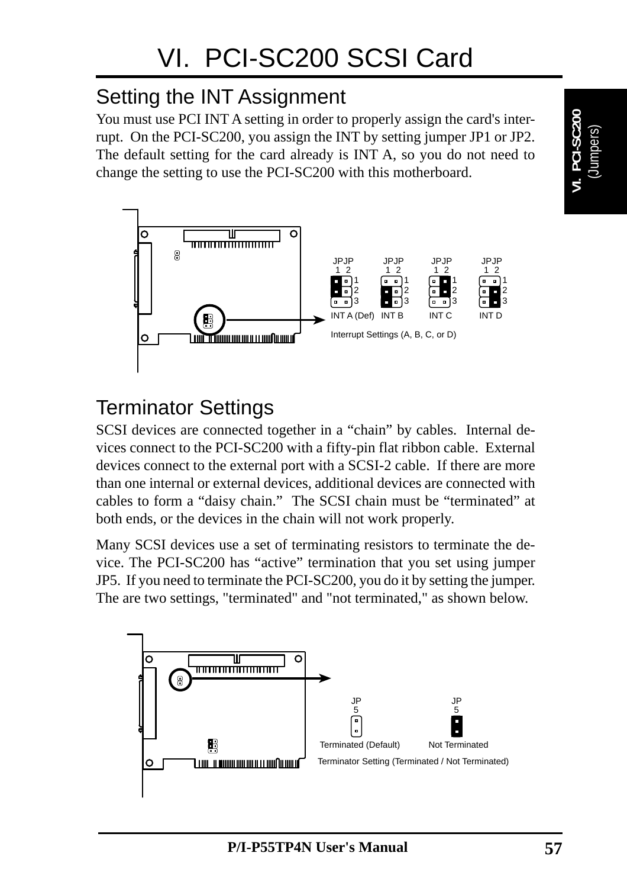# VI. PCI-SC200 SCSI Card

## Setting the INT Assignment

You must use PCI INT A setting in order to properly assign the card's interrupt. On the PCI-SC200, you assign the INT by setting jumper JP1 or JP2. The default setting for the card already is INT A, so you do not need to change the setting to use the PCI-SC200 with this motherboard.

JPJP 1 2 — INT A (Def) | INT B | INT C | INT D

Interrupt Settings (A, B, C, or D)

## Terminator Settings

SCSI devices are connected together in a "chain" by cables. Internal devices connect to the PCI-SC200 with a fifty-pin flat ribbon cable. External devices connect to the external port with a SCSI-2 cable. If there are more than one internal or external devices, additional devices are connected with cables to form a "daisy chain." The SCSI chain must be "terminated" at both ends, or the devices in the chain will not work properly.

Many SCSI devices use a set of terminating resistors to terminate the device. The PCI-SC200 has "active" termination that you set using jumper JP5. If you need to terminate the PCI-SC200, you do it by setting the jumper. The are two settings, "terminated" and "not terminated," as shown below.

JP5 — Terminated (Default) | JP5 — Not Terminated

Terminator Setting (Terminated / Not Terminated)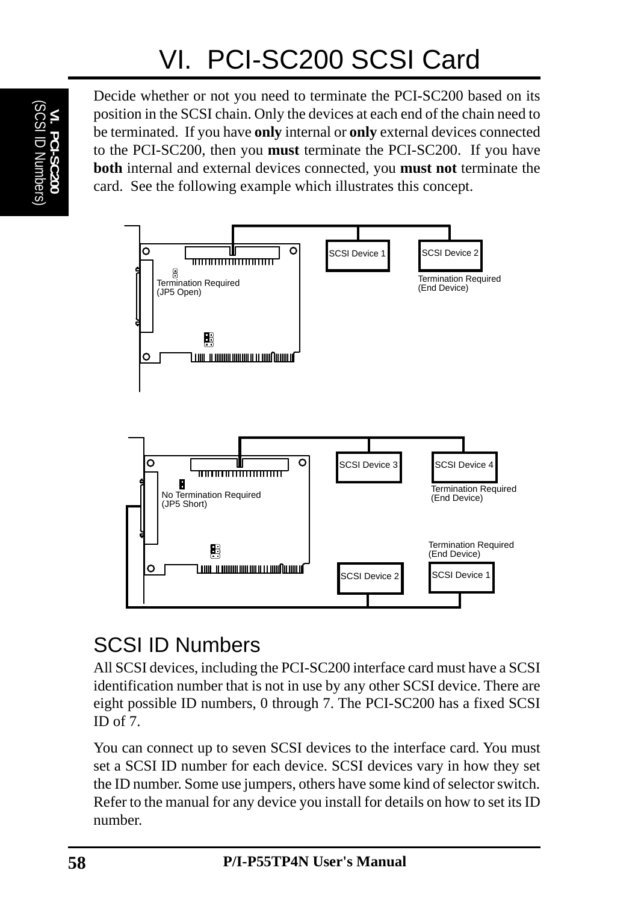# VI. PCI-SC200 SCSI Card

Decide whether or not you need to terminate the PCI-SC200 based on its position in the SCSI chain. Only the devices at each end of the chain need to be terminated. If you have **only** internal or **only** external devices connected to the PCI-SC200, then you **must** terminate the PCI-SC200. If you have **both** internal and external devices connected, you **must not** terminate the card. See the following example which illustrates this concept.

SCSI Device 1

SCSI Device 2

Termination Required
(JP5 Open)

Termination Required
(End Device)

SCSI Device 3

SCSI Device 4

No Termination Required
(JP5 Short)

Termination Required
(End Device)

Termination Required
(End Device)

SCSI Device 2

SCSI Device 1

## SCSI ID Numbers

All SCSI devices, including the PCI-SC200 interface card must have a SCSI identification number that is not in use by any other SCSI device. There are eight possible ID numbers, 0 through 7. The PCI-SC200 has a fixed SCSI ID of 7.

You can connect up to seven SCSI devices to the interface card. You must set a SCSI ID number for each device. SCSI devices vary in how they set the ID number. Some use jumpers, others have some kind of selector switch. Refer to the manual for any device you install for details on how to set its ID number.